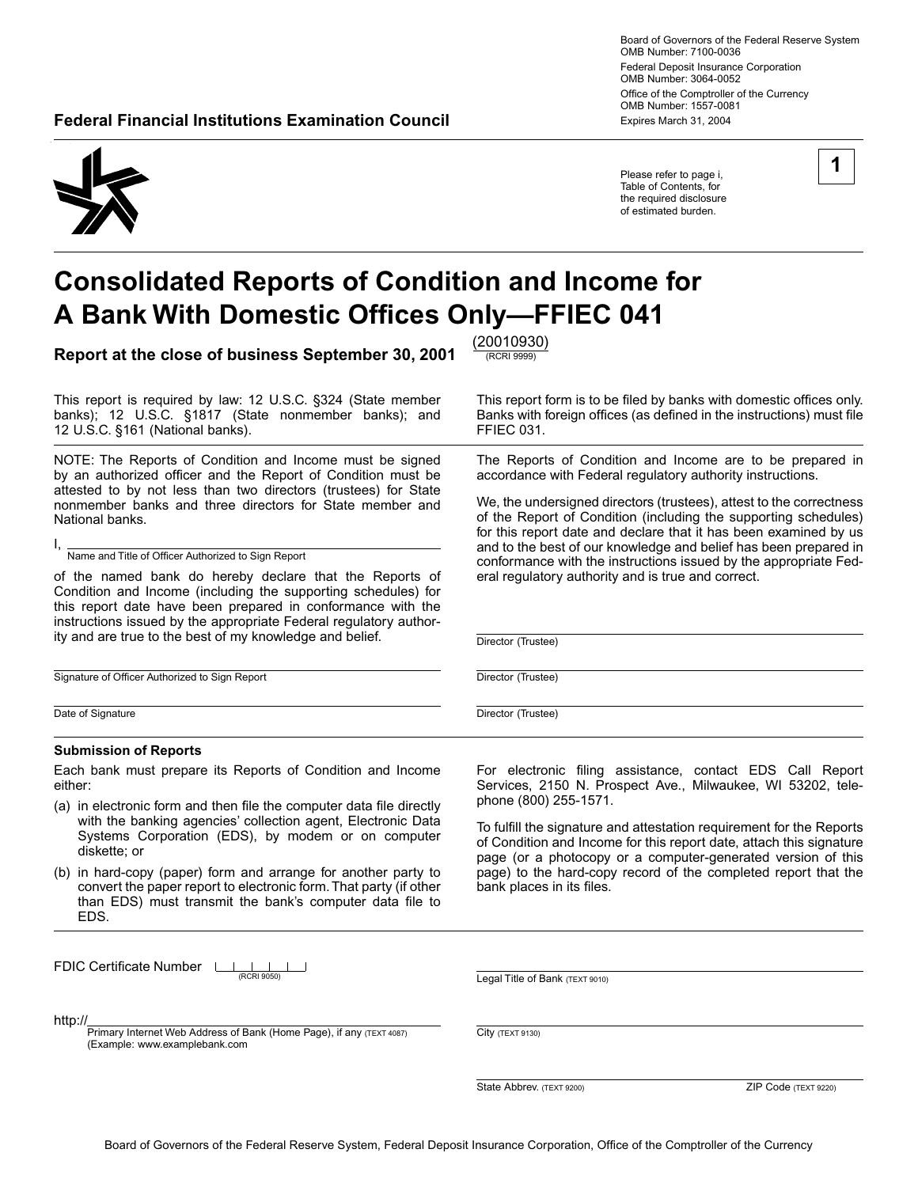Board of Governors of the Federal Reserve System
OMB Number: 7100-0036

Federal Deposit Insurance Corporation
OMB Number: 3064-0052

Office of the Comptroller of the Currency
OMB Number: 1557-0081

Expires March 31, 2004

**Federal Financial Institutions Examination Council**

Please refer to page i, Table of Contents, for the required disclosure of estimated burden.

**1**

# Consolidated Reports of Condition and Income for A Bank With Domestic Offices Only—FFIEC 041

**Report at the close of business September 30, 2001** (20010930) (RCRI 9999)

This report is required by law: 12 U.S.C. §324 (State member banks); 12 U.S.C. §1817 (State nonmember banks); and 12 U.S.C. §161 (National banks).

This report form is to be filed by banks with domestic offices only. Banks with foreign offices (as defined in the instructions) must file FFIEC 031.

NOTE: The Reports of Condition and Income must be signed by an authorized officer and the Report of Condition must be attested to by not less than two directors (trustees) for State nonmember banks and three directors for State member and National banks.

I, ______________________________
Name and Title of Officer Authorized to Sign Report

of the named bank do hereby declare that the Reports of Condition and Income (including the supporting schedules) for this report date have been prepared in conformance with the instructions issued by the appropriate Federal regulatory authority and are true to the best of my knowledge and belief.

______________________________
Signature of Officer Authorized to Sign Report

______________________________
Date of Signature

The Reports of Condition and Income are to be prepared in accordance with Federal regulatory authority instructions.

We, the undersigned directors (trustees), attest to the correctness of the Report of Condition (including the supporting schedules) for this report date and declare that it has been examined by us and to the best of our knowledge and belief has been prepared in conformance with the instructions issued by the appropriate Federal regulatory authority and is true and correct.

______________________________
Director (Trustee)

______________________________
Director (Trustee)

______________________________
Director (Trustee)

**Submission of Reports**

Each bank must prepare its Reports of Condition and Income either:

(a) in electronic form and then file the computer data file directly with the banking agencies' collection agent, Electronic Data Systems Corporation (EDS), by modem or on computer diskette; or

(b) in hard-copy (paper) form and arrange for another party to convert the paper report to electronic form. That party (if other than EDS) must transmit the bank's computer data file to EDS.

For electronic filing assistance, contact EDS Call Report Services, 2150 N. Prospect Ave., Milwaukee, WI 53202, telephone (800) 255-1571.

To fulfill the signature and attestation requirement for the Reports of Condition and Income for this report date, attach this signature page (or a photocopy or a computer-generated version of this page) to the hard-copy record of the completed report that the bank places in its files.

FDIC Certificate Number ______ (RCRI 9050)

http://______________________________
Primary Internet Web Address of Bank (Home Page), if any (TEXT 4087)
(Example: www.examplebank.com

______________________________
Legal Title of Bank (TEXT 9010)

______________________________
City (TEXT 9130)

______________________________
State Abbrev. (TEXT 9200) ZIP Code (TEXT 9220)

Board of Governors of the Federal Reserve System, Federal Deposit Insurance Corporation, Office of the Comptroller of the Currency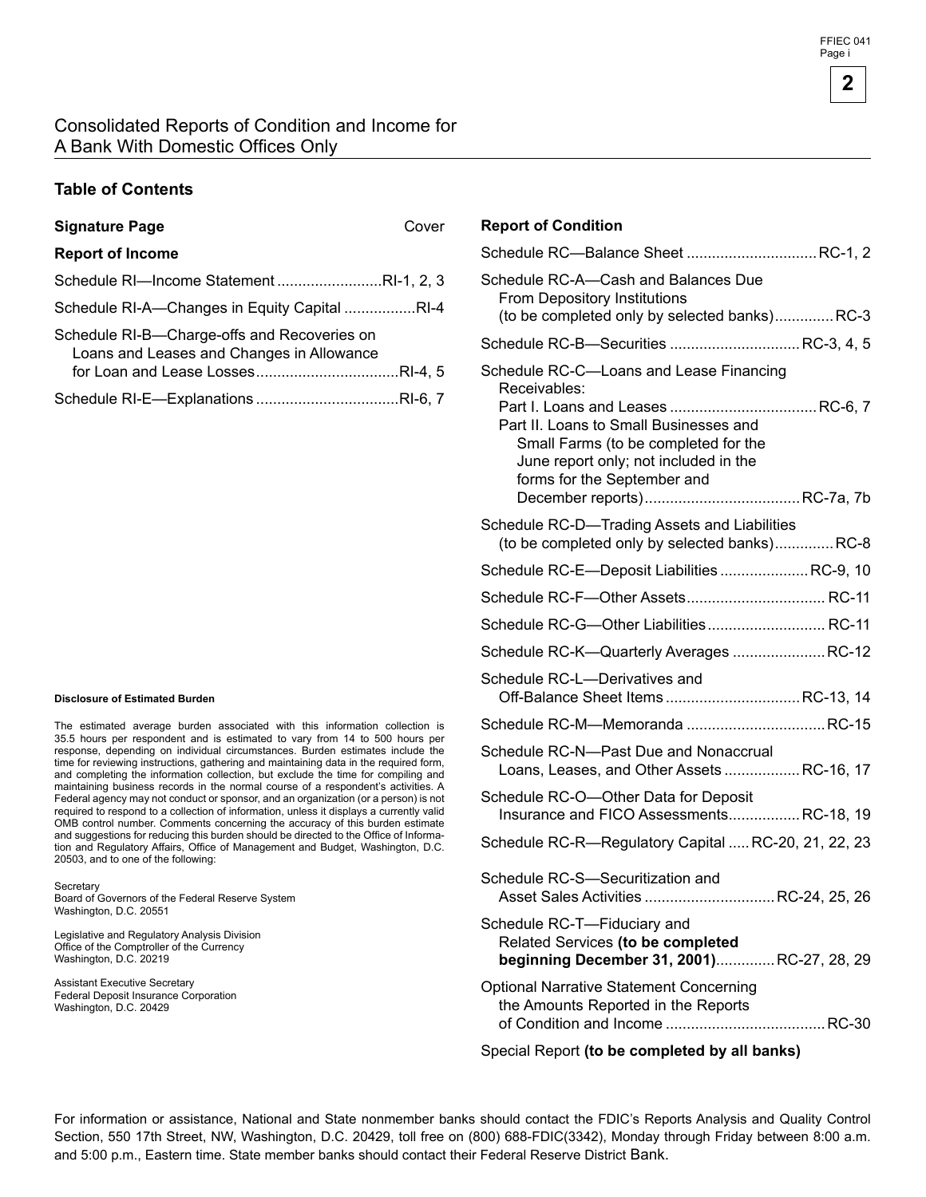# Consolidated Reports of Condition and Income for A Bank With Domestic Offices Only

## Table of Contents

**Signature Page** .......... Cover

**Report of Income**

- Schedule RI—Income Statement .......................... RI-1, 2, 3
- Schedule RI-A—Changes in Equity Capital ................. RI-4
- Schedule RI-B—Charge-offs and Recoveries on Loans and Leases and Changes in Allowance for Loan and Lease Losses .................................. RI-4, 5
- Schedule RI-E—Explanations .................................. RI-6, 7

**Report of Condition**

- Schedule RC—Balance Sheet ............................... RC-1, 2
- Schedule RC-A—Cash and Balances Due From Depository Institutions (to be completed only by selected banks) .............. RC-3
- Schedule RC-B—Securities ............................... RC-3, 4, 5
- Schedule RC-C—Loans and Lease Financing Receivables:
  - Part I. Loans and Leases ................................... RC-6, 7
  - Part II. Loans to Small Businesses and Small Farms (to be completed for the June report only; not included in the forms for the September and December reports) ..................................... RC-7a, 7b
- Schedule RC-D—Trading Assets and Liabilities (to be completed only by selected banks) .............. RC-8
- Schedule RC-E—Deposit Liabilities ..................... RC-9, 10
- Schedule RC-F—Other Assets ................................. RC-11
- Schedule RC-G—Other Liabilities ............................ RC-11
- Schedule RC-K—Quarterly Averages ...................... RC-12
- Schedule RC-L—Derivatives and Off-Balance Sheet Items ................................ RC-13, 14
- Schedule RC-M—Memoranda ................................. RC-15
- Schedule RC-N—Past Due and Nonaccrual Loans, Leases, and Other Assets .................. RC-16, 17
- Schedule RC-O—Other Data for Deposit Insurance and FICO Assessments ................. RC-18, 19
- Schedule RC-R—Regulatory Capital ..... RC-20, 21, 22, 23
- Schedule RC-S—Securitization and Asset Sales Activities ............................... RC-24, 25, 26
- Schedule RC-T—Fiduciary and Related Services **(to be completed beginning December 31, 2001)** .............. RC-27, 28, 29
- Optional Narrative Statement Concerning the Amounts Reported in the Reports of Condition and Income ...................................... RC-30
- Special Report **(to be completed by all banks)**

#### Disclosure of Estimated Burden

The estimated average burden associated with this information collection is 35.5 hours per respondent and is estimated to vary from 14 to 500 hours per response, depending on individual circumstances. Burden estimates include the time for reviewing instructions, gathering and maintaining data in the required form, and completing the information collection, but exclude the time for compiling and maintaining business records in the normal course of a respondent's activities. A Federal agency may not conduct or sponsor, and an organization (or a person) is not required to respond to a collection of information, unless it displays a currently valid OMB control number. Comments concerning the accuracy of this burden estimate and suggestions for reducing this burden should be directed to the Office of Information and Regulatory Affairs, Office of Management and Budget, Washington, D.C. 20503, and to one of the following:

Secretary
Board of Governors of the Federal Reserve System
Washington, D.C. 20551

Legislative and Regulatory Analysis Division
Office of the Comptroller of the Currency
Washington, D.C. 20219

Assistant Executive Secretary
Federal Deposit Insurance Corporation
Washington, D.C. 20429

For information or assistance, National and State nonmember banks should contact the FDIC's Reports Analysis and Quality Control Section, 550 17th Street, NW, Washington, D.C. 20429, toll free on (800) 688-FDIC(3342), Monday through Friday between 8:00 a.m. and 5:00 p.m., Eastern time. State member banks should contact their Federal Reserve District Bank.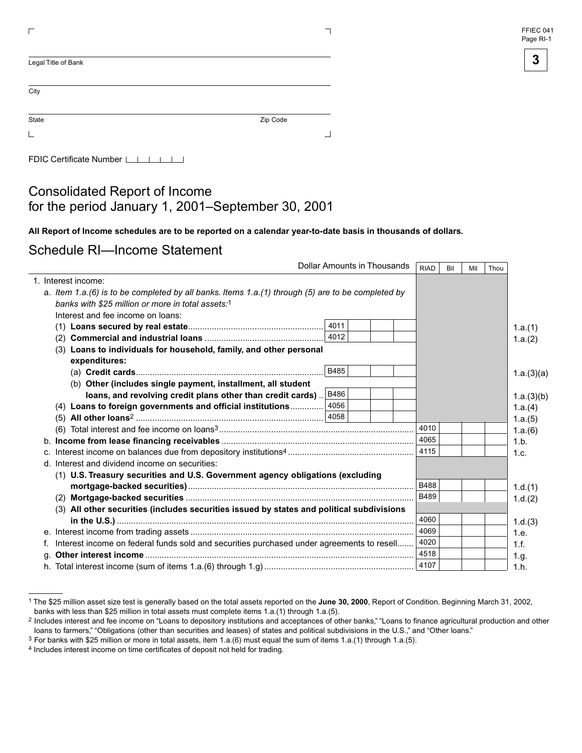Legal Title of Bank

City

State Zip Code

FDIC Certificate Number

# Consolidated Report of Income for the period January 1, 2001–September 30, 2001

**All Report of Income schedules are to be reported on a calendar year-to-date basis in thousands of dollars.**

## Schedule RI—Income Statement

| Dollar Amounts in Thousands | | | | RIAD | Bil | Mil | Thou | |
|---|---|---|---|---|---|---|---|---|
| 1. Interest income: | | | | | | | | |
| a. *Item 1.a.(6) is to be completed by all banks. Items 1.a.(1) through (5) are to be completed by banks with $25 million or more in total assets:*[1] | | | | | | | | |
| Interest and fee income on loans: | | | | | | | | |
| (1) **Loans secured by real estate** | 4011 | | | | | | | 1.a.(1) |
| (2) **Commercial and industrial loans** | 4012 | | | | | | | 1.a.(2) |
| (3) **Loans to individuals for household, family, and other personal expenditures:** | | | | | | | | |
| (a) **Credit cards** | B485 | | | | | | | 1.a.(3)(a) |
| (b) **Other (includes single payment, installment, all student loans, and revolving credit plans other than credit cards)** | B486 | | | | | | | 1.a.(3)(b) |
| (4) **Loans to foreign governments and official institutions** | 4056 | | | | | | | 1.a.(4) |
| (5) **All other loans**[2] | 4058 | | | | | | | 1.a.(5) |
| (6) Total interest and fee income on loans[3] | | | | 4010 | | | | 1.a.(6) |
| b. **Income from lease financing receivables** | | | | 4065 | | | | 1.b. |
| c. Interest income on balances due from depository institutions[4] | | | | 4115 | | | | 1.c. |
| d. Interest and dividend income on securities: | | | | | | | | |
| (1) **U.S. Treasury securities and U.S. Government agency obligations (excluding mortgage-backed securities)** | | | | B488 | | | | 1.d.(1) |
| (2) **Mortgage-backed securities** | | | | B489 | | | | 1.d.(2) |
| (3) **All other securities (includes securities issued by states and political subdivisions in the U.S.)** | | | | 4060 | | | | 1.d.(3) |
| e. Interest income from trading assets | | | | 4069 | | | | 1.e. |
| f. Interest income on federal funds sold and securities purchased under agreements to resell | | | | 4020 | | | | 1.f. |
| g. **Other interest income** | | | | 4518 | | | | 1.g. |
| h. Total interest income (sum of items 1.a.(6) through 1.g) | | | | 4107 | | | | 1.h. |

[1] The $25 million asset size test is generally based on the total assets reported on the **June 30, 2000**, Report of Condition. Beginning March 31, 2002, banks with less than $25 million in total assets must complete items 1.a.(1) through 1.a.(5).

[2] Includes interest and fee income on "Loans to depository institutions and acceptances of other banks," "Loans to finance agricultural production and other loans to farmers," "Obligations (other than securities and leases) of states and political subdivisions in the U.S.," and "Other loans."

[3] For banks with $25 million or more in total assets, item 1.a.(6) must equal the sum of items 1.a.(1) through 1.a.(5).

[4] Includes interest income on time certificates of deposit not held for trading.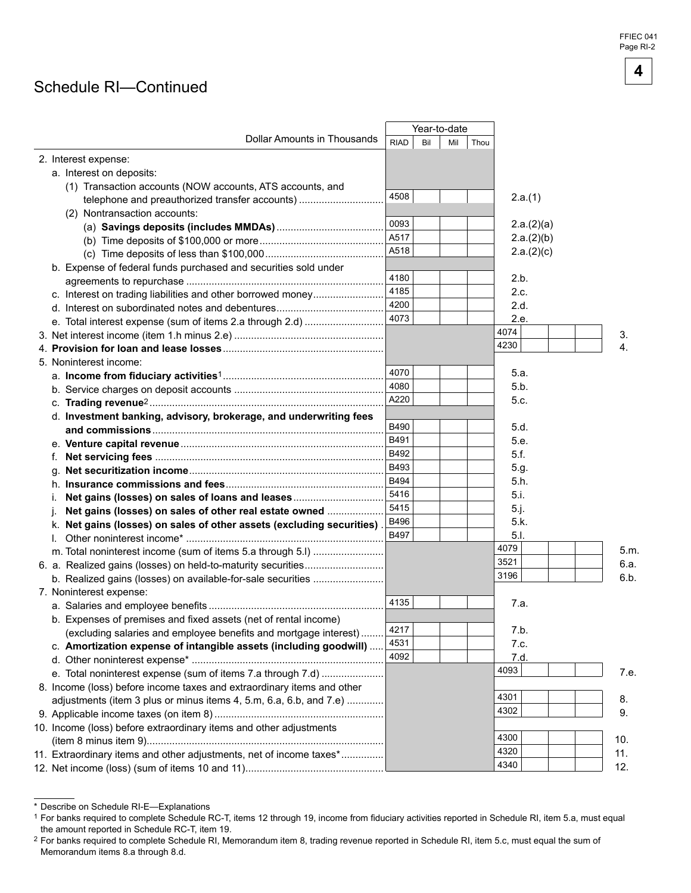## Schedule RI—Continued

| Dollar Amounts in Thousands | Year-to-date RIAD | Bil | Mil | Thou | | RIAD | Bil | Mil | Thou | |
|---|---|---|---|---|---|---|---|---|---|---|
| 2. Interest expense: | | | | | | | | | | |
| a. Interest on deposits: | | | | | | | | | | |
| (1) Transaction accounts (NOW accounts, ATS accounts, and telephone and preauthorized transfer accounts) | 4508 | | | | 2.a.(1) | | | | | |
| (2) Nontransaction accounts: | | | | | | | | | | |
| (a) **Savings deposits (includes MMDAs)** | 0093 | | | | 2.a.(2)(a) | | | | | |
| (b) Time deposits of $100,000 or more | A517 | | | | 2.a.(2)(b) | | | | | |
| (c) Time deposits of less than $100,000 | A518 | | | | 2.a.(2)(c) | | | | | |
| b. Expense of federal funds purchased and securities sold under agreements to repurchase | 4180 | | | | 2.b. | | | | | |
| c. Interest on trading liabilities and other borrowed money | 4185 | | | | 2.c. | | | | | |
| d. Interest on subordinated notes and debentures | 4200 | | | | 2.d. | | | | | |
| e. Total interest expense (sum of items 2.a through 2.d) | 4073 | | | | 2.e. | | | | | |
| 3. Net interest income (item 1.h minus 2.e) | | | | | | 4074 | | | | 3. |
| 4. **Provision for loan and lease losses** | | | | | | 4230 | | | | 4. |
| 5. Noninterest income: | | | | | | | | | | |
| a. **Income from fiduciary activities**[1] | 4070 | | | | 5.a. | | | | | |
| b. Service charges on deposit accounts | 4080 | | | | 5.b. | | | | | |
| c. **Trading revenue**[2] | A220 | | | | 5.c. | | | | | |
| d. **Investment banking, advisory, brokerage, and underwriting fees and commissions** | B490 | | | | 5.d. | | | | | |
| e. **Venture capital revenue** | B491 | | | | 5.e. | | | | | |
| f. **Net servicing fees** | B492 | | | | 5.f. | | | | | |
| g. **Net securitization income** | B493 | | | | 5.g. | | | | | |
| h. **Insurance commissions and fees** | B494 | | | | 5.h. | | | | | |
| i. **Net gains (losses) on sales of loans and leases** | 5416 | | | | 5.i. | | | | | |
| j. **Net gains (losses) on sales of other real estate owned** | 5415 | | | | 5.j. | | | | | |
| k. **Net gains (losses) on sales of other assets (excluding securities)** | B496 | | | | 5.k. | | | | | |
| l. Other noninterest income* | B497 | | | | 5.l. | | | | | |
| m. Total noninterest income (sum of items 5.a through 5.l) | | | | | | 4079 | | | | 5.m. |
| 6. a. Realized gains (losses) on held-to-maturity securities | | | | | | 3521 | | | | 6.a. |
| b. Realized gains (losses) on available-for-sale securities | | | | | | 3196 | | | | 6.b. |
| 7. Noninterest expense: | | | | | | | | | | |
| a. Salaries and employee benefits | 4135 | | | | 7.a. | | | | | |
| b. Expenses of premises and fixed assets (net of rental income) (excluding salaries and employee benefits and mortgage interest) | 4217 | | | | 7.b. | | | | | |
| c. **Amortization expense of intangible assets (including goodwill)** | 4531 | | | | 7.c. | | | | | |
| d. Other noninterest expense* | 4092 | | | | 7.d. | | | | | |
| e. Total noninterest expense (sum of items 7.a through 7.d) | | | | | | 4093 | | | | 7.e. |
| 8. Income (loss) before income taxes and extraordinary items and other adjustments (item 3 plus or minus items 4, 5.m, 6.a, 6.b, and 7.e) | | | | | | 4301 | | | | 8. |
| 9. Applicable income taxes (on item 8) | | | | | | 4302 | | | | 9. |
| 10. Income (loss) before extraordinary items and other adjustments (item 8 minus item 9) | | | | | | 4300 | | | | 10. |
| 11. Extraordinary items and other adjustments, net of income taxes* | | | | | | 4320 | | | | 11. |
| 12. Net income (loss) (sum of items 10 and 11) | | | | | | 4340 | | | | 12. |

\* Describe on Schedule RI-E—Explanations

[1] For banks required to complete Schedule RC-T, items 12 through 19, income from fiduciary activities reported in Schedule RI, item 5.a, must equal the amount reported in Schedule RC-T, item 19.

[2] For banks required to complete Schedule RI, Memorandum item 8, trading revenue reported in Schedule RI, item 5.c, must equal the sum of Memorandum items 8.a through 8.d.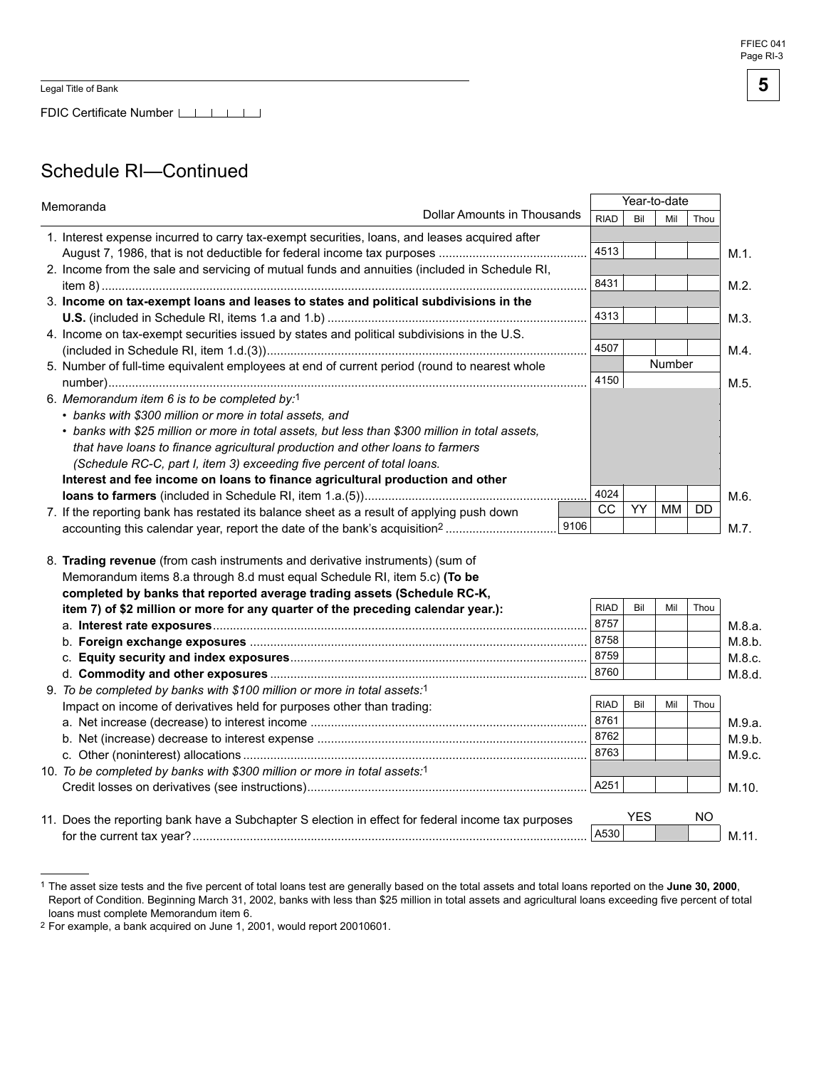Legal Title of Bank

FDIC Certificate Number

# Schedule RI—Continued

| Memoranda — Dollar Amounts in Thousands | RIAD | Bil | Mil | Thou | |
|---|---|---|---|---|---|
| | | Year-to-date | | | |
| 1. Interest expense incurred to carry tax-exempt securities, loans, and leases acquired after August 7, 1986, that is not deductible for federal income tax purposes | 4513 | | | | M.1. |
| 2. Income from the sale and servicing of mutual funds and annuities (included in Schedule RI, item 8) | 8431 | | | | M.2. |
| 3. **Income on tax-exempt loans and leases to states and political subdivisions in the U.S.** (included in Schedule RI, items 1.a and 1.b) | 4313 | | | | M.3. |
| 4. Income on tax-exempt securities issued by states and political subdivisions in the U.S. (included in Schedule RI, item 1.d.(3)) | 4507 | | | | M.4. |
| 5. Number of full-time equivalent employees at end of current period (round to nearest whole number) | 4150 | Number | | | M.5. |
| 6. *Memorandum item 6 is to be completed by:*[1] <br>• *banks with $300 million or more in total assets, and* <br>• *banks with $25 million or more in total assets, but less than $300 million in total assets, that have loans to finance agricultural production and other loans to farmers (Schedule RC-C, part I, item 3) exceeding five percent of total loans.* <br>**Interest and fee income on loans to finance agricultural production and other loans to farmers** (included in Schedule RI, item 1.a.(5)) | 4024 | | | | M.6. |
| 7. If the reporting bank has restated its balance sheet as a result of applying push down accounting this calendar year, report the date of the bank's acquisition[2] | 9106 | CC YY | MM | DD | M.7. |

8. **Trading revenue** (from cash instruments and derivative instruments) (sum of Memorandum items 8.a through 8.d must equal Schedule RI, item 5.c) **(To be completed by banks that reported average trading assets (Schedule RC-K, item 7) of $2 million or more for any quarter of the preceding calendar year.):**

| | RIAD | Bil | Mil | Thou | |
|---|---|---|---|---|---|
| a. **Interest rate exposures** | 8757 | | | | M.8.a. |
| b. **Foreign exchange exposures** | 8758 | | | | M.8.b. |
| c. **Equity security and index exposures** | 8759 | | | | M.8.c. |
| d. **Commodity and other exposures** | 8760 | | | | M.8.d. |

9. *To be completed by banks with $100 million or more in total assets:*[1]
Impact on income of derivatives held for purposes other than trading:

| | RIAD | Bil | Mil | Thou | |
|---|---|---|---|---|---|
| a. Net increase (decrease) to interest income | 8761 | | | | M.9.a. |
| b. Net (increase) decrease to interest expense | 8762 | | | | M.9.b. |
| c. Other (noninterest) allocations | 8763 | | | | M.9.c. |
| 10. *To be completed by banks with $300 million or more in total assets:*[1] Credit losses on derivatives (see instructions) | A251 | | | | M.10. |

| | | YES | | NO | |
|---|---|---|---|---|---|
| 11. Does the reporting bank have a Subchapter S election in effect for federal income tax purposes for the current tax year? | A530 | | | | M.11. |

---

[1] The asset size tests and the five percent of total loans test are generally based on the total assets and total loans reported on the **June 30, 2000**, Report of Condition. Beginning March 31, 2002, banks with less than $25 million in total assets and agricultural loans exceeding five percent of total loans must complete Memorandum item 6.

[2] For example, a bank acquired on June 1, 2001, would report 20010601.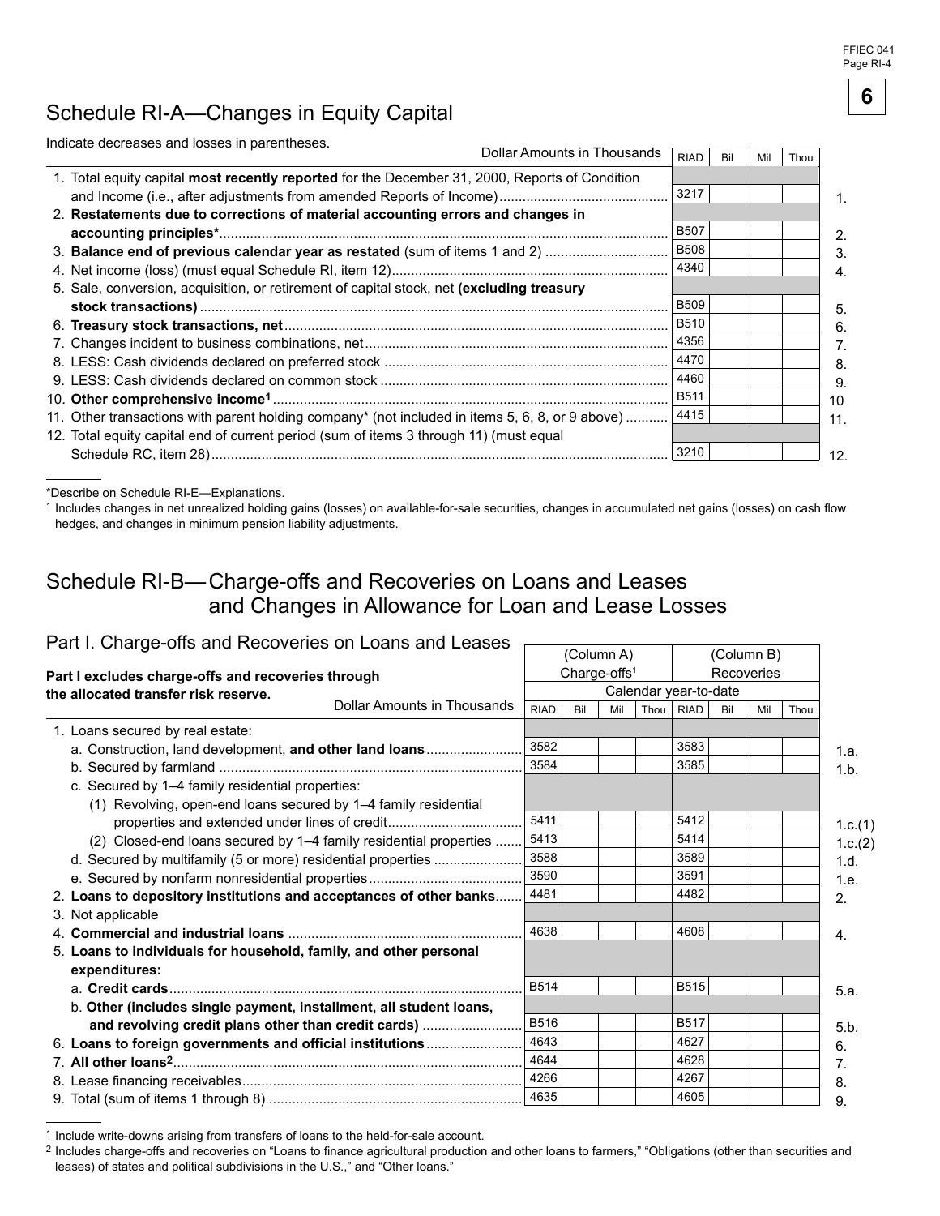# Schedule RI-A—Changes in Equity Capital

Indicate decreases and losses in parentheses.

| Dollar Amounts in Thousands | RIAD | Bil | Mil | Thou | |
|---|---|---|---|---|---|
| 1. Total equity capital **most recently reported** for the December 31, 2000, Reports of Condition and Income (i.e., after adjustments from amended Reports of Income) | 3217 | | | | 1. |
| 2. **Restatements due to corrections of material accounting errors and changes in accounting principles*** | B507 | | | | 2. |
| 3. **Balance end of previous calendar year as restated** (sum of items 1 and 2) | B508 | | | | 3. |
| 4. Net income (loss) (must equal Schedule RI, item 12) | 4340 | | | | 4. |
| 5. Sale, conversion, acquisition, or retirement of capital stock, net **(excluding treasury stock transactions)** | B509 | | | | 5. |
| 6. **Treasury stock transactions, net** | B510 | | | | 6. |
| 7. Changes incident to business combinations, net | 4356 | | | | 7. |
| 8. LESS: Cash dividends declared on preferred stock | 4470 | | | | 8. |
| 9. LESS: Cash dividends declared on common stock | 4460 | | | | 9. |
| 10. **Other comprehensive income[1]** | B511 | | | | 10 |
| 11. Other transactions with parent holding company* (not included in items 5, 6, 8, or 9 above) | 4415 | | | | 11. |
| 12. Total equity capital end of current period (sum of items 3 through 11) (must equal Schedule RC, item 28) | 3210 | | | | 12. |

*Describe on Schedule RI-E—Explanations.

[1] Includes changes in net unrealized holding gains (losses) on available-for-sale securities, changes in accumulated net gains (losses) on cash flow hedges, and changes in minimum pension liability adjustments.

# Schedule RI-B—Charge-offs and Recoveries on Loans and Leases and Changes in Allowance for Loan and Lease Losses

## Part I. Charge-offs and Recoveries on Loans and Leases

**Part I excludes charge-offs and recoveries through the allocated transfer risk reserve.**

| | (Column A) Charge-offs[1] | | | | (Column B) Recoveries | | | | |
|---|---|---|---|---|---|---|---|---|---|
| | Calendar year-to-date | | | | | | | | |
| Dollar Amounts in Thousands | RIAD | Bil | Mil | Thou | RIAD | Bil | Mil | Thou | |
| 1. Loans secured by real estate: | | | | | | | | | |
| a. Construction, land development, **and other land loans** | 3582 | | | | 3583 | | | | 1.a. |
| b. Secured by farmland | 3584 | | | | 3585 | | | | 1.b. |
| c. Secured by 1–4 family residential properties: | | | | | | | | | |
| (1) Revolving, open-end loans secured by 1–4 family residential properties and extended under lines of credit | 5411 | | | | 5412 | | | | 1.c.(1) |
| (2) Closed-end loans secured by 1–4 family residential properties | 5413 | | | | 5414 | | | | 1.c.(2) |
| d. Secured by multifamily (5 or more) residential properties | 3588 | | | | 3589 | | | | 1.d. |
| e. Secured by nonfarm nonresidential properties | 3590 | | | | 3591 | | | | 1.e. |
| 2. **Loans to depository institutions and acceptances of other banks** | 4481 | | | | 4482 | | | | 2. |
| 3. Not applicable | | | | | | | | | |
| 4. **Commercial and industrial loans** | 4638 | | | | 4608 | | | | 4. |
| 5. **Loans to individuals for household, family, and other personal expenditures:** | | | | | | | | | |
| a. **Credit cards** | B514 | | | | B515 | | | | 5.a. |
| b. **Other (includes single payment, installment, all student loans, and revolving credit plans other than credit cards)** | B516 | | | | B517 | | | | 5.b. |
| 6. **Loans to foreign governments and official institutions** | 4643 | | | | 4627 | | | | 6. |
| 7. **All other loans[2]** | 4644 | | | | 4628 | | | | 7. |
| 8. Lease financing receivables | 4266 | | | | 4267 | | | | 8. |
| 9. Total (sum of items 1 through 8) | 4635 | | | | 4605 | | | | 9. |

[1] Include write-downs arising from transfers of loans to the held-for-sale account.

[2] Includes charge-offs and recoveries on "Loans to finance agricultural production and other loans to farmers," "Obligations (other than securities and leases) of states and political subdivisions in the U.S.," and "Other loans."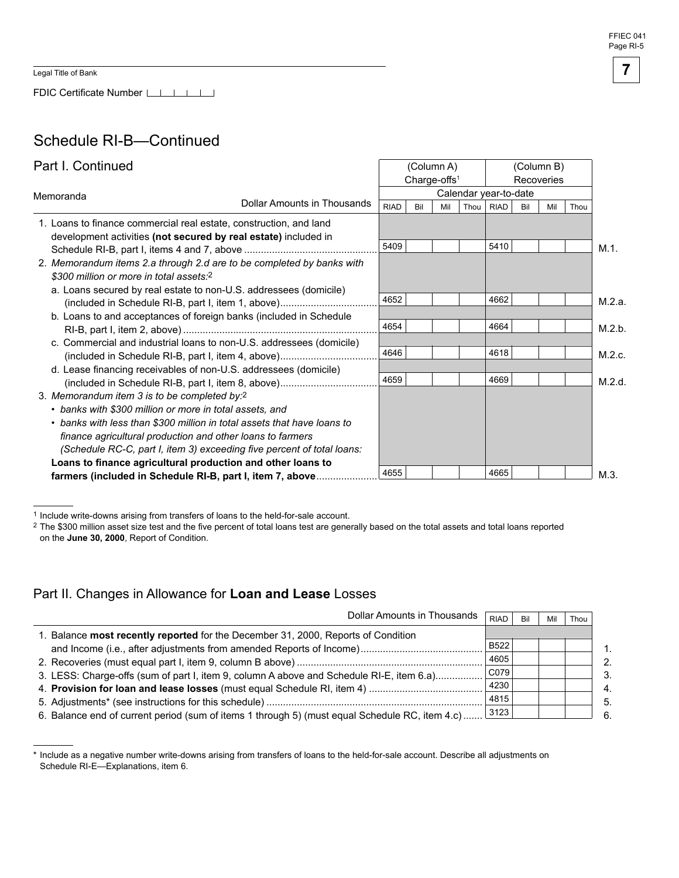Legal Title of Bank

FDIC Certificate Number

## Schedule RI-B—Continued

### Part I. Continued

| Memoranda — Dollar Amounts in Thousands | (Column A) Charge-offs[1] | | | | (Column B) Recoveries | | | | |
|---|---|---|---|---|---|---|---|---|---|
| | Calendar year-to-date | | | | | | | | |
| | RIAD | Bil | Mil | Thou | RIAD | Bil | Mil | Thou | |
| 1. Loans to finance commercial real estate, construction, and land development activities **(not secured by real estate)** included in Schedule RI-B, part I, items 4 and 7, above | 5409 | | | | 5410 | | | | M.1. |
| 2. *Memorandum items 2.a through 2.d are to be completed by banks with $300 million or more in total assets:*[2] | | | | | | | | | |
| a. Loans secured by real estate to non-U.S. addressees (domicile) (included in Schedule RI-B, part I, item 1, above) | 4652 | | | | 4662 | | | | M.2.a. |
| b. Loans to and acceptances of foreign banks (included in Schedule RI-B, part I, item 2, above) | 4654 | | | | 4664 | | | | M.2.b. |
| c. Commercial and industrial loans to non-U.S. addressees (domicile) (included in Schedule RI-B, part I, item 4, above) | 4646 | | | | 4618 | | | | M.2.c. |
| d. Lease financing receivables of non-U.S. addressees (domicile) (included in Schedule RI-B, part I, item 8, above) | 4659 | | | | 4669 | | | | M.2.d. |
| 3. *Memorandum item 3 is to be completed by:*[2] *• banks with $300 million or more in total assets, and • banks with less than $300 million in total assets that have loans to finance agricultural production and other loans to farmers (Schedule RC-C, part I, item 3) exceeding five percent of total loans:* **Loans to finance agricultural production and other loans to farmers (included in Schedule RI-B, part I, item 7, above** | 4655 | | | | 4665 | | | | M.3. |

[1] Include write-downs arising from transfers of loans to the held-for-sale account.

[2] The $300 million asset size test and the five percent of total loans test are generally based on the total assets and total loans reported on the **June 30, 2000**, Report of Condition.

### Part II. Changes in Allowance for **Loan and Lease** Losses

| Dollar Amounts in Thousands | RIAD | Bil | Mil | Thou | |
|---|---|---|---|---|---|
| 1. Balance **most recently reported** for the December 31, 2000, Reports of Condition and Income (i.e., after adjustments from amended Reports of Income) | B522 | | | | 1. |
| 2. Recoveries (must equal part I, item 9, column B above) | 4605 | | | | 2. |
| 3. LESS: Charge-offs (sum of part I, item 9, column A above and Schedule RI-E, item 6.a) | C079 | | | | 3. |
| 4. **Provision for loan and lease losses** (must equal Schedule RI, item 4) | 4230 | | | | 4. |
| 5. Adjustments* (see instructions for this schedule) | 4815 | | | | 5. |
| 6. Balance end of current period (sum of items 1 through 5) (must equal Schedule RC, item 4.c) | 3123 | | | | 6. |

\* Include as a negative number write-downs arising from transfers of loans to the held-for-sale account. Describe all adjustments on Schedule RI-E—Explanations, item 6.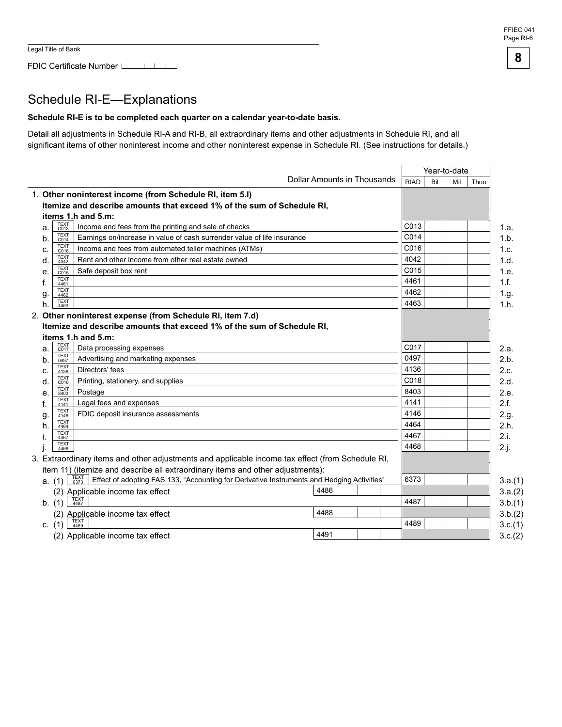FFIEC 041
Page RI-6

Legal Title of Bank

FDIC Certificate Number

# Schedule RI-E—Explanations

**Schedule RI-E is to be completed each quarter on a calendar year-to-date basis.**

Detail all adjustments in Schedule RI-A and RI-B, all extraordinary items and other adjustments in Schedule RI, and all significant items of other noninterest income and other noninterest expense in Schedule RI. (See instructions for details.)

| Dollar Amounts in Thousands | | RIAD | Bil | Mil | Thou | |
|---|---|---|---|---|---|---|
| | | | Year-to-date | | | |
| 1. **Other noninterest income (from Schedule RI, item 5.l) Itemize and describe amounts that exceed 1% of the sum of Schedule RI, items 1.h and 5.m:** | | | | | | |
| a. TEXT C013 Income and fees from the printing and sale of checks | | C013 | | | | 1.a. |
| b. TEXT C014 Earnings on/increase in value of cash surrender value of life insurance | | C014 | | | | 1.b. |
| c. TEXT C016 Income and fees from automated teller machines (ATMs) | | C016 | | | | 1.c. |
| d. TEXT 4042 Rent and other income from other real estate owned | | 4042 | | | | 1.d. |
| e. TEXT C015 Safe deposit box rent | | C015 | | | | 1.e. |
| f. TEXT 4461 | | 4461 | | | | 1.f. |
| g. TEXT 4462 | | 4462 | | | | 1.g. |
| h. TEXT 4463 | | 4463 | | | | 1.h. |
| 2. **Other noninterest expense (from Schedule RI, item 7.d) Itemize and describe amounts that exceed 1% of the sum of Schedule RI, items 1.h and 5.m:** | | | | | | |
| a. TEXT C017 Data processing expenses | | C017 | | | | 2.a. |
| b. TEXT 0497 Advertising and marketing expenses | | 0497 | | | | 2.b. |
| c. TEXT 4136 Directors' fees | | 4136 | | | | 2.c. |
| d. TEXT C018 Printing, stationery, and supplies | | C018 | | | | 2.d. |
| e. TEXT 8403 Postage | | 8403 | | | | 2.e. |
| f. TEXT 4141 Legal fees and expenses | | 4141 | | | | 2.f. |
| g. TEXT 4146 FDIC deposit insurance assessments | | 4146 | | | | 2.g. |
| h. TEXT 4464 | | 4464 | | | | 2.h. |
| i. TEXT 4467 | | 4467 | | | | 2.i. |
| j. TEXT 4468 | | 4468 | | | | 2.j. |
| 3. Extraordinary items and other adjustments and applicable income tax effect (from Schedule RI, item 11) (itemize and describe all extraordinary items and other adjustments): | | | | | | |
| a. (1) TEXT 6373 Effect of adopting FAS 133, "Accounting for Derivative Instruments and Hedging Activities" | | 6373 | | | | 3.a.(1) |
| (2) Applicable income tax effect | 4486 | | | | | 3.a.(2) |
| b. (1) TEXT 4487 | | 4487 | | | | 3.b.(1) |
| (2) Applicable income tax effect | 4488 | | | | | 3.b.(2) |
| c. (1) TEXT 4489 | | 4489 | | | | 3.c.(1) |
| (2) Applicable income tax effect | 4491 | | | | | 3.c.(2) |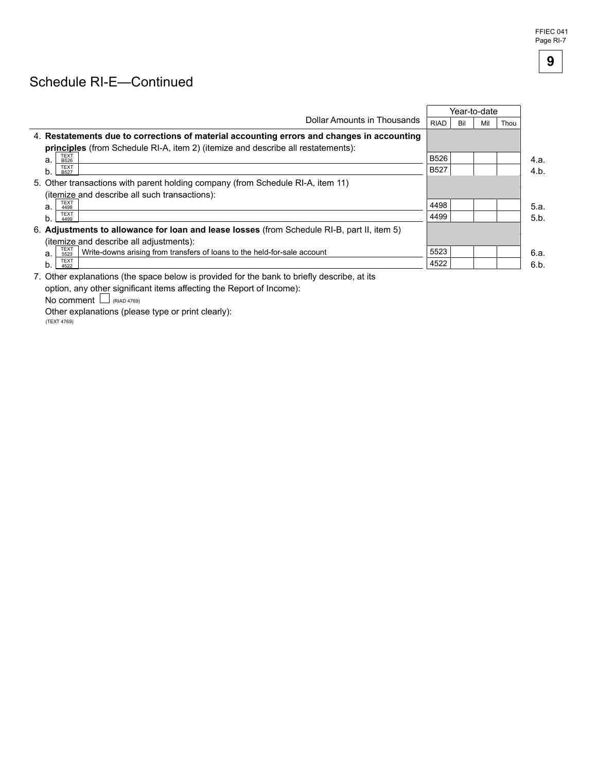## Schedule RI-E—Continued

| Dollar Amounts in Thousands | Year-to-date | | | | |
|---|---|---|---|---|---|
| | RIAD | Bil | Mil | Thou | |
| 4. **Restatements due to corrections of material accounting errors and changes in accounting principles** (from Schedule RI-A, item 2) (itemize and describe all restatements): | | | | | |
| a. TEXT B526 | B526 | | | | 4.a. |
| b. TEXT B527 | B527 | | | | 4.b. |
| 5. Other transactions with parent holding company (from Schedule RI-A, item 11) (itemize and describe all such transactions): | | | | | |
| a. TEXT 4498 | 4498 | | | | 5.a. |
| b. TEXT 4499 | 4499 | | | | 5.b. |
| 6. **Adjustments to allowance for loan and lease losses** (from Schedule RI-B, part II, item 5) (itemize and describe all adjustments): | | | | | |
| a. TEXT 5523 Write-downs arising from transfers of loans to the held-for-sale account | 5523 | | | | 6.a. |
| b. TEXT 4522 | 4522 | | | | 6.b. |

7. Other explanations (the space below is provided for the bank to briefly describe, at its option, any other significant items affecting the Report of Income):

No comment ☐ (RIAD 4769)

Other explanations (please type or print clearly):

(TEXT 4769)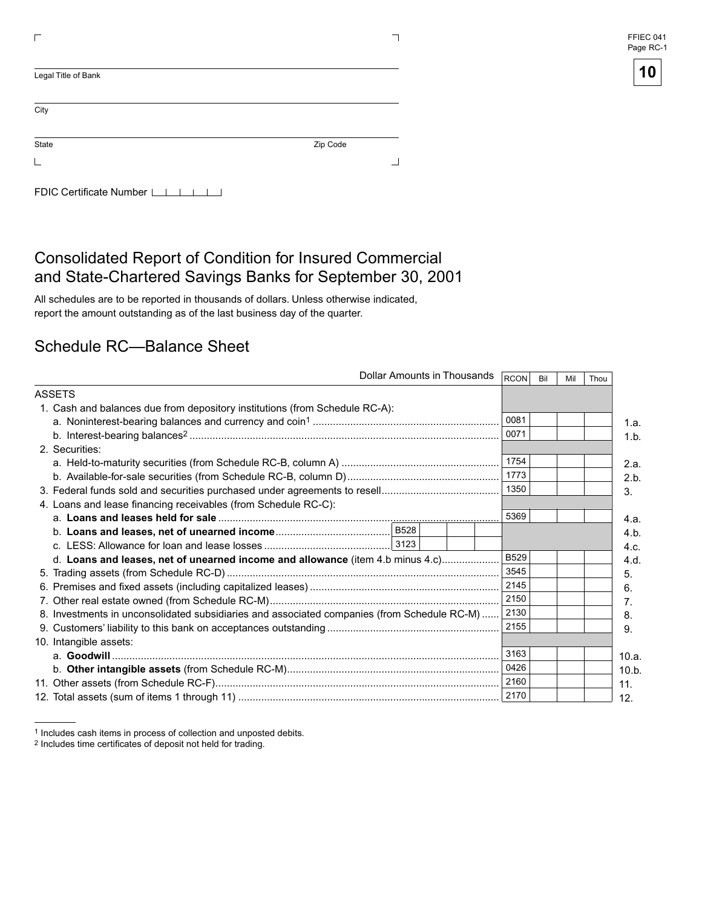Legal Title of Bank

City

State Zip Code

FDIC Certificate Number

# Consolidated Report of Condition for Insured Commercial and State-Chartered Savings Banks for September 30, 2001

All schedules are to be reported in thousands of dollars. Unless otherwise indicated, report the amount outstanding as of the last business day of the quarter.

## Schedule RC—Balance Sheet

| Dollar Amounts in Thousands | | | | | RCON | Bil | Mil | Thou | |
|---|---|---|---|---|---|---|---|---|---|
| ASSETS | | | | | | | | | |
| 1. Cash and balances due from depository institutions (from Schedule RC-A): | | | | | | | | | |
| a. Noninterest-bearing balances and currency and coin[1] | | | | | 0081 | | | | 1.a. |
| b. Interest-bearing balances[2] | | | | | 0071 | | | | 1.b. |
| 2. Securities: | | | | | | | | | |
| a. Held-to-maturity securities (from Schedule RC-B, column A) | | | | | 1754 | | | | 2.a. |
| b. Available-for-sale securities (from Schedule RC-B, column D) | | | | | 1773 | | | | 2.b. |
| 3. Federal funds sold and securities purchased under agreements to resell | | | | | 1350 | | | | 3. |
| 4. Loans and lease financing receivables (from Schedule RC-C): | | | | | | | | | |
| a. **Loans and leases held for sale** | | | | | 5369 | | | | 4.a. |
| b. **Loans and leases, net of unearned income** | B528 | | | | | | | | 4.b. |
| c. LESS: Allowance for loan and lease losses | 3123 | | | | | | | | 4.c. |
| d. **Loans and leases, net of unearned income and allowance** (item 4.b minus 4.c) | | | | | B529 | | | | 4.d. |
| 5. Trading assets (from Schedule RC-D) | | | | | 3545 | | | | 5. |
| 6. Premises and fixed assets (including capitalized leases) | | | | | 2145 | | | | 6. |
| 7. Other real estate owned (from Schedule RC-M) | | | | | 2150 | | | | 7. |
| 8. Investments in unconsolidated subsidiaries and associated companies (from Schedule RC-M) | | | | | 2130 | | | | 8. |
| 9. Customers' liability to this bank on acceptances outstanding | | | | | 2155 | | | | 9. |
| 10. Intangible assets: | | | | | | | | | |
| a. **Goodwill** | | | | | 3163 | | | | 10.a. |
| b. **Other intangible assets** (from Schedule RC-M) | | | | | 0426 | | | | 10.b. |
| 11. Other assets (from Schedule RC-F) | | | | | 2160 | | | | 11. |
| 12. Total assets (sum of items 1 through 11) | | | | | 2170 | | | | 12. |

[1] Includes cash items in process of collection and unposted debits.

[2] Includes time certificates of deposit not held for trading.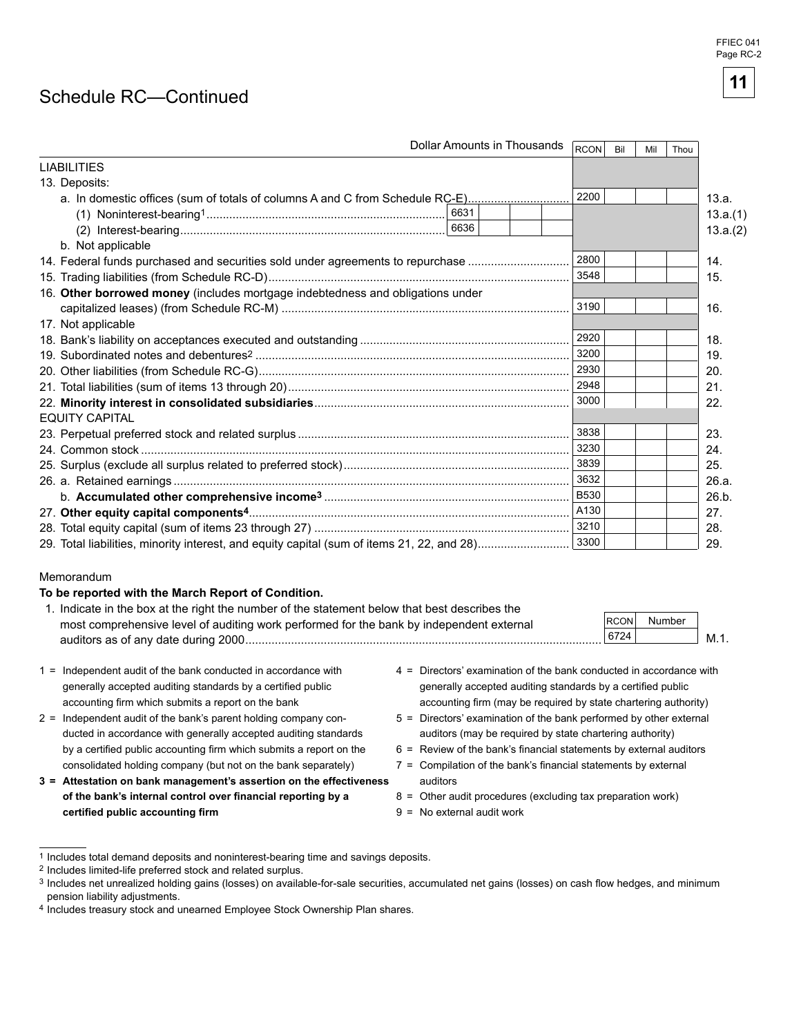# Schedule RC—Continued

| Dollar Amounts in Thousands | | RCON | Bil | Mil | Thou | |
|---|---|---|---|---|---|---|
| **LIABILITIES** | | | | | | |
| 13. Deposits: | | | | | | |
| a. In domestic offices (sum of totals of columns A and C from Schedule RC-E) | | 2200 | | | | 13.a. |
| (1) Noninterest-bearing[1] | 6631 | | | | | 13.a.(1) |
| (2) Interest-bearing | 6636 | | | | | 13.a.(2) |
| b. Not applicable | | | | | | |
| 14. Federal funds purchased and securities sold under agreements to repurchase | | 2800 | | | | 14. |
| 15. Trading liabilities (from Schedule RC-D) | | 3548 | | | | 15. |
| 16. **Other borrowed money** (includes mortgage indebtedness and obligations under capitalized leases) (from Schedule RC-M) | | 3190 | | | | 16. |
| 17. Not applicable | | | | | | |
| 18. Bank's liability on acceptances executed and outstanding | | 2920 | | | | 18. |
| 19. Subordinated notes and debentures[2] | | 3200 | | | | 19. |
| 20. Other liabilities (from Schedule RC-G) | | 2930 | | | | 20. |
| 21. Total liabilities (sum of items 13 through 20) | | 2948 | | | | 21. |
| 22. **Minority interest in consolidated subsidiaries** | | 3000 | | | | 22. |
| **EQUITY CAPITAL** | | | | | | |
| 23. Perpetual preferred stock and related surplus | | 3838 | | | | 23. |
| 24. Common stock | | 3230 | | | | 24. |
| 25. Surplus (exclude all surplus related to preferred stock) | | 3839 | | | | 25. |
| 26. a. Retained earnings | | 3632 | | | | 26.a. |
| b. **Accumulated other comprehensive income**[3] | | B530 | | | | 26.b. |
| 27. **Other equity capital components**[4] | | A130 | | | | 27. |
| 28. Total equity capital (sum of items 23 through 27) | | 3210 | | | | 28. |
| 29. Total liabilities, minority interest, and equity capital (sum of items 21, 22, and 28) | | 3300 | | | | 29. |

Memorandum

**To be reported with the March Report of Condition.**

| | RCON | Number | |
|---|---|---|---|
| 1. Indicate in the box at the right the number of the statement below that best describes the most comprehensive level of auditing work performed for the bank by independent external auditors as of any date during 2000 | 6724 | | M.1. |

1 = Independent audit of the bank conducted in accordance with generally accepted auditing standards by a certified public accounting firm which submits a report on the bank

2 = Independent audit of the bank's parent holding company conducted in accordance with generally accepted auditing standards by a certified public accounting firm which submits a report on the consolidated holding company (but not on the bank separately)

**3 = Attestation on bank management's assertion on the effectiveness of the bank's internal control over financial reporting by a certified public accounting firm**

4 = Directors' examination of the bank conducted in accordance with generally accepted auditing standards by a certified public accounting firm (may be required by state chartering authority)

5 = Directors' examination of the bank performed by other external auditors (may be required by state chartering authority)

6 = Review of the bank's financial statements by external auditors

7 = Compilation of the bank's financial statements by external auditors

8 = Other audit procedures (excluding tax preparation work)

9 = No external audit work

---

[1] Includes total demand deposits and noninterest-bearing time and savings deposits.

[2] Includes limited-life preferred stock and related surplus.

[3] Includes net unrealized holding gains (losses) on available-for-sale securities, accumulated net gains (losses) on cash flow hedges, and minimum pension liability adjustments.

[4] Includes treasury stock and unearned Employee Stock Ownership Plan shares.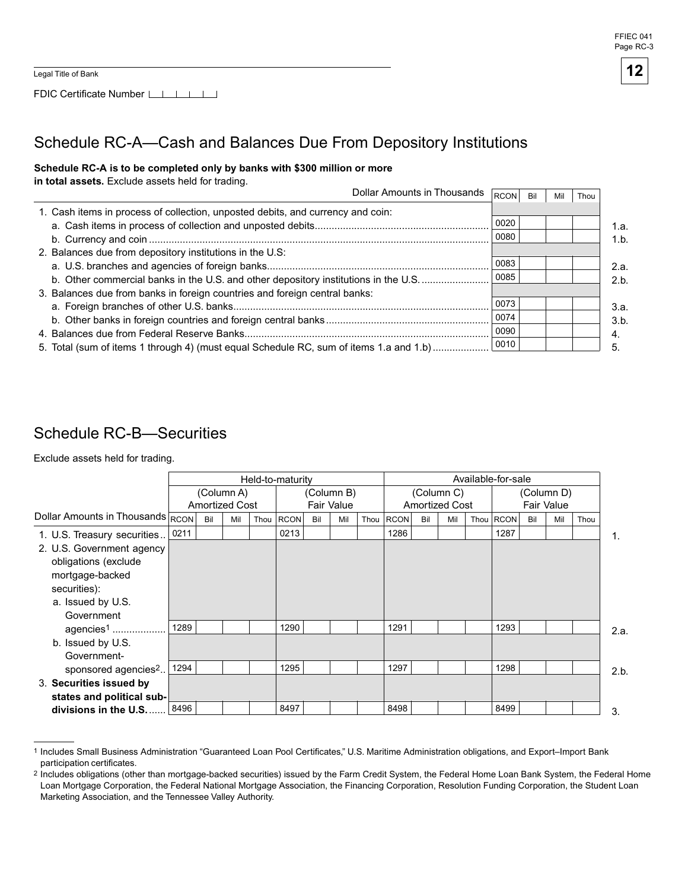Legal Title of Bank

FDIC Certificate Number

## Schedule RC-A—Cash and Balances Due From Depository Institutions

**Schedule RC-A is to be completed only by banks with $300 million or more in total assets.** Exclude assets held for trading.

| Dollar Amounts in Thousands | RCON | Bil | Mil | Thou | |
|---|---|---|---|---|---|
| 1. Cash items in process of collection, unposted debits, and currency and coin: | | | | | |
| a. Cash items in process of collection and unposted debits | 0020 | | | | 1.a. |
| b. Currency and coin | 0080 | | | | 1.b. |
| 2. Balances due from depository institutions in the U.S: | | | | | |
| a. U.S. branches and agencies of foreign banks | 0083 | | | | 2.a. |
| b. Other commercial banks in the U.S. and other depository institutions in the U.S. | 0085 | | | | 2.b. |
| 3. Balances due from banks in foreign countries and foreign central banks: | | | | | |
| a. Foreign branches of other U.S. banks | 0073 | | | | 3.a. |
| b. Other banks in foreign countries and foreign central banks | 0074 | | | | 3.b. |
| 4. Balances due from Federal Reserve Banks | 0090 | | | | 4. |
| 5. Total (sum of items 1 through 4) (must equal Schedule RC, sum of items 1.a and 1.b) | 0010 | | | | 5. |

## Schedule RC-B—Securities

Exclude assets held for trading.

| | Held-to-maturity | | | | | | | | Available-for-sale | | | | | | | | |
|---|---|---|---|---|---|---|---|---|---|---|---|---|---|---|---|---|---|
| | (Column A) Amortized Cost | | | | (Column B) Fair Value | | | | (Column C) Amortized Cost | | | | (Column D) Fair Value | | | | |
| Dollar Amounts in Thousands | RCON | Bil | Mil | Thou | RCON | Bil | Mil | Thou | RCON | Bil | Mil | Thou | RCON | Bil | Mil | Thou | |
| 1. U.S. Treasury securities | 0211 | | | | 0213 | | | | 1286 | | | | 1287 | | | | 1. |
| 2. U.S. Government agency obligations (exclude mortgage-backed securities): | | | | | | | | | | | | | | | | | |
| a. Issued by U.S. Government agencies[1] | 1289 | | | | 1290 | | | | 1291 | | | | 1293 | | | | 2.a. |
| b. Issued by U.S. Government-sponsored agencies[2] | 1294 | | | | 1295 | | | | 1297 | | | | 1298 | | | | 2.b. |
| 3. **Securities issued by states and political subdivisions in the U.S.** | 8496 | | | | 8497 | | | | 8498 | | | | 8499 | | | | 3. |

[1] Includes Small Business Administration "Guaranteed Loan Pool Certificates," U.S. Maritime Administration obligations, and Export–Import Bank participation certificates.

[2] Includes obligations (other than mortgage-backed securities) issued by the Farm Credit System, the Federal Home Loan Bank System, the Federal Home Loan Mortgage Corporation, the Federal National Mortgage Association, the Financing Corporation, Resolution Funding Corporation, the Student Loan Marketing Association, and the Tennessee Valley Authority.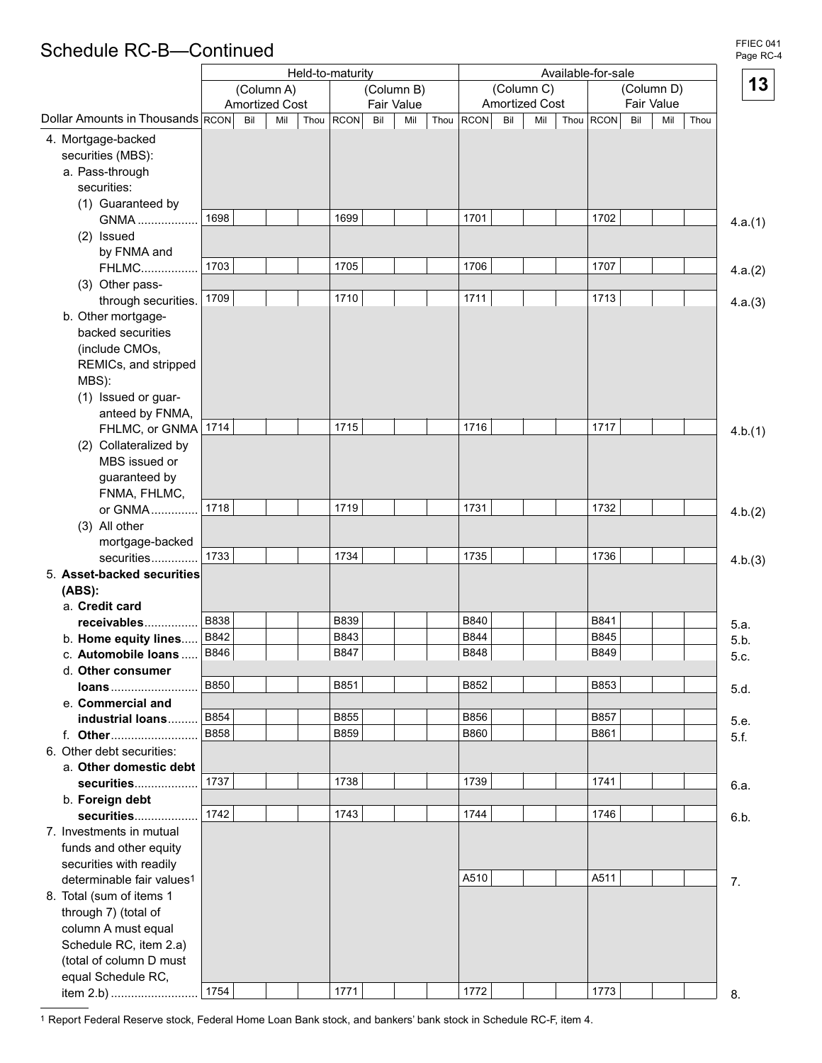## Schedule RC-B—Continued

FFIEC 041
Page RC-4

**13**

| Dollar Amounts in Thousands | Held-to-maturity | | Available-for-sale | | |
|---|---|---|---|---|---|
| | (Column A) Amortized Cost | (Column B) Fair Value | (Column C) Amortized Cost | (Column D) Fair Value | |
| | RCON Bil Mil Thou | RCON Bil Mil Thou | RCON Bil Mil Thou | RCON Bil Mil Thou | |
| 4. Mortgage-backed securities (MBS): | | | | | |
| a. Pass-through securities: | | | | | |
| (1) Guaranteed by GNMA .................. | 1698 | 1699 | 1701 | 1702 | 4.a.(1) |
| (2) Issued by FNMA and FHLMC................. | 1703 | 1705 | 1706 | 1707 | 4.a.(2) |
| (3) Other pass-through securities. | 1709 | 1710 | 1711 | 1713 | 4.a.(3) |
| b. Other mortgage-backed securities (include CMOs, REMICs, and stripped MBS): | | | | | |
| (1) Issued or guaranteed by FNMA, FHLMC, or GNMA | 1714 | 1715 | 1716 | 1717 | 4.b.(1) |
| (2) Collateralized by MBS issued or guaranteed by FNMA, FHLMC, or GNMA.............. | 1718 | 1719 | 1731 | 1732 | 4.b.(2) |
| (3) All other mortgage-backed securities............. | 1733 | 1734 | 1735 | 1736 | 4.b.(3) |
| 5. **Asset-backed securities (ABS):** | | | | | |
| a. **Credit card receivables**................ | B838 | B839 | B840 | B841 | 5.a. |
| b. **Home equity lines**..... | B842 | B843 | B844 | B845 | 5.b. |
| c. **Automobile loans** ..... | B846 | B847 | B848 | B849 | 5.c. |
| d. **Other consumer loans**.......................... | B850 | B851 | B852 | B853 | 5.d. |
| e. **Commercial and industrial loans**......... | B854 | B855 | B856 | B857 | 5.e. |
| f. **Other**.......................... | B858 | B859 | B860 | B861 | 5.f. |
| 6. Other debt securities: | | | | | |
| a. **Other domestic debt securities**.................. | 1737 | 1738 | 1739 | 1741 | 6.a. |
| b. **Foreign debt securities**.................. | 1742 | 1743 | 1744 | 1746 | 6.b. |
| 7. Investments in mutual funds and other equity securities with readily determinable fair values[1] | | | A510 | A511 | 7. |
| 8. Total (sum of items 1 through 7) (total of column A must equal Schedule RC, item 2.a) (total of column D must equal Schedule RC, item 2.b) .......................... | 1754 | 1771 | 1772 | 1773 | 8. |

[1] Report Federal Reserve stock, Federal Home Loan Bank stock, and bankers' bank stock in Schedule RC-F, item 4.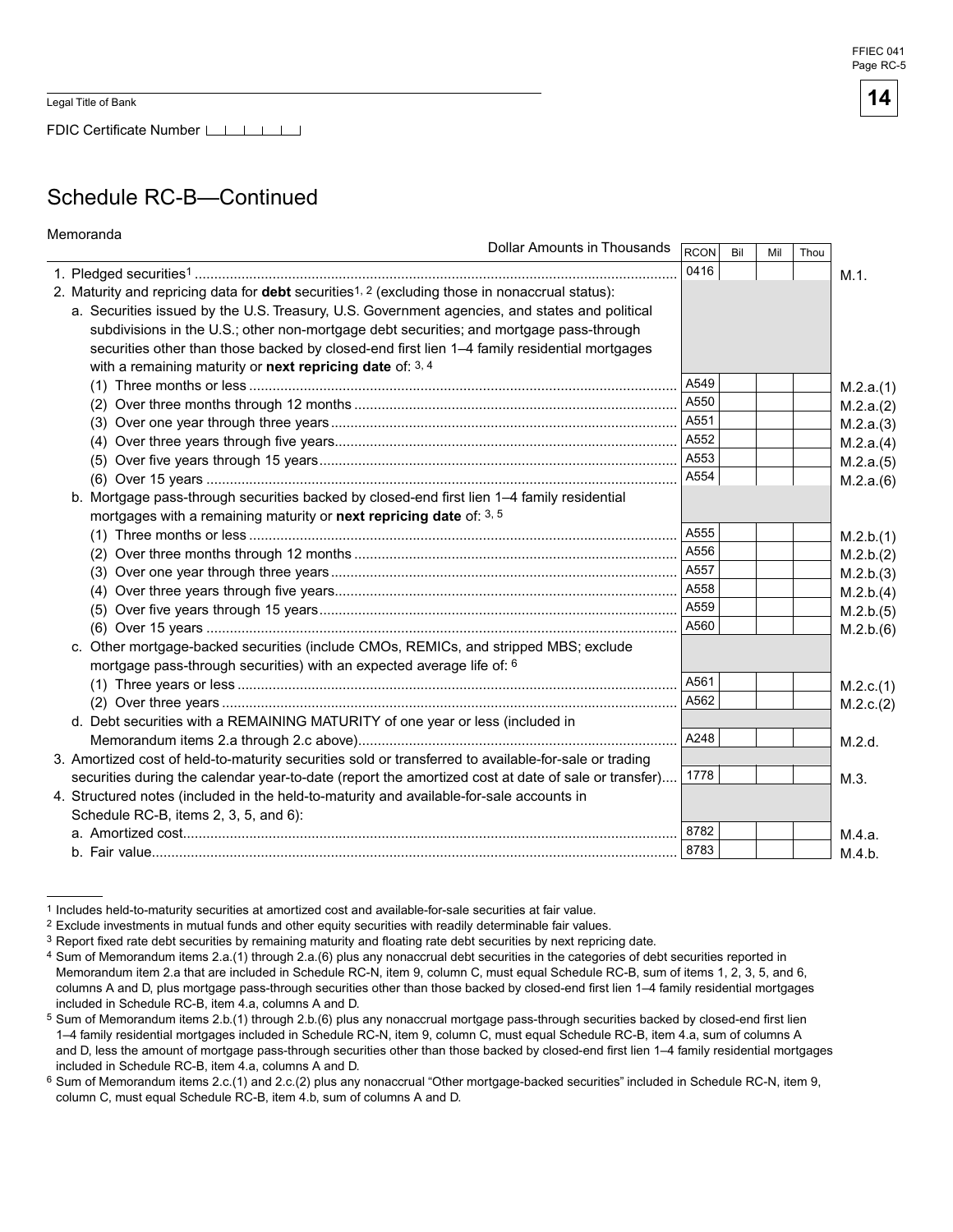Legal Title of Bank

FDIC Certificate Number

## Schedule RC-B—Continued

Memoranda

| Dollar Amounts in Thousands | RCON | Bil | Mil | Thou | |
|---|---|---|---|---|---|
| 1. Pledged securities[1] | 0416 | | | | M.1. |
| 2. Maturity and repricing data for **debt** securities[1, 2] (excluding those in nonaccrual status): | | | | | |
| a. Securities issued by the U.S. Treasury, U.S. Government agencies, and states and political subdivisions in the U.S.; other non-mortgage debt securities; and mortgage pass-through securities other than those backed by closed-end first lien 1–4 family residential mortgages with a remaining maturity or **next repricing date** of: [3, 4] | | | | | |
| (1) Three months or less | A549 | | | | M.2.a.(1) |
| (2) Over three months through 12 months | A550 | | | | M.2.a.(2) |
| (3) Over one year through three years | A551 | | | | M.2.a.(3) |
| (4) Over three years through five years | A552 | | | | M.2.a.(4) |
| (5) Over five years through 15 years | A553 | | | | M.2.a.(5) |
| (6) Over 15 years | A554 | | | | M.2.a.(6) |
| b. Mortgage pass-through securities backed by closed-end first lien 1–4 family residential mortgages with a remaining maturity or **next repricing date** of: [3, 5] | | | | | |
| (1) Three months or less | A555 | | | | M.2.b.(1) |
| (2) Over three months through 12 months | A556 | | | | M.2.b.(2) |
| (3) Over one year through three years | A557 | | | | M.2.b.(3) |
| (4) Over three years through five years | A558 | | | | M.2.b.(4) |
| (5) Over five years through 15 years | A559 | | | | M.2.b.(5) |
| (6) Over 15 years | A560 | | | | M.2.b.(6) |
| c. Other mortgage-backed securities (include CMOs, REMICs, and stripped MBS; exclude mortgage pass-through securities) with an expected average life of: [6] | | | | | |
| (1) Three years or less | A561 | | | | M.2.c.(1) |
| (2) Over three years | A562 | | | | M.2.c.(2) |
| d. Debt securities with a REMAINING MATURITY of one year or less (included in Memorandum items 2.a through 2.c above) | A248 | | | | M.2.d. |
| 3. Amortized cost of held-to-maturity securities sold or transferred to available-for-sale or trading securities during the calendar year-to-date (report the amortized cost at date of sale or transfer) | 1778 | | | | M.3. |
| 4. Structured notes (included in the held-to-maturity and available-for-sale accounts in Schedule RC-B, items 2, 3, 5, and 6): | | | | | |
| a. Amortized cost | 8782 | | | | M.4.a. |
| b. Fair value | 8783 | | | | M.4.b. |

[1] Includes held-to-maturity securities at amortized cost and available-for-sale securities at fair value.

[2] Exclude investments in mutual funds and other equity securities with readily determinable fair values.

[3] Report fixed rate debt securities by remaining maturity and floating rate debt securities by next repricing date.

[4] Sum of Memorandum items 2.a.(1) through 2.a.(6) plus any nonaccrual debt securities in the categories of debt securities reported in Memorandum item 2.a that are included in Schedule RC-N, item 9, column C, must equal Schedule RC-B, sum of items 1, 2, 3, 5, and 6, columns A and D, plus mortgage pass-through securities other than those backed by closed-end first lien 1–4 family residential mortgages included in Schedule RC-B, item 4.a, columns A and D.

[5] Sum of Memorandum items 2.b.(1) through 2.b.(6) plus any nonaccrual mortgage pass-through securities backed by closed-end first lien 1–4 family residential mortgages included in Schedule RC-N, item 9, column C, must equal Schedule RC-B, item 4.a, sum of columns A and D, less the amount of mortgage pass-through securities other than those backed by closed-end first lien 1–4 family residential mortgages included in Schedule RC-B, item 4.a, columns A and D.

[6] Sum of Memorandum items 2.c.(1) and 2.c.(2) plus any nonaccrual "Other mortgage-backed securities" included in Schedule RC-N, item 9, column C, must equal Schedule RC-B, item 4.b, sum of columns A and D.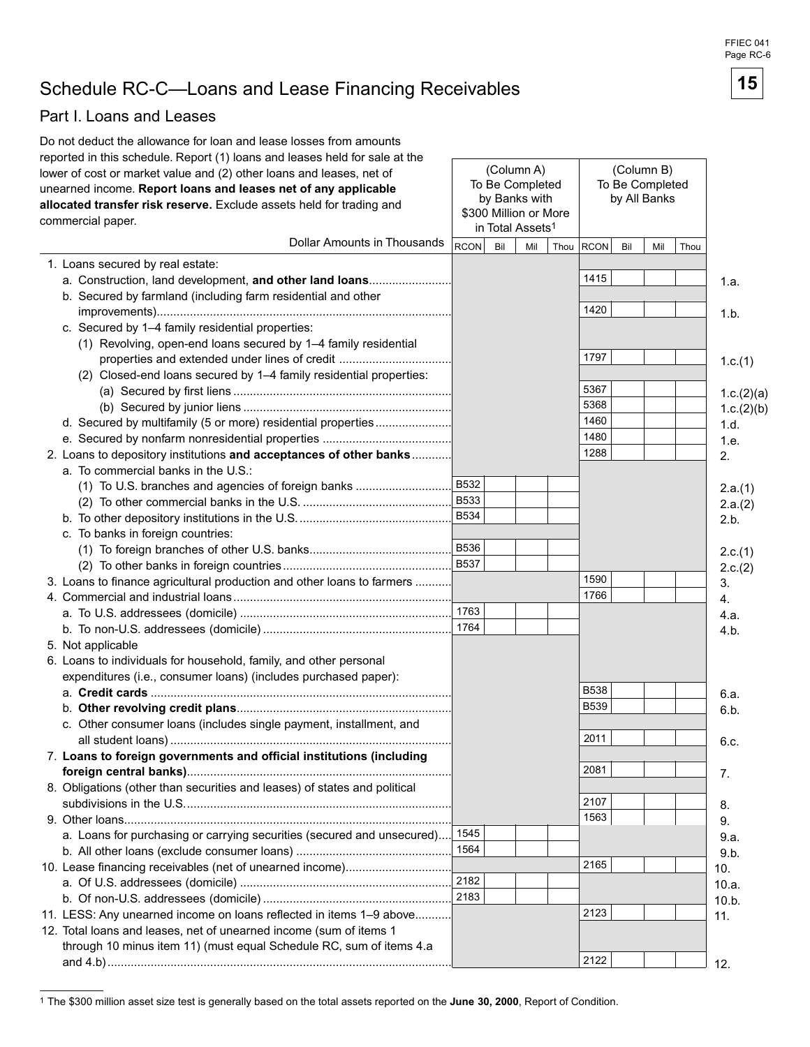# Schedule RC-C—Loans and Lease Financing Receivables

## Part I. Loans and Leases

Do not deduct the allowance for loan and lease losses from amounts reported in this schedule. Report (1) loans and leases held for sale at the lower of cost or market value and (2) other loans and leases, net of unearned income. **Report loans and leases net of any applicable allocated transfer risk reserve.** Exclude assets held for trading and commercial paper.

| Dollar Amounts in Thousands | (Column A) To Be Completed by Banks with \$300 Million or More in Total Assets[1] | | | | (Column B) To Be Completed by All Banks | | | | |
|---|---|---|---|---|---|---|---|---|---|
| | RCON | Bil | Mil | Thou | RCON | Bil | Mil | Thou | |
| 1. Loans secured by real estate: | | | | | | | | | |
| a. Construction, land development, **and other land loans** | | | | | 1415 | | | | 1.a. |
| b. Secured by farmland (including farm residential and other improvements) | | | | | 1420 | | | | 1.b. |
| c. Secured by 1–4 family residential properties: | | | | | | | | | |
| (1) Revolving, open-end loans secured by 1–4 family residential properties and extended under lines of credit | | | | | 1797 | | | | 1.c.(1) |
| (2) Closed-end loans secured by 1–4 family residential properties: | | | | | | | | | |
| (a) Secured by first liens | | | | | 5367 | | | | 1.c.(2)(a) |
| (b) Secured by junior liens | | | | | 5368 | | | | 1.c.(2)(b) |
| d. Secured by multifamily (5 or more) residential properties | | | | | 1460 | | | | 1.d. |
| e. Secured by nonfarm nonresidential properties | | | | | 1480 | | | | 1.e. |
| 2. Loans to depository institutions **and acceptances of other banks** | | | | | 1288 | | | | 2. |
| a. To commercial banks in the U.S.: | | | | | | | | | |
| (1) To U.S. branches and agencies of foreign banks | B532 | | | | | | | | 2.a.(1) |
| (2) To other commercial banks in the U.S. | B533 | | | | | | | | 2.a.(2) |
| b. To other depository institutions in the U.S. | B534 | | | | | | | | 2.b. |
| c. To banks in foreign countries: | | | | | | | | | |
| (1) To foreign branches of other U.S. banks | B536 | | | | | | | | 2.c.(1) |
| (2) To other banks in foreign countries | B537 | | | | | | | | 2.c.(2) |
| 3. Loans to finance agricultural production and other loans to farmers | | | | | 1590 | | | | 3. |
| 4. Commercial and industrial loans | | | | | 1766 | | | | 4. |
| a. To U.S. addressees (domicile) | 1763 | | | | | | | | 4.a. |
| b. To non-U.S. addressees (domicile) | 1764 | | | | | | | | 4.b. |
| 5. Not applicable | | | | | | | | | |
| 6. Loans to individuals for household, family, and other personal expenditures (i.e., consumer loans) (includes purchased paper): | | | | | | | | | |
| a. **Credit cards** | | | | | B538 | | | | 6.a. |
| b. **Other revolving credit plans** | | | | | B539 | | | | 6.b. |
| c. Other consumer loans (includes single payment, installment, and all student loans) | | | | | 2011 | | | | 6.c. |
| 7. **Loans to foreign governments and official institutions (including foreign central banks)** | | | | | 2081 | | | | 7. |
| 8. Obligations (other than securities and leases) of states and political subdivisions in the U.S. | | | | | 2107 | | | | 8. |
| 9. Other loans | | | | | 1563 | | | | 9. |
| a. Loans for purchasing or carrying securities (secured and unsecured) | 1545 | | | | | | | | 9.a. |
| b. All other loans (exclude consumer loans) | 1564 | | | | | | | | 9.b. |
| 10. Lease financing receivables (net of unearned income) | | | | | 2165 | | | | 10. |
| a. Of U.S. addressees (domicile) | 2182 | | | | | | | | 10.a. |
| b. Of non-U.S. addressees (domicile) | 2183 | | | | | | | | 10.b. |
| 11. LESS: Any unearned income on loans reflected in items 1–9 above | | | | | 2123 | | | | 11. |
| 12. Total loans and leases, net of unearned income (sum of items 1 through 10 minus item 11) (must equal Schedule RC, sum of items 4.a and 4.b) | | | | | 2122 | | | | 12. |

[1] The \$300 million asset size test is generally based on the total assets reported on the **June 30, 2000**, Report of Condition.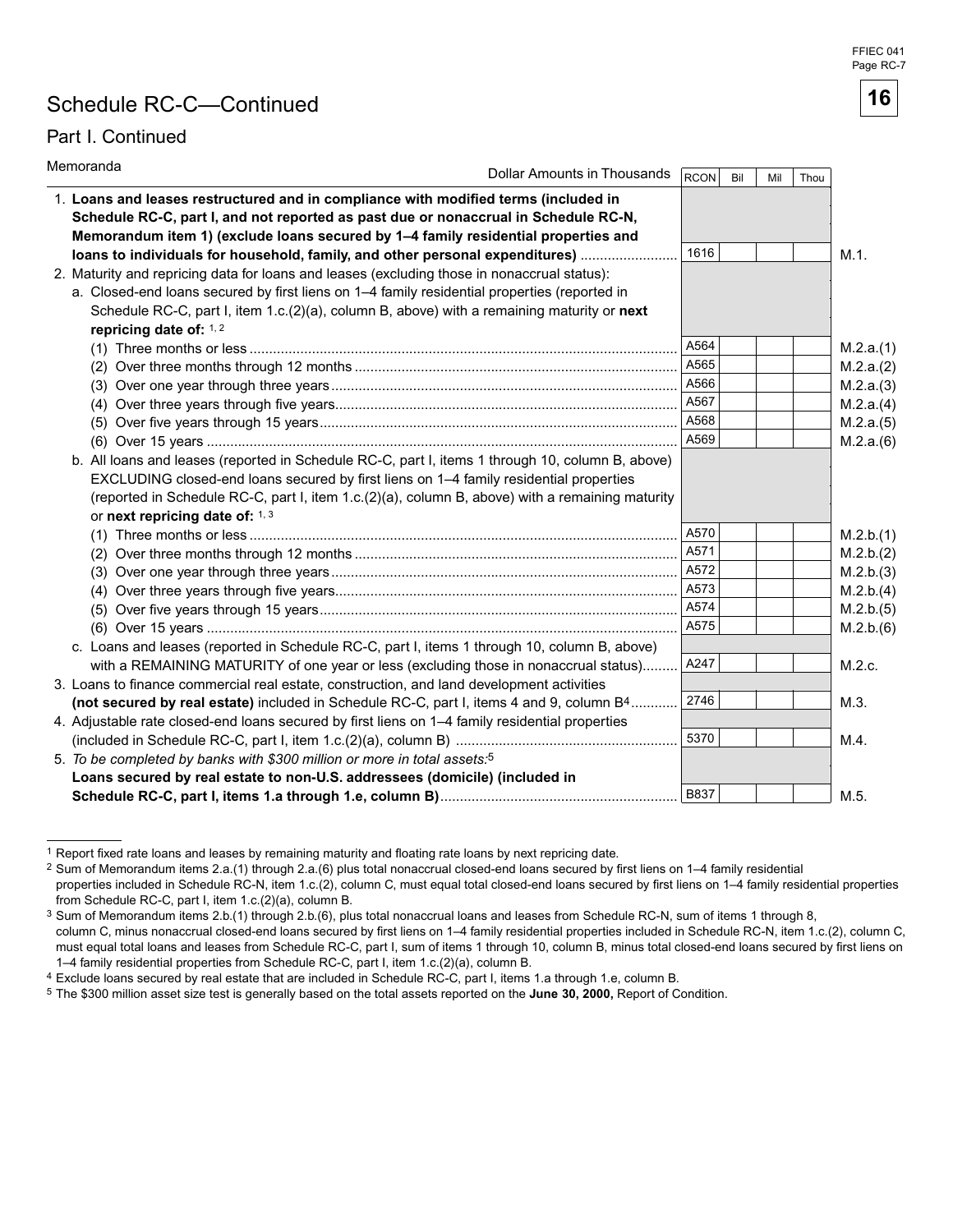# Schedule RC-C—Continued

## Part I. Continued

Memoranda

| Dollar Amounts in Thousands | RCON | Bil | Mil | Thou | |
|---|---|---|---|---|---|
| 1. **Loans and leases restructured and in compliance with modified terms (included in Schedule RC-C, part I, and not reported as past due or nonaccrual in Schedule RC-N, Memorandum item 1) (exclude loans secured by 1–4 family residential properties and loans to individuals for household, family, and other personal expenditures)** | 1616 | | | | M.1. |
| 2. Maturity and repricing data for loans and leases (excluding those in nonaccrual status): | | | | | |
| a. Closed-end loans secured by first liens on 1–4 family residential properties (reported in Schedule RC-C, part I, item 1.c.(2)(a), column B, above) with a remaining maturity or **next repricing date of:** [1, 2] | | | | | |
| (1) Three months or less | A564 | | | | M.2.a.(1) |
| (2) Over three months through 12 months | A565 | | | | M.2.a.(2) |
| (3) Over one year through three years | A566 | | | | M.2.a.(3) |
| (4) Over three years through five years | A567 | | | | M.2.a.(4) |
| (5) Over five years through 15 years | A568 | | | | M.2.a.(5) |
| (6) Over 15 years | A569 | | | | M.2.a.(6) |
| b. All loans and leases (reported in Schedule RC-C, part I, items 1 through 10, column B, above) EXCLUDING closed-end loans secured by first liens on 1–4 family residential properties (reported in Schedule RC-C, part I, item 1.c.(2)(a), column B, above) with a remaining maturity or **next repricing date of:** [1, 3] | | | | | |
| (1) Three months or less | A570 | | | | M.2.b.(1) |
| (2) Over three months through 12 months | A571 | | | | M.2.b.(2) |
| (3) Over one year through three years | A572 | | | | M.2.b.(3) |
| (4) Over three years through five years | A573 | | | | M.2.b.(4) |
| (5) Over five years through 15 years | A574 | | | | M.2.b.(5) |
| (6) Over 15 years | A575 | | | | M.2.b.(6) |
| c. Loans and leases (reported in Schedule RC-C, part I, items 1 through 10, column B, above) with a REMAINING MATURITY of one year or less (excluding those in nonaccrual status) | A247 | | | | M.2.c. |
| 3. Loans to finance commercial real estate, construction, and land development activities **(not secured by real estate)** included in Schedule RC-C, part I, items 4 and 9, column B[4] | 2746 | | | | M.3. |
| 4. Adjustable rate closed-end loans secured by first liens on 1–4 family residential properties (included in Schedule RC-C, part I, item 1.c.(2)(a), column B) | 5370 | | | | M.4. |
| 5. *To be completed by banks with $300 million or more in total assets:*[5] **Loans secured by real estate to non-U.S. addressees (domicile) (included in Schedule RC-C, part I, items 1.a through 1.e, column B)** | B837 | | | | M.5. |

[1] Report fixed rate loans and leases by remaining maturity and floating rate loans by next repricing date.

[2] Sum of Memorandum items 2.a.(1) through 2.a.(6) plus total nonaccrual closed-end loans secured by first liens on 1–4 family residential properties included in Schedule RC-N, item 1.c.(2), column C, must equal total closed-end loans secured by first liens on 1–4 family residential properties from Schedule RC-C, part I, item 1.c.(2)(a), column B.

[3] Sum of Memorandum items 2.b.(1) through 2.b.(6), plus total nonaccrual loans and leases from Schedule RC-N, sum of items 1 through 8, column C, minus nonaccrual closed-end loans secured by first liens on 1–4 family residential properties included in Schedule RC-N, item 1.c.(2), column C, must equal total loans and leases from Schedule RC-C, part I, sum of items 1 through 10, column B, minus total closed-end loans secured by first liens on 1–4 family residential properties from Schedule RC-C, part I, item 1.c.(2)(a), column B.

[4] Exclude loans secured by real estate that are included in Schedule RC-C, part I, items 1.a through 1.e, column B.

[5] The $300 million asset size test is generally based on the total assets reported on the **June 30, 2000,** Report of Condition.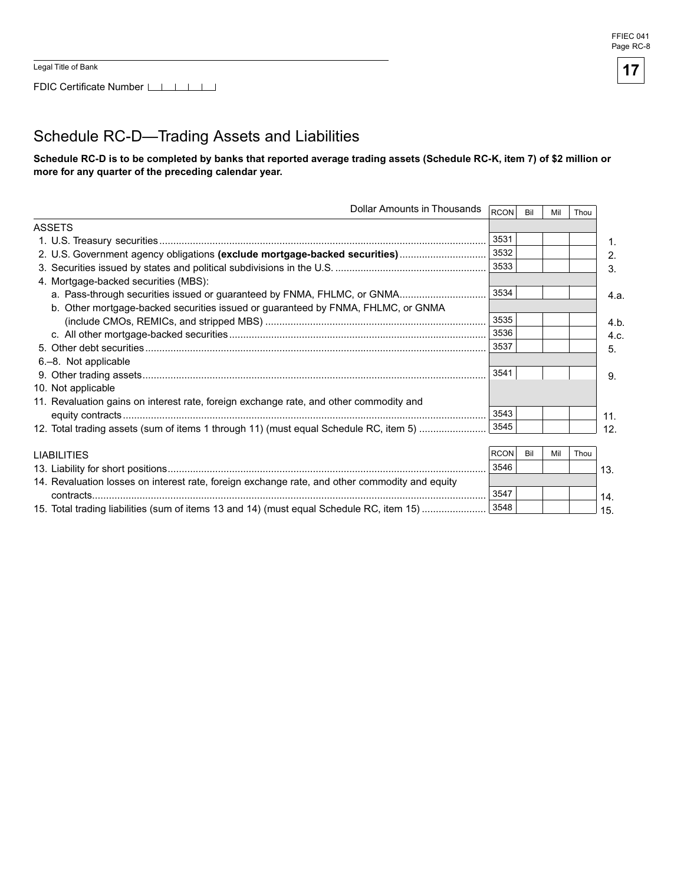Legal Title of Bank

FDIC Certificate Number

# Schedule RC-D—Trading Assets and Liabilities

**Schedule RC-D is to be completed by banks that reported average trading assets (Schedule RC-K, item 7) of $2 million or more for any quarter of the preceding calendar year.**

| Dollar Amounts in Thousands | RCON | Bil | Mil | Thou | |
|---|---|---|---|---|---|
| ASSETS | | | | | |
| 1. U.S. Treasury securities | 3531 | | | | 1. |
| 2. U.S. Government agency obligations **(exclude mortgage-backed securities)** | 3532 | | | | 2. |
| 3. Securities issued by states and political subdivisions in the U.S. | 3533 | | | | 3. |
| 4. Mortgage-backed securities (MBS): | | | | | |
| a. Pass-through securities issued or guaranteed by FNMA, FHLMC, or GNMA | 3534 | | | | 4.a. |
| b. Other mortgage-backed securities issued or guaranteed by FNMA, FHLMC, or GNMA (include CMOs, REMICs, and stripped MBS) | 3535 | | | | 4.b. |
| c. All other mortgage-backed securities | 3536 | | | | 4.c. |
| 5. Other debt securities | 3537 | | | | 5. |
| 6.–8. Not applicable | | | | | |
| 9. Other trading assets | 3541 | | | | 9. |
| 10. Not applicable | | | | | |
| 11. Revaluation gains on interest rate, foreign exchange rate, and other commodity and equity contracts | 3543 | | | | 11. |
| 12. Total trading assets (sum of items 1 through 11) (must equal Schedule RC, item 5) | 3545 | | | | 12. |

| LIABILITIES | RCON | Bil | Mil | Thou | |
|---|---|---|---|---|---|
| 13. Liability for short positions | 3546 | | | | 13. |
| 14. Revaluation losses on interest rate, foreign exchange rate, and other commodity and equity contracts | 3547 | | | | 14. |
| 15. Total trading liabilities (sum of items 13 and 14) (must equal Schedule RC, item 15) | 3548 | | | | 15. |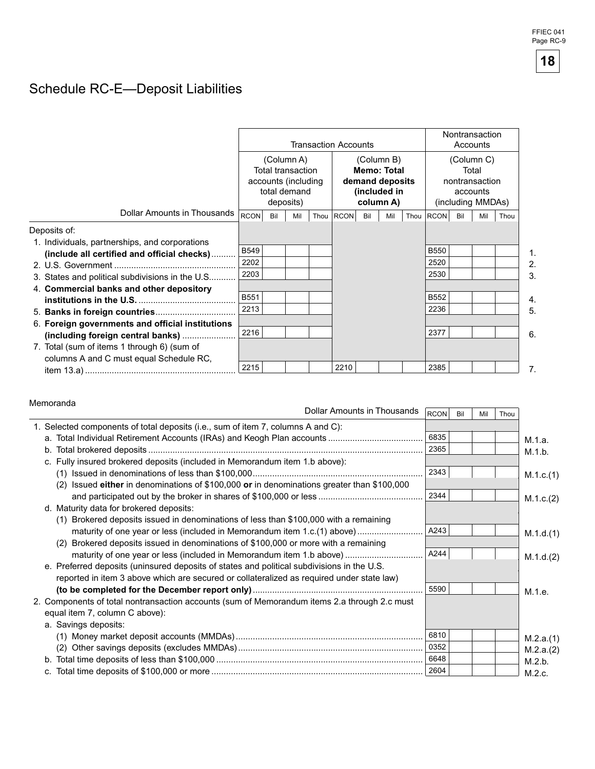# Schedule RC-E—Deposit Liabilities

| Dollar Amounts in Thousands | Transaction Accounts | | Nontransaction Accounts | |
|---|---|---|---|---|
| | (Column A) Total transaction accounts (including total demand deposits) | (Column B) **Memo: Total demand deposits (included in column A)** | (Column C) Total nontransaction accounts (including MMDAs) | |
| | RCON Bil Mil Thou | RCON Bil Mil Thou | RCON Bil Mil Thou | |
| Deposits of: | | | | |
| 1. Individuals, partnerships, and corporations **(include all certified and official checks)** | B549 | | B550 | 1. |
| 2. U.S. Government | 2202 | | 2520 | 2. |
| 3. States and political subdivisions in the U.S. | 2203 | | 2530 | 3. |
| 4. **Commercial banks and other depository institutions in the U.S.** | B551 | | B552 | 4. |
| 5. **Banks in foreign countries** | 2213 | | 2236 | 5. |
| 6. **Foreign governments and official institutions (including foreign central banks)** | 2216 | | 2377 | 6. |
| 7. Total (sum of items 1 through 6) (sum of columns A and C must equal Schedule RC, item 13.a) | 2215 | 2210 | 2385 | 7. |

Memoranda

| Dollar Amounts in Thousands | RCON Bil Mil Thou | |
|---|---|---|
| 1. Selected components of total deposits (i.e., sum of item 7, columns A and C): | | |
| a. Total Individual Retirement Accounts (IRAs) and Keogh Plan accounts | 6835 | M.1.a. |
| b. Total brokered deposits | 2365 | M.1.b. |
| c. Fully insured brokered deposits (included in Memorandum item 1.b above): | | |
| (1) Issued in denominations of less than $100,000 | 2343 | M.1.c.(1) |
| (2) Issued **either** in denominations of $100,000 **or** in denominations greater than $100,000 and participated out by the broker in shares of $100,000 or less | 2344 | M.1.c.(2) |
| d. Maturity data for brokered deposits: | | |
| (1) Brokered deposits issued in denominations of less than $100,000 with a remaining maturity of one year or less (included in Memorandum item 1.c.(1) above) | A243 | M.1.d.(1) |
| (2) Brokered deposits issued in denominations of $100,000 or more with a remaining maturity of one year or less (included in Memorandum item 1.b above) | A244 | M.1.d.(2) |
| e. Preferred deposits (uninsured deposits of states and political subdivisions in the U.S. reported in item 3 above which are secured or collateralized as required under state law) **(to be completed for the December report only)** | 5590 | M.1.e. |
| 2. Components of total nontransaction accounts (sum of Memorandum items 2.a through 2.c must equal item 7, column C above): | | |
| a. Savings deposits: | | |
| (1) Money market deposit accounts (MMDAs) | 6810 | M.2.a.(1) |
| (2) Other savings deposits (excludes MMDAs) | 0352 | M.2.a.(2) |
| b. Total time deposits of less than $100,000 | 6648 | M.2.b. |
| c. Total time deposits of $100,000 or more | 2604 | M.2.c. |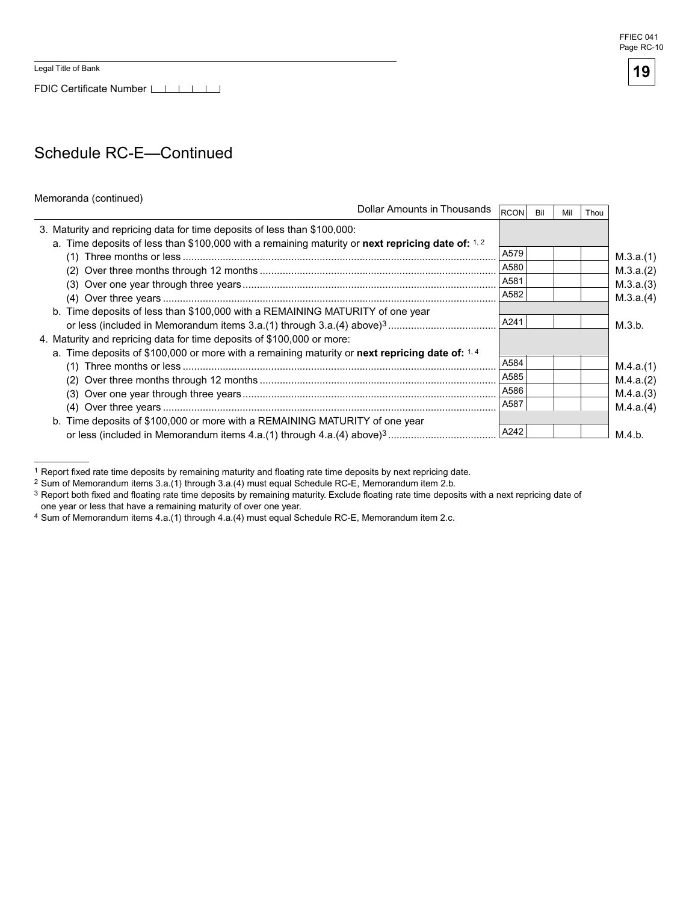Legal Title of Bank

FDIC Certificate Number

## Schedule RC-E—Continued

Memoranda (continued)

| Dollar Amounts in Thousands | RCON | Bil | Mil | Thou | |
|---|---|---|---|---|---|
| 3. Maturity and repricing data for time deposits of less than $100,000: | | | | | |
| a. Time deposits of less than $100,000 with a remaining maturity or **next repricing date of:** [1, 2] | | | | | |
| (1) Three months or less | A579 | | | | M.3.a.(1) |
| (2) Over three months through 12 months | A580 | | | | M.3.a.(2) |
| (3) Over one year through three years | A581 | | | | M.3.a.(3) |
| (4) Over three years | A582 | | | | M.3.a.(4) |
| b. Time deposits of less than $100,000 with a REMAINING MATURITY of one year or less (included in Memorandum items 3.a.(1) through 3.a.(4) above)[3] | A241 | | | | M.3.b. |
| 4. Maturity and repricing data for time deposits of $100,000 or more: | | | | | |
| a. Time deposits of $100,000 or more with a remaining maturity or **next repricing date of:** [1, 4] | | | | | |
| (1) Three months or less | A584 | | | | M.4.a.(1) |
| (2) Over three months through 12 months | A585 | | | | M.4.a.(2) |
| (3) Over one year through three years | A586 | | | | M.4.a.(3) |
| (4) Over three years | A587 | | | | M.4.a.(4) |
| b. Time deposits of $100,000 or more with a REMAINING MATURITY of one year or less (included in Memorandum items 4.a.(1) through 4.a.(4) above)[3] | A242 | | | | M.4.b. |

[1] Report fixed rate time deposits by remaining maturity and floating rate time deposits by next repricing date.

[2] Sum of Memorandum items 3.a.(1) through 3.a.(4) must equal Schedule RC-E, Memorandum item 2.b.

[3] Report both fixed and floating rate time deposits by remaining maturity. Exclude floating rate time deposits with a next repricing date of one year or less that have a remaining maturity of over one year.

[4] Sum of Memorandum items 4.a.(1) through 4.a.(4) must equal Schedule RC-E, Memorandum item 2.c.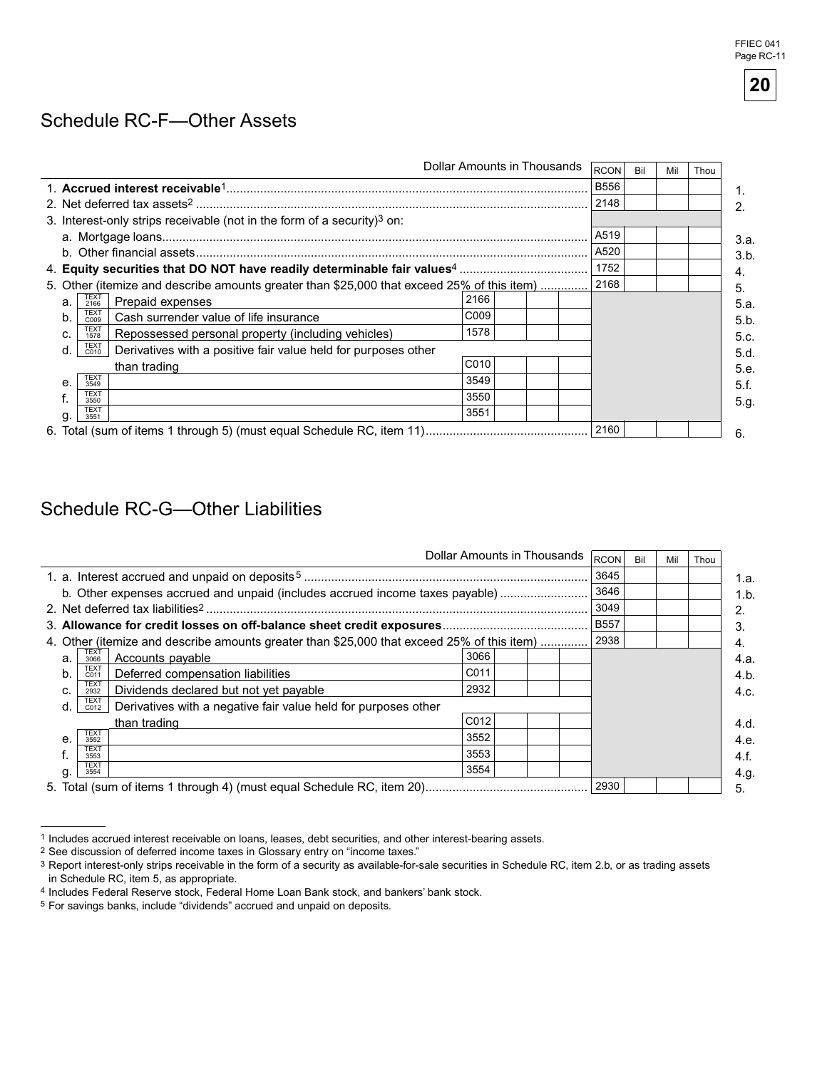## Schedule RC-F—Other Assets

| | | Dollar Amounts in Thousands | | RCON | Bil | Mil | Thou | |
|---|---|---|---|---|---|---|---|---|
| 1. **Accrued interest receivable**[1] | | | | B556 | | | | 1. |
| 2. Net deferred tax assets[2] | | | | 2148 | | | | 2. |
| 3. Interest-only strips receivable (not in the form of a security)[3] on: | | | | | | | | |
| a. Mortgage loans | | | | A519 | | | | 3.a. |
| b. Other financial assets | | | | A520 | | | | 3.b. |
| 4. **Equity securities that DO NOT have readily determinable fair values**[4] | | | | 1752 | | | | 4. |
| 5. Other (itemize and describe amounts greater than $25,000 that exceed 25% of this item) | | | | 2168 | | | | 5. |
| a. | TEXT 2166 | Prepaid expenses | 2166 | | | | | 5.a. |
| b. | TEXT C009 | Cash surrender value of life insurance | C009 | | | | | 5.b. |
| c. | TEXT 1578 | Repossessed personal property (including vehicles) | 1578 | | | | | 5.c. |
| d. | TEXT C010 | Derivatives with a positive fair value held for purposes other than trading | C010 | | | | | 5.d. |
| e. | TEXT 3549 | | 3549 | | | | | 5.e. |
| f. | TEXT 3550 | | 3550 | | | | | 5.f. |
| g. | TEXT 3551 | | 3551 | | | | | 5.g. |
| 6. Total (sum of items 1 through 5) (must equal Schedule RC, item 11) | | | | 2160 | | | | 6. |

## Schedule RC-G—Other Liabilities

| | | Dollar Amounts in Thousands | | RCON | Bil | Mil | Thou | |
|---|---|---|---|---|---|---|---|---|
| 1. a. Interest accrued and unpaid on deposits[5] | | | | 3645 | | | | 1.a. |
| b. Other expenses accrued and unpaid (includes accrued income taxes payable) | | | | 3646 | | | | 1.b. |
| 2. Net deferred tax liabilities[2] | | | | 3049 | | | | 2. |
| 3. **Allowance for credit losses on off-balance sheet credit exposures** | | | | B557 | | | | 3. |
| 4. Other (itemize and describe amounts greater than $25,000 that exceed 25% of this item) | | | | 2938 | | | | 4. |
| a. | TEXT 3066 | Accounts payable | 3066 | | | | | 4.a. |
| b. | TEXT C011 | Deferred compensation liabilities | C011 | | | | | 4.b. |
| c. | TEXT 2932 | Dividends declared but not yet payable | 2932 | | | | | 4.c. |
| d. | TEXT C012 | Derivatives with a negative fair value held for purposes other than trading | C012 | | | | | 4.d. |
| e. | TEXT 3552 | | 3552 | | | | | 4.e. |
| f. | TEXT 3553 | | 3553 | | | | | 4.f. |
| g. | TEXT 3554 | | 3554 | | | | | 4.g. |
| 5. Total (sum of items 1 through 4) (must equal Schedule RC, item 20) | | | | 2930 | | | | 5. |

[1] Includes accrued interest receivable on loans, leases, debt securities, and other interest-bearing assets.
[2] See discussion of deferred income taxes in Glossary entry on "income taxes."
[3] Report interest-only strips receivable in the form of a security as available-for-sale securities in Schedule RC, item 2.b, or as trading assets in Schedule RC, item 5, as appropriate.
[4] Includes Federal Reserve stock, Federal Home Loan Bank stock, and bankers' bank stock.
[5] For savings banks, include "dividends" accrued and unpaid on deposits.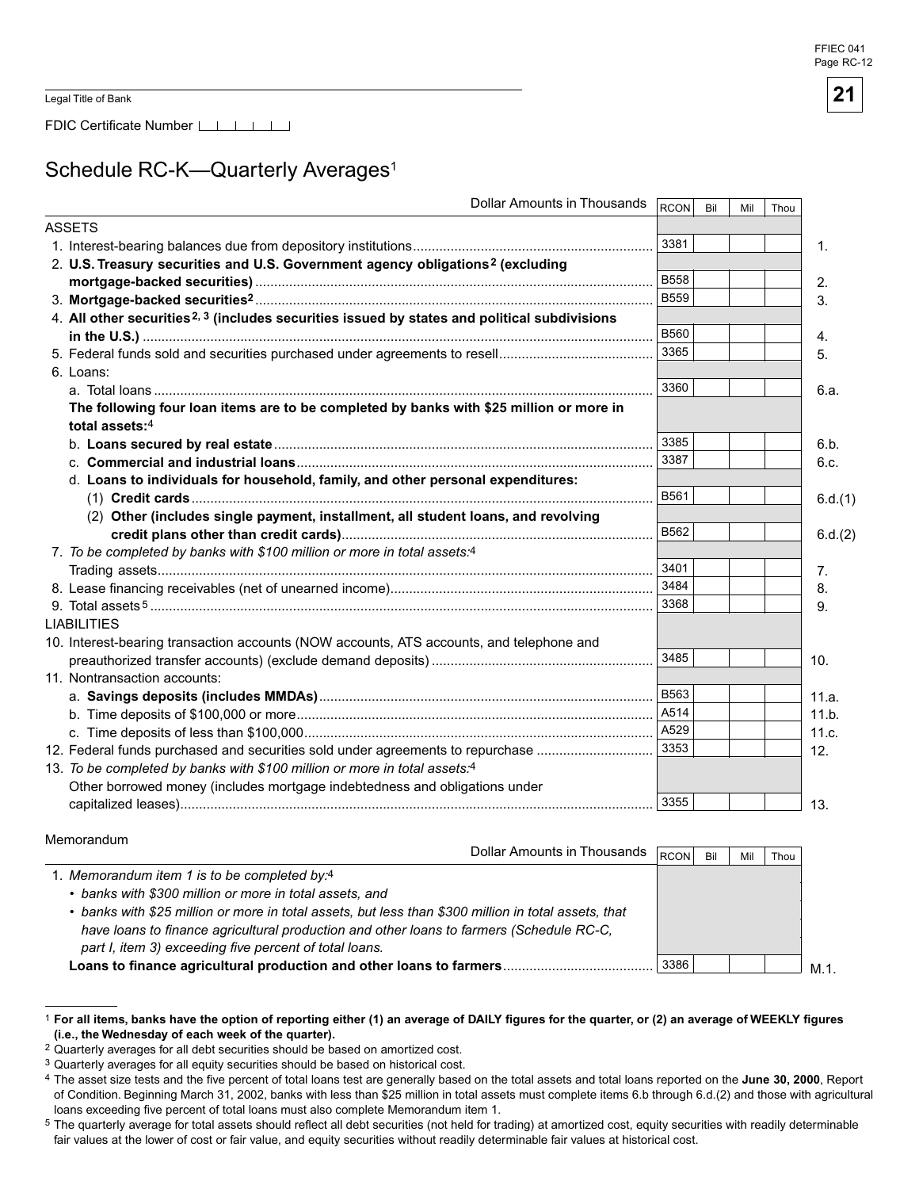Legal Title of Bank

FDIC Certificate Number

# Schedule RC-K—Quarterly Averages[1]

| Dollar Amounts in Thousands | RCON | Bil | Mil | Thou | |
|---|---|---|---|---|---|
| ASSETS | | | | | |
| 1. Interest-bearing balances due from depository institutions | 3381 | | | | 1. |
| 2. **U.S. Treasury securities and U.S. Government agency obligations[2] (excluding mortgage-backed securities)** | B558 | | | | 2. |
| 3. **Mortgage-backed securities[2]** | B559 | | | | 3. |
| 4. **All other securities[2, 3] (includes securities issued by states and political subdivisions in the U.S.)** | B560 | | | | 4. |
| 5. Federal funds sold and securities purchased under agreements to resell | 3365 | | | | 5. |
| 6. Loans: | | | | | |
| a. Total loans | 3360 | | | | 6.a. |
| **The following four loan items are to be completed by banks with $25 million or more in total assets:**[4] | | | | | |
| b. **Loans secured by real estate** | 3385 | | | | 6.b. |
| c. **Commercial and industrial loans** | 3387 | | | | 6.c. |
| d. **Loans to individuals for household, family, and other personal expenditures:** | | | | | |
| (1) **Credit cards** | B561 | | | | 6.d.(1) |
| (2) **Other (includes single payment, installment, all student loans, and revolving credit plans other than credit cards)** | B562 | | | | 6.d.(2) |
| 7. *To be completed by banks with $100 million or more in total assets:*[4] Trading assets | 3401 | | | | 7. |
| 8. Lease financing receivables (net of unearned income) | 3484 | | | | 8. |
| 9. Total assets[5] | 3368 | | | | 9. |
| LIABILITIES | | | | | |
| 10. Interest-bearing transaction accounts (NOW accounts, ATS accounts, and telephone and preauthorized transfer accounts) (exclude demand deposits) | 3485 | | | | 10. |
| 11. Nontransaction accounts: | | | | | |
| a. **Savings deposits (includes MMDAs)** | B563 | | | | 11.a. |
| b. Time deposits of $100,000 or more | A514 | | | | 11.b. |
| c. Time deposits of less than $100,000 | A529 | | | | 11.c. |
| 12. Federal funds purchased and securities sold under agreements to repurchase | 3353 | | | | 12. |
| 13. *To be completed by banks with $100 million or more in total assets:*[4] Other borrowed money (includes mortgage indebtedness and obligations under capitalized leases) | 3355 | | | | 13. |

Memorandum

| Dollar Amounts in Thousands | RCON | Bil | Mil | Thou | |
|---|---|---|---|---|---|
| 1. *Memorandum item 1 is to be completed by:*[4] <br> • *banks with $300 million or more in total assets, and* <br> • *banks with $25 million or more in total assets, but less than $300 million in total assets, that have loans to finance agricultural production and other loans to farmers (Schedule RC-C, part I, item 3) exceeding five percent of total loans.* <br> **Loans to finance agricultural production and other loans to farmers** | 3386 | | | | M.1. |

[1] **For all items, banks have the option of reporting either (1) an average of DAILY figures for the quarter, or (2) an average of WEEKLY figures (i.e., the Wednesday of each week of the quarter).**

[2] Quarterly averages for all debt securities should be based on amortized cost.

[3] Quarterly averages for all equity securities should be based on historical cost.

[4] The asset size tests and the five percent of total loans test are generally based on the total assets and total loans reported on the **June 30, 2000**, Report of Condition. Beginning March 31, 2002, banks with less than $25 million in total assets must complete items 6.b through 6.d.(2) and those with agricultural loans exceeding five percent of total loans must also complete Memorandum item 1.

[5] The quarterly average for total assets should reflect all debt securities (not held for trading) at amortized cost, equity securities with readily determinable fair values at the lower of cost or fair value, and equity securities without readily determinable fair values at historical cost.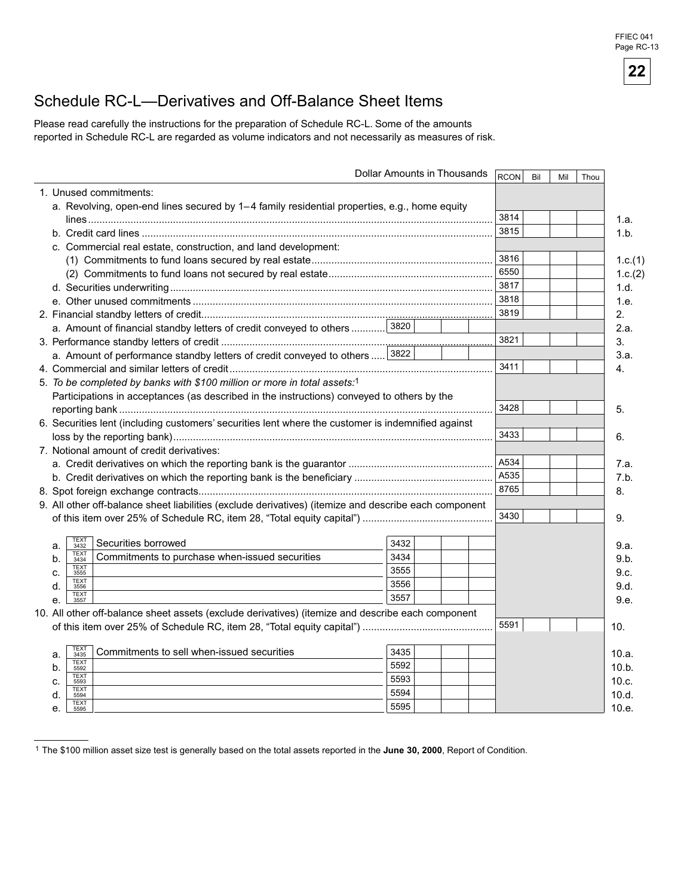# Schedule RC-L—Derivatives and Off-Balance Sheet Items

Please read carefully the instructions for the preparation of Schedule RC-L. Some of the amounts reported in Schedule RC-L are regarded as volume indicators and not necessarily as measures of risk.

| Dollar Amounts in Thousands | | RCON | Bil | Mil | Thou | |
|---|---|---|---|---|---|---|
| 1. Unused commitments: | | | | | | |
| a. Revolving, open-end lines secured by 1–4 family residential properties, e.g., home equity lines | | 3814 | | | | 1.a. |
| b. Credit card lines | | 3815 | | | | 1.b. |
| c. Commercial real estate, construction, and land development: | | | | | | |
| (1) Commitments to fund loans secured by real estate | | 3816 | | | | 1.c.(1) |
| (2) Commitments to fund loans not secured by real estate | | 6550 | | | | 1.c.(2) |
| d. Securities underwriting | | 3817 | | | | 1.d. |
| e. Other unused commitments | | 3818 | | | | 1.e. |
| 2. Financial standby letters of credit | | 3819 | | | | 2. |
| a. Amount of financial standby letters of credit conveyed to others | 3820 | | | | | 2.a. |
| 3. Performance standby letters of credit | | 3821 | | | | 3. |
| a. Amount of performance standby letters of credit conveyed to others | 3822 | | | | | 3.a. |
| 4. Commercial and similar letters of credit | | 3411 | | | | 4. |
| 5. *To be completed by banks with $100 million or more in total assets:*[1] Participations in acceptances (as described in the instructions) conveyed to others by the reporting bank | | 3428 | | | | 5. |
| 6. Securities lent (including customers' securities lent where the customer is indemnified against loss by the reporting bank) | | 3433 | | | | 6. |
| 7. Notional amount of credit derivatives: | | | | | | |
| a. Credit derivatives on which the reporting bank is the guarantor | | A534 | | | | 7.a. |
| b. Credit derivatives on which the reporting bank is the beneficiary | | A535 | | | | 7.b. |
| 8. Spot foreign exchange contracts | | 8765 | | | | 8. |
| 9. All other off-balance sheet liabilities (exclude derivatives) (itemize and describe each component of this item over 25% of Schedule RC, item 28, "Total equity capital") | | 3430 | | | | 9. |
| a. TEXT 3432 Securities borrowed | 3432 | | | | | 9.a. |
| b. TEXT 3434 Commitments to purchase when-issued securities | 3434 | | | | | 9.b. |
| c. TEXT 3555 | 3555 | | | | | 9.c. |
| d. TEXT 3556 | 3556 | | | | | 9.d. |
| e. TEXT 3557 | 3557 | | | | | 9.e. |
| 10. All other off-balance sheet assets (exclude derivatives) (itemize and describe each component of this item over 25% of Schedule RC, item 28, "Total equity capital") | | 5591 | | | | 10. |
| a. TEXT 3435 Commitments to sell when-issued securities | 3435 | | | | | 10.a. |
| b. TEXT 5592 | 5592 | | | | | 10.b. |
| c. TEXT 5593 | 5593 | | | | | 10.c. |
| d. TEXT 5594 | 5594 | | | | | 10.d. |
| e. TEXT 5595 | 5595 | | | | | 10.e. |

[1] The $100 million asset size test is generally based on the total assets reported in the **June 30, 2000**, Report of Condition.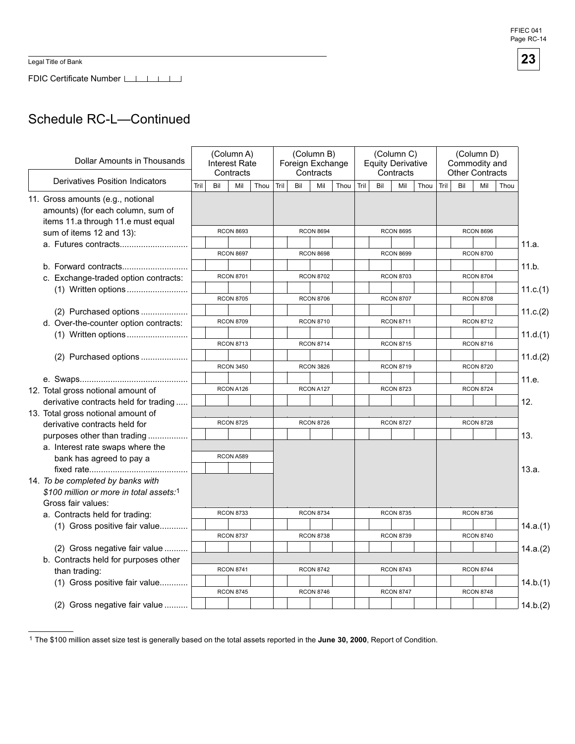Legal Title of Bank

FDIC Certificate Number

## Schedule RC-L—Continued

| Dollar Amounts in Thousands / Derivatives Position Indicators | (Column A) Interest Rate Contracts | (Column B) Foreign Exchange Contracts | (Column C) Equity Derivative Contracts | (Column D) Commodity and Other Contracts | |
|---|---|---|---|---|---|
| | Tril Bil Mil Thou | Tril Bil Mil Thou | Tril Bil Mil Thou | Tril Bil Mil Thou | |
| 11. Gross amounts (e.g., notional amounts) (for each column, sum of items 11.a through 11.e must equal sum of items 12 and 13): | | | | | |
| a. Futures contracts | RCON 8693 | RCON 8694 | RCON 8695 | RCON 8696 | 11.a. |
| b. Forward contracts | RCON 8697 | RCON 8698 | RCON 8699 | RCON 8700 | 11.b. |
| c. Exchange-traded option contracts: | | | | | |
| (1) Written options | RCON 8701 | RCON 8702 | RCON 8703 | RCON 8704 | 11.c.(1) |
| (2) Purchased options | RCON 8705 | RCON 8706 | RCON 8707 | RCON 8708 | 11.c.(2) |
| d. Over-the-counter option contracts: | | | | | |
| (1) Written options | RCON 8709 | RCON 8710 | RCON 8711 | RCON 8712 | 11.d.(1) |
| (2) Purchased options | RCON 8713 | RCON 8714 | RCON 8715 | RCON 8716 | 11.d.(2) |
| e. Swaps | RCON 3450 | RCON 3826 | RCON 8719 | RCON 8720 | 11.e. |
| 12. Total gross notional amount of derivative contracts held for trading | RCON A126 | RCON A127 | RCON 8723 | RCON 8724 | 12. |
| 13. Total gross notional amount of derivative contracts held for purposes other than trading | RCON 8725 | RCON 8726 | RCON 8727 | RCON 8728 | 13. |
| a. Interest rate swaps where the bank has agreed to pay a fixed rate | RCON A589 | | | | 13.a. |
| 14. *To be completed by banks with $100 million or more in total assets:*[1] Gross fair values: | | | | | |
| a. Contracts held for trading: | | | | | |
| (1) Gross positive fair value | RCON 8733 | RCON 8734 | RCON 8735 | RCON 8736 | 14.a.(1) |
| (2) Gross negative fair value | RCON 8737 | RCON 8738 | RCON 8739 | RCON 8740 | 14.a.(2) |
| b. Contracts held for purposes other than trading: | | | | | |
| (1) Gross positive fair value | RCON 8741 | RCON 8742 | RCON 8743 | RCON 8744 | 14.b.(1) |
| (2) Gross negative fair value | RCON 8745 | RCON 8746 | RCON 8747 | RCON 8748 | 14.b.(2) |

[1] The $100 million asset size test is generally based on the total assets reported in the **June 30, 2000**, Report of Condition.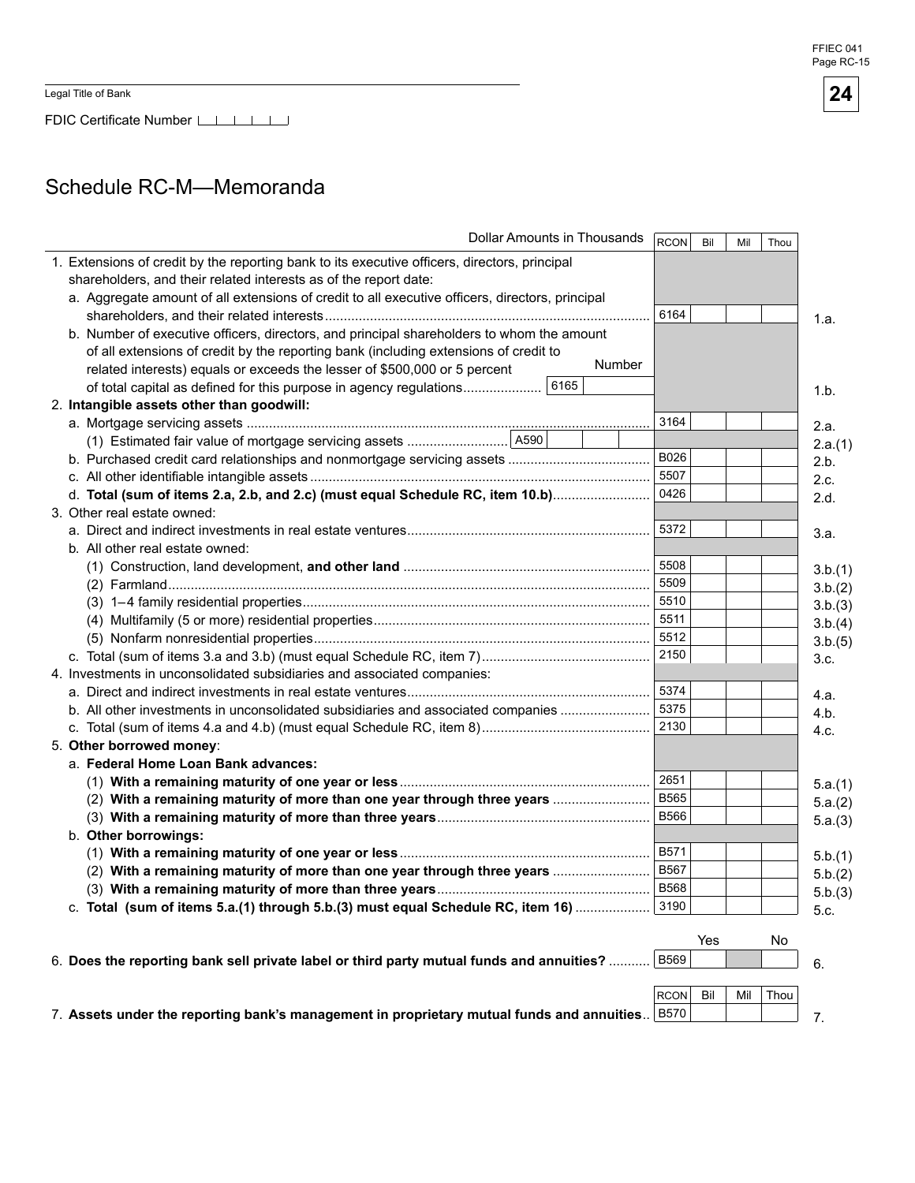Legal Title of Bank

FDIC Certificate Number

# Schedule RC-M—Memoranda

| Dollar Amounts in Thousands | RCON | Bil | Mil | Thou | |
|---|---|---|---|---|---|
| 1. Extensions of credit by the reporting bank to its executive officers, directors, principal shareholders, and their related interests as of the report date: | | | | | |
| a. Aggregate amount of all extensions of credit to all executive officers, directors, principal shareholders, and their related interests | 6164 | | | | 1.a. |
| b. Number of executive officers, directors, and principal shareholders to whom the amount of all extensions of credit by the reporting bank (including extensions of credit to related interests) equals or exceeds the lesser of $500,000 or 5 percent of total capital as defined for this purpose in agency regulations — Number: 6165 | | | | | 1.b. |
| 2. **Intangible assets other than goodwill:** | | | | | |
| a. Mortgage servicing assets | 3164 | | | | 2.a. |
| (1) Estimated fair value of mortgage servicing assets — A590 | | | | | 2.a.(1) |
| b. Purchased credit card relationships and nonmortgage servicing assets | B026 | | | | 2.b. |
| c. All other identifiable intangible assets | 5507 | | | | 2.c. |
| d. **Total (sum of items 2.a, 2.b, and 2.c) (must equal Schedule RC, item 10.b)** | 0426 | | | | 2.d. |
| 3. Other real estate owned: | | | | | |
| a. Direct and indirect investments in real estate ventures | 5372 | | | | 3.a. |
| b. All other real estate owned: | | | | | |
| (1) Construction, land development, **and other land** | 5508 | | | | 3.b.(1) |
| (2) Farmland | 5509 | | | | 3.b.(2) |
| (3) 1–4 family residential properties | 5510 | | | | 3.b.(3) |
| (4) Multifamily (5 or more) residential properties | 5511 | | | | 3.b.(4) |
| (5) Nonfarm nonresidential properties | 5512 | | | | 3.b.(5) |
| c. Total (sum of items 3.a and 3.b) (must equal Schedule RC, item 7) | 2150 | | | | 3.c. |
| 4. Investments in unconsolidated subsidiaries and associated companies: | | | | | |
| a. Direct and indirect investments in real estate ventures | 5374 | | | | 4.a. |
| b. All other investments in unconsolidated subsidiaries and associated companies | 5375 | | | | 4.b. |
| c. Total (sum of items 4.a and 4.b) (must equal Schedule RC, item 8) | 2130 | | | | 4.c. |
| 5. **Other borrowed money**: | | | | | |
| a. **Federal Home Loan Bank advances:** | | | | | |
| (1) **With a remaining maturity of one year or less** | 2651 | | | | 5.a.(1) |
| (2) **With a remaining maturity of more than one year through three years** | B565 | | | | 5.a.(2) |
| (3) **With a remaining maturity of more than three years** | B566 | | | | 5.a.(3) |
| b. **Other borrowings:** | | | | | |
| (1) **With a remaining maturity of one year or less** | B571 | | | | 5.b.(1) |
| (2) **With a remaining maturity of more than one year through three years** | B567 | | | | 5.b.(2) |
| (3) **With a remaining maturity of more than three years** | B568 | | | | 5.b.(3) |
| c. **Total (sum of items 5.a.(1) through 5.b.(3) must equal Schedule RC, item 16)** | 3190 | | | | 5.c. |

| | | Yes | | No | |
|---|---|---|---|---|---|
| 6. **Does the reporting bank sell private label or third party mutual funds and annuities?** | B569 | | | | 6. |

| | RCON | Bil | Mil | Thou | |
|---|---|---|---|---|---|
| 7. **Assets under the reporting bank's management in proprietary mutual funds and annuities** | B570 | | | | 7. |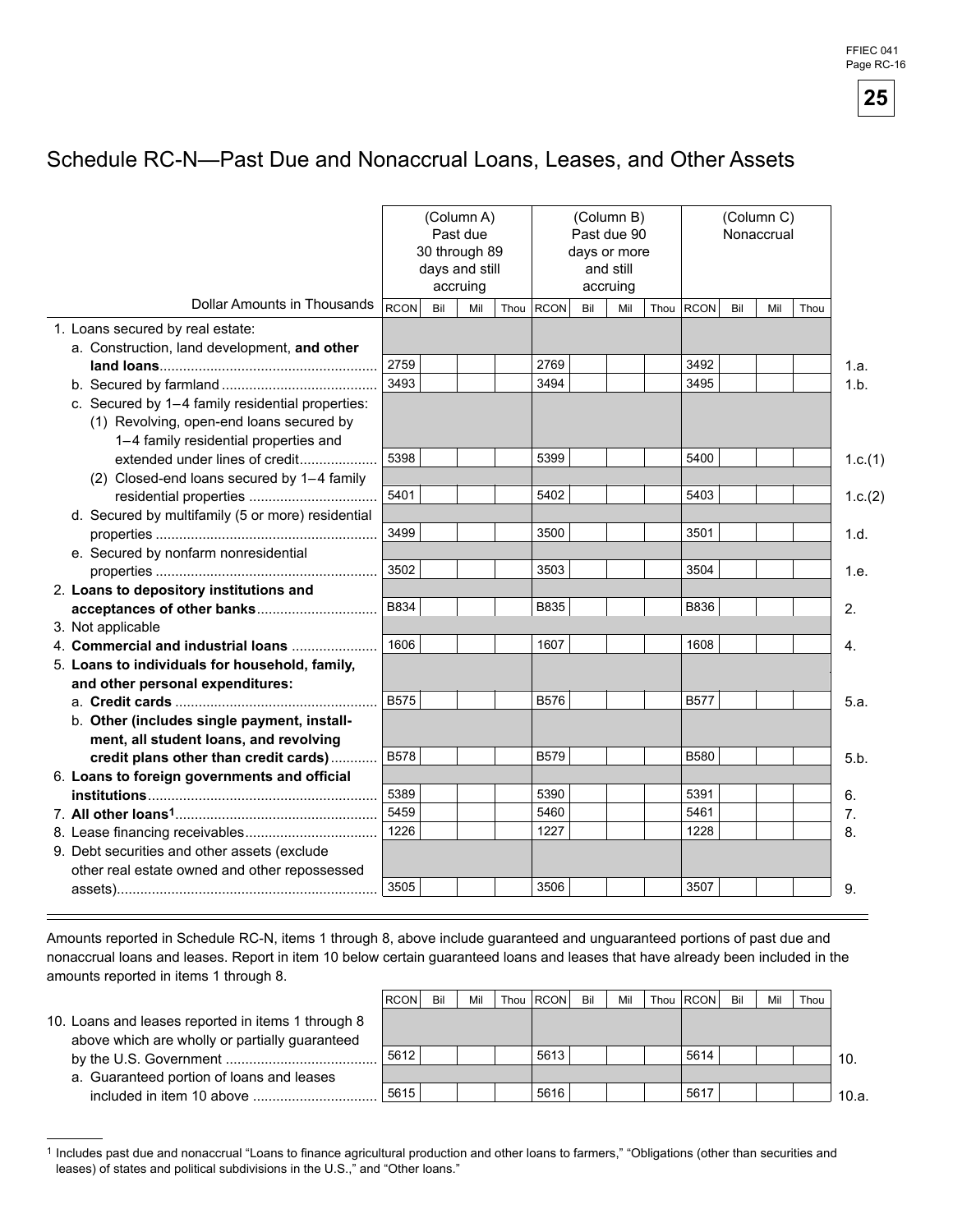# Schedule RC-N—Past Due and Nonaccrual Loans, Leases, and Other Assets

| Dollar Amounts in Thousands | (Column A) Past due 30 through 89 days and still accruing | | (Column B) Past due 90 days or more and still accruing | | (Column C) Nonaccrual | | |
|---|---|---|---|---|---|---|---|
| | RCON | Bil Mil Thou | RCON | Bil Mil Thou | RCON | Bil Mil Thou | |
| 1. Loans secured by real estate: | | | | | | | |
| a. Construction, land development, **and other land loans** | 2759 | | 2769 | | 3492 | | 1.a. |
| b. Secured by farmland | 3493 | | 3494 | | 3495 | | 1.b. |
| c. Secured by 1–4 family residential properties: | | | | | | | |
| (1) Revolving, open-end loans secured by 1–4 family residential properties and extended under lines of credit | 5398 | | 5399 | | 5400 | | 1.c.(1) |
| (2) Closed-end loans secured by 1–4 family residential properties | 5401 | | 5402 | | 5403 | | 1.c.(2) |
| d. Secured by multifamily (5 or more) residential properties | 3499 | | 3500 | | 3501 | | 1.d. |
| e. Secured by nonfarm nonresidential properties | 3502 | | 3503 | | 3504 | | 1.e. |
| 2. **Loans to depository institutions and acceptances of other banks** | B834 | | B835 | | B836 | | 2. |
| 3. Not applicable | | | | | | | |
| 4. **Commercial and industrial loans** | 1606 | | 1607 | | 1608 | | 4. |
| 5. **Loans to individuals for household, family, and other personal expenditures:** | | | | | | | |
| a. **Credit cards** | B575 | | B576 | | B577 | | 5.a. |
| b. **Other (includes single payment, installment, all student loans, and revolving credit plans other than credit cards)** | B578 | | B579 | | B580 | | 5.b. |
| 6. **Loans to foreign governments and official institutions** | 5389 | | 5390 | | 5391 | | 6. |
| 7. **All other loans**[1] | 5459 | | 5460 | | 5461 | | 7. |
| 8. Lease financing receivables | 1226 | | 1227 | | 1228 | | 8. |
| 9. Debt securities and other assets (exclude other real estate owned and other repossessed assets) | 3505 | | 3506 | | 3507 | | 9. |

Amounts reported in Schedule RC-N, items 1 through 8, above include guaranteed and unguaranteed portions of past due and nonaccrual loans and leases. Report in item 10 below certain guaranteed loans and leases that have already been included in the amounts reported in items 1 through 8.

| | RCON | Bil Mil Thou | RCON | Bil Mil Thou | RCON | Bil Mil Thou | |
|---|---|---|---|---|---|---|---|
| 10. Loans and leases reported in items 1 through 8 above which are wholly or partially guaranteed by the U.S. Government | 5612 | | 5613 | | 5614 | | 10. |
| a. Guaranteed portion of loans and leases included in item 10 above | 5615 | | 5616 | | 5617 | | 10.a. |

[1] Includes past due and nonaccrual "Loans to finance agricultural production and other loans to farmers," "Obligations (other than securities and leases) of states and political subdivisions in the U.S.," and "Other loans."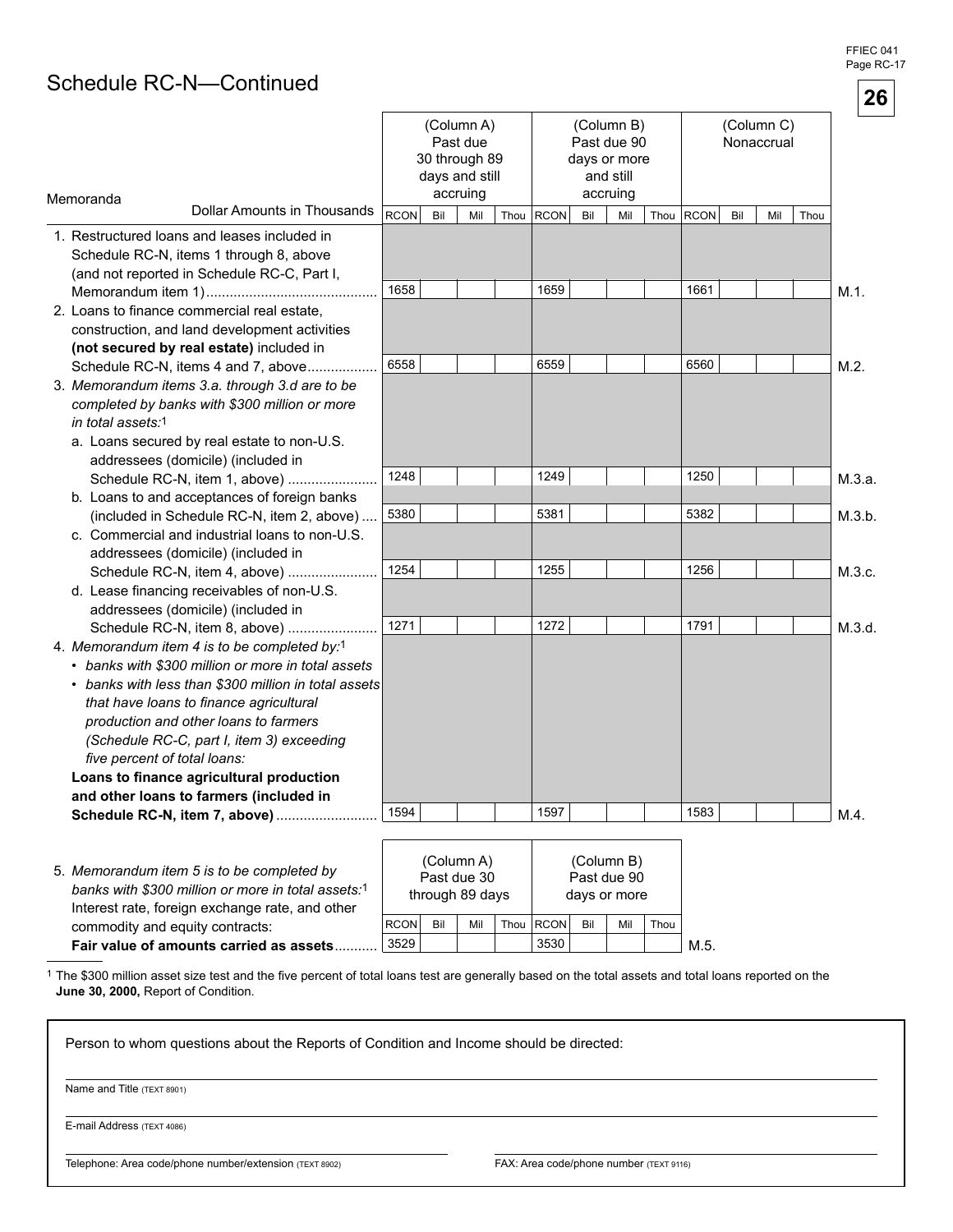FFIEC 041
Page RC-17

**26**

## Schedule RC-N—Continued

| Memoranda<br>Dollar Amounts in Thousands | (Column A) Past due 30 through 89 days and still accruing | | | | (Column B) Past due 90 days or more and still accruing | | | | (Column C) Nonaccrual | | | | |
|---|---|---|---|---|---|---|---|---|---|---|---|---|---|
| | RCON | Bil | Mil | Thou | RCON | Bil | Mil | Thou | RCON | Bil | Mil | Thou | |
| 1. Restructured loans and leases included in Schedule RC-N, items 1 through 8, above (and not reported in Schedule RC-C, Part I, Memorandum item 1) | 1658 | | | | 1659 | | | | 1661 | | | | M.1. |
| 2. Loans to finance commercial real estate, construction, and land development activities **(not secured by real estate)** included in Schedule RC-N, items 4 and 7, above | 6558 | | | | 6559 | | | | 6560 | | | | M.2. |
| 3. *Memorandum items 3.a. through 3.d are to be completed by banks with $300 million or more in total assets:*[1] | | | | | | | | | | | | | |
| a. Loans secured by real estate to non-U.S. addressees (domicile) (included in Schedule RC-N, item 1, above) | 1248 | | | | 1249 | | | | 1250 | | | | M.3.a. |
| b. Loans to and acceptances of foreign banks (included in Schedule RC-N, item 2, above) | 5380 | | | | 5381 | | | | 5382 | | | | M.3.b. |
| c. Commercial and industrial loans to non-U.S. addressees (domicile) (included in Schedule RC-N, item 4, above) | 1254 | | | | 1255 | | | | 1256 | | | | M.3.c. |
| d. Lease financing receivables of non-U.S. addressees (domicile) (included in Schedule RC-N, item 8, above) | 1271 | | | | 1272 | | | | 1791 | | | | M.3.d. |
| 4. *Memorandum item 4 is to be completed by:*[1]<br>• *banks with $300 million or more in total assets*<br>• *banks with less than $300 million in total assets that have loans to finance agricultural production and other loans to farmers (Schedule RC-C, part I, item 3) exceeding five percent of total loans:*<br>**Loans to finance agricultural production and other loans to farmers (included in Schedule RC-N, item 7, above)** | 1594 | | | | 1597 | | | | 1583 | | | | M.4. |

| | (Column A) Past due 30 through 89 days | | | | (Column B) Past due 90 days or more | | | | |
|---|---|---|---|---|---|---|---|---|---|
| | RCON | Bil | Mil | Thou | RCON | Bil | Mil | Thou | |
| 5. *Memorandum item 5 is to be completed by banks with $300 million or more in total assets:*[1] Interest rate, foreign exchange rate, and other commodity and equity contracts: **Fair value of amounts carried as assets** | 3529 | | | | 3530 | | | | M.5. |

[1] The $300 million asset size test and the five percent of total loans test are generally based on the total assets and total loans reported on the **June 30, 2000,** Report of Condition.

Person to whom questions about the Reports of Condition and Income should be directed:

Name and Title (TEXT 8901)

E-mail Address (TEXT 4086)

Telephone: Area code/phone number/extension (TEXT 8902)

FAX: Area code/phone number (TEXT 9116)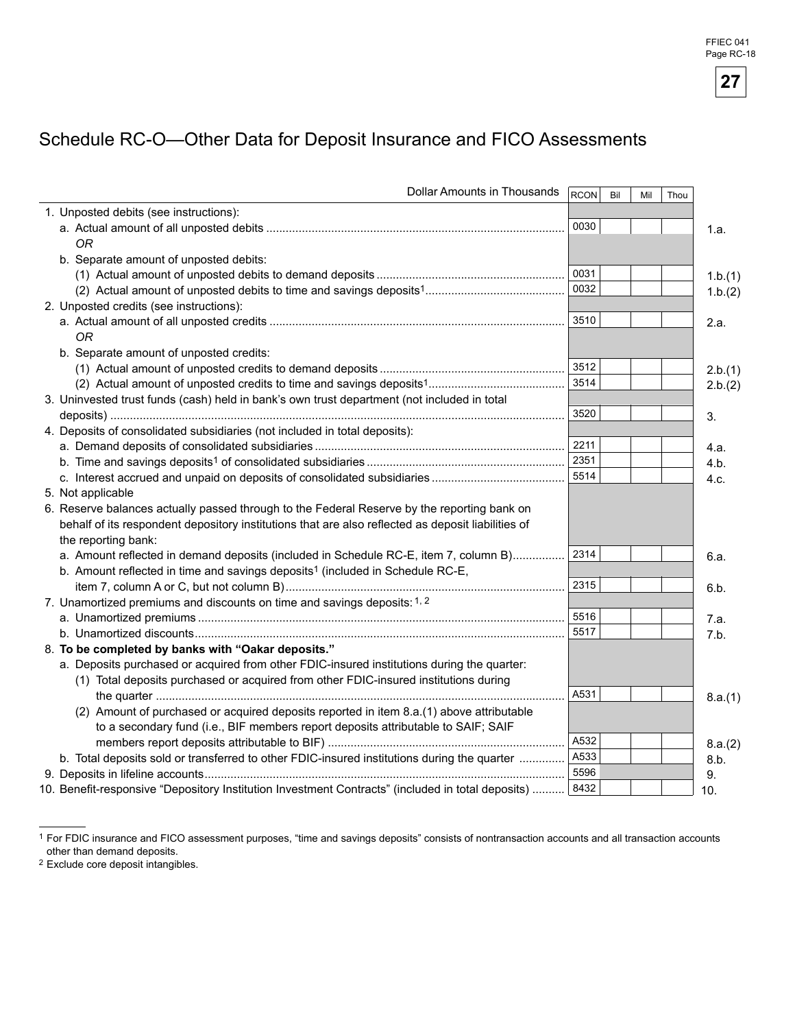# Schedule RC-O—Other Data for Deposit Insurance and FICO Assessments

| Dollar Amounts in Thousands | RCON | Bil | Mil | Thou | |
|---|---|---|---|---|---|
| 1. Unposted debits (see instructions): | | | | | |
| a. Actual amount of all unposted debits | 0030 | | | | 1.a. |
| *OR* | | | | | |
| b. Separate amount of unposted debits: | | | | | |
| (1) Actual amount of unposted debits to demand deposits | 0031 | | | | 1.b.(1) |
| (2) Actual amount of unposted debits to time and savings deposits[1] | 0032 | | | | 1.b.(2) |
| 2. Unposted credits (see instructions): | | | | | |
| a. Actual amount of all unposted credits | 3510 | | | | 2.a. |
| *OR* | | | | | |
| b. Separate amount of unposted credits: | | | | | |
| (1) Actual amount of unposted credits to demand deposits | 3512 | | | | 2.b.(1) |
| (2) Actual amount of unposted credits to time and savings deposits[1] | 3514 | | | | 2.b.(2) |
| 3. Uninvested trust funds (cash) held in bank's own trust department (not included in total deposits) | 3520 | | | | 3. |
| 4. Deposits of consolidated subsidiaries (not included in total deposits): | | | | | |
| a. Demand deposits of consolidated subsidiaries | 2211 | | | | 4.a. |
| b. Time and savings deposits[1] of consolidated subsidiaries | 2351 | | | | 4.b. |
| c. Interest accrued and unpaid on deposits of consolidated subsidiaries | 5514 | | | | 4.c. |
| 5. Not applicable | | | | | |
| 6. Reserve balances actually passed through to the Federal Reserve by the reporting bank on behalf of its respondent depository institutions that are also reflected as deposit liabilities of the reporting bank: | | | | | |
| a. Amount reflected in demand deposits (included in Schedule RC-E, item 7, column B) | 2314 | | | | 6.a. |
| b. Amount reflected in time and savings deposits[1] (included in Schedule RC-E, item 7, column A or C, but not column B) | 2315 | | | | 6.b. |
| 7. Unamortized premiums and discounts on time and savings deposits:[1, 2] | | | | | |
| a. Unamortized premiums | 5516 | | | | 7.a. |
| b. Unamortized discounts | 5517 | | | | 7.b. |
| 8. **To be completed by banks with "Oakar deposits."** | | | | | |
| a. Deposits purchased or acquired from other FDIC-insured institutions during the quarter: | | | | | |
| (1) Total deposits purchased or acquired from other FDIC-insured institutions during the quarter | A531 | | | | 8.a.(1) |
| (2) Amount of purchased or acquired deposits reported in item 8.a.(1) above attributable to a secondary fund (i.e., BIF members report deposits attributable to SAIF; SAIF members report deposits attributable to BIF) | A532 | | | | 8.a.(2) |
| b. Total deposits sold or transferred to other FDIC-insured institutions during the quarter | A533 | | | | 8.b. |
| 9. Deposits in lifeline accounts | 5596 | | | | 9. |
| 10. Benefit-responsive "Depository Institution Investment Contracts" (included in total deposits) | 8432 | | | | 10. |

[1] For FDIC insurance and FICO assessment purposes, "time and savings deposits" consists of nontransaction accounts and all transaction accounts other than demand deposits.

[2] Exclude core deposit intangibles.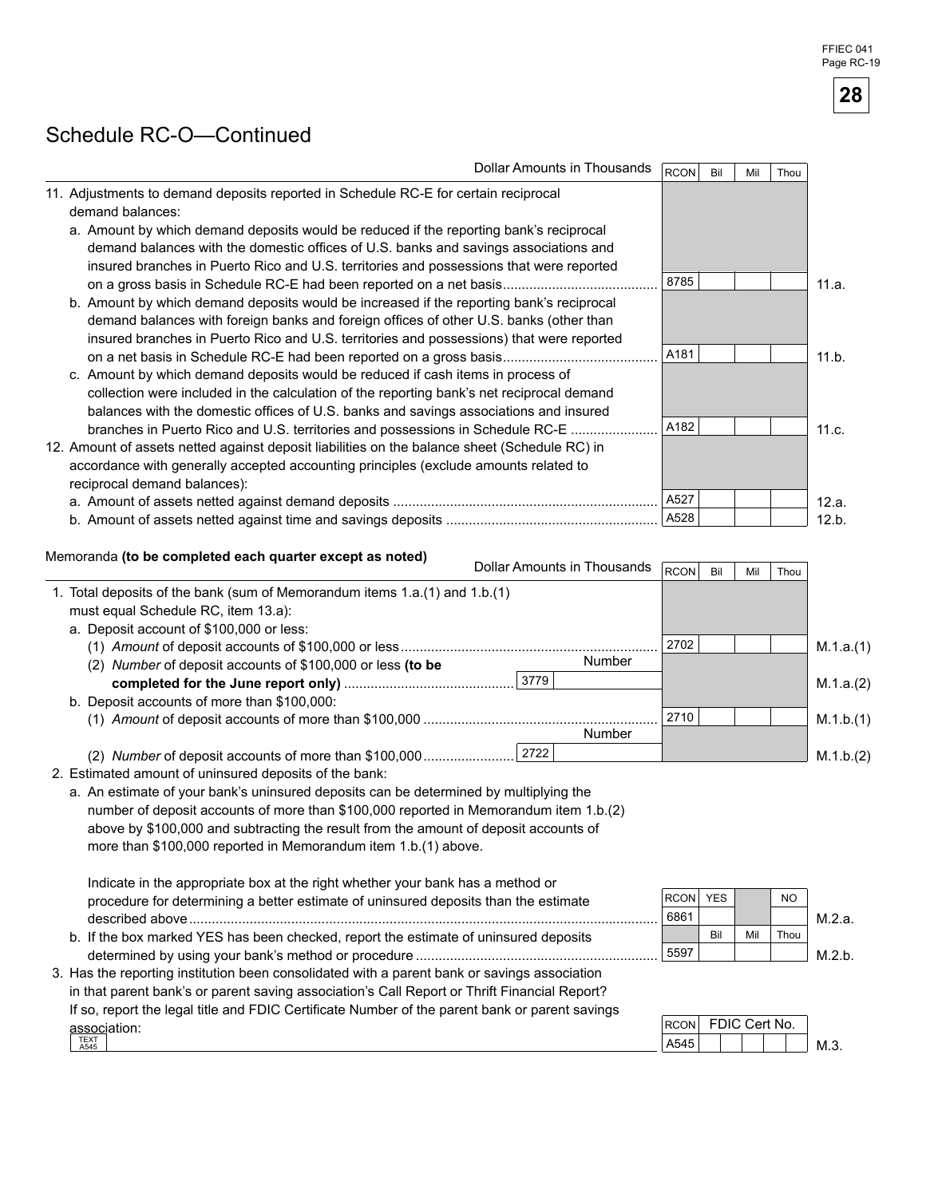# Schedule RC-O—Continued

| Dollar Amounts in Thousands | RCON | Bil | Mil | Thou | |
|---|---|---|---|---|---|
| 11. Adjustments to demand deposits reported in Schedule RC-E for certain reciprocal demand balances: | | | | | |
| a. Amount by which demand deposits would be reduced if the reporting bank's reciprocal demand balances with the domestic offices of U.S. banks and savings associations and insured branches in Puerto Rico and U.S. territories and possessions that were reported on a gross basis in Schedule RC-E had been reported on a net basis | 8785 | | | | 11.a. |
| b. Amount by which demand deposits would be increased if the reporting bank's reciprocal demand balances with foreign banks and foreign offices of other U.S. banks (other than insured branches in Puerto Rico and U.S. territories and possessions) that were reported on a net basis in Schedule RC-E had been reported on a gross basis | A181 | | | | 11.b. |
| c. Amount by which demand deposits would be reduced if cash items in process of collection were included in the calculation of the reporting bank's net reciprocal demand balances with the domestic offices of U.S. banks and savings associations and insured branches in Puerto Rico and U.S. territories and possessions in Schedule RC-E | A182 | | | | 11.c. |
| 12. Amount of assets netted against deposit liabilities on the balance sheet (Schedule RC) in accordance with generally accepted accounting principles (exclude amounts related to reciprocal demand balances): | | | | | |
| a. Amount of assets netted against demand deposits | A527 | | | | 12.a. |
| b. Amount of assets netted against time and savings deposits | A528 | | | | 12.b. |

Memoranda **(to be completed each quarter except as noted)**

| Dollar Amounts in Thousands | | RCON | Bil | Mil | Thou | |
|---|---|---|---|---|---|---|
| 1. Total deposits of the bank (sum of Memorandum items 1.a.(1) and 1.b.(1) must equal Schedule RC, item 13.a): | | | | | | |
| a. Deposit account of $100,000 or less: | | | | | | |
| (1) *Amount* of deposit accounts of $100,000 or less | | 2702 | | | | M.1.a.(1) |
| (2) *Number* of deposit accounts of $100,000 or less **(to be completed for the June report only)** | Number: 3779 | | | | | M.1.a.(2) |
| b. Deposit accounts of more than $100,000: | | | | | | |
| (1) *Amount* of deposit accounts of more than $100,000 | | 2710 | | | | M.1.b.(1) |
| (2) *Number* of deposit accounts of more than $100,000 | Number: 2722 | | | | | M.1.b.(2) |

2. Estimated amount of uninsured deposits of the bank:

a. An estimate of your bank's uninsured deposits can be determined by multiplying the number of deposit accounts of more than $100,000 reported in Memorandum item 1.b.(2) above by $100,000 and subtracting the result from the amount of deposit accounts of more than $100,000 reported in Memorandum item 1.b.(1) above.

| | RCON | YES | | NO | |
|---|---|---|---|---|---|
| Indicate in the appropriate box at the right whether your bank has a method or procedure for determining a better estimate of uninsured deposits than the estimate described above | 6861 | | | | M.2.a. |
| | | Bil | Mil | Thou | |
| b. If the box marked YES has been checked, report the estimate of uninsured deposits determined by using your bank's method or procedure | 5597 | | | | M.2.b. |

| | RCON | FDIC Cert No. | |
|---|---|---|---|
| 3. Has the reporting institution been consolidated with a parent bank or savings association in that parent bank's or parent saving association's Call Report or Thrift Financial Report? If so, report the legal title and FDIC Certificate Number of the parent bank or parent savings association: TEXT A545 | A545 | | M.3. |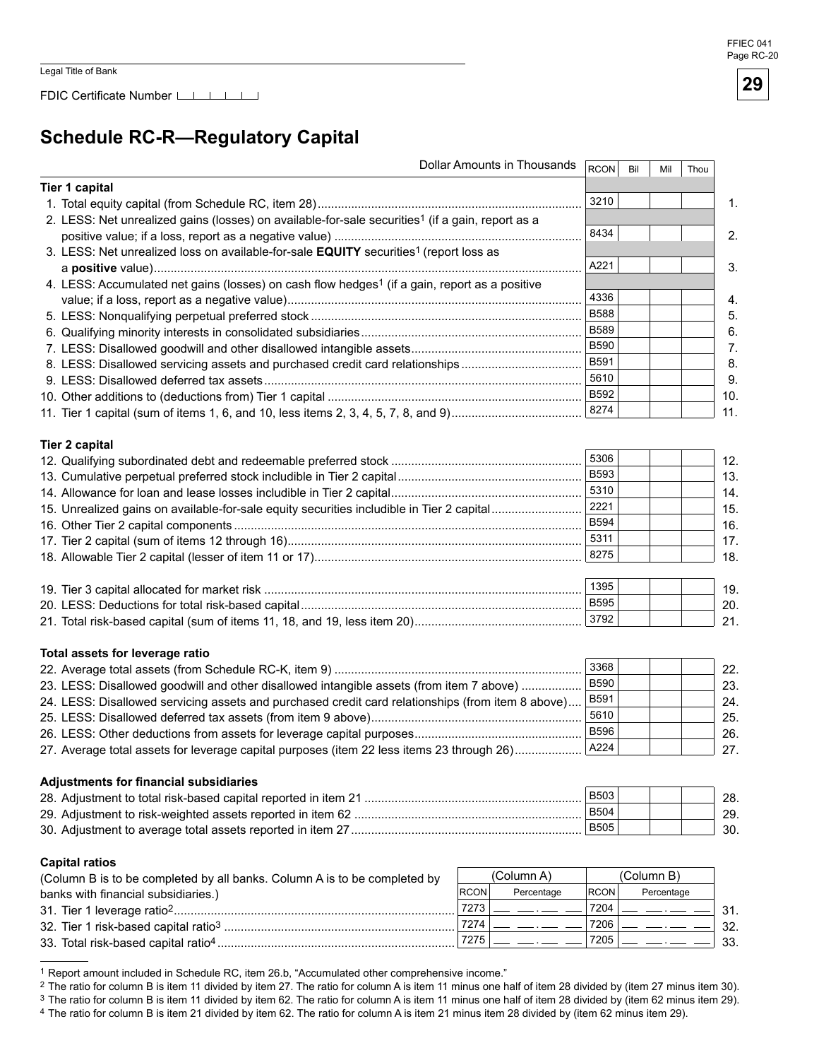Legal Title of Bank

FDIC Certificate Number

# Schedule RC-R—Regulatory Capital

| Dollar Amounts in Thousands | RCON | Bil | Mil | Thou | |
|---|---|---|---|---|---|
| **Tier 1 capital** | | | | | |
| 1. Total equity capital (from Schedule RC, item 28) | 3210 | | | | 1. |
| 2. LESS: Net unrealized gains (losses) on available-for-sale securities[1] (if a gain, report as a positive value; if a loss, report as a negative value) | 8434 | | | | 2. |
| 3. LESS: Net unrealized loss on available-for-sale **EQUITY** securities[1] (report loss as a **positive** value) | A221 | | | | 3. |
| 4. LESS: Accumulated net gains (losses) on cash flow hedges[1] (if a gain, report as a positive value; if a loss, report as a negative value) | 4336 | | | | 4. |
| 5. LESS: Nonqualifying perpetual preferred stock | B588 | | | | 5. |
| 6. Qualifying minority interests in consolidated subsidiaries | B589 | | | | 6. |
| 7. LESS: Disallowed goodwill and other disallowed intangible assets | B590 | | | | 7. |
| 8. LESS: Disallowed servicing assets and purchased credit card relationships | B591 | | | | 8. |
| 9. LESS: Disallowed deferred tax assets | 5610 | | | | 9. |
| 10. Other additions to (deductions from) Tier 1 capital | B592 | | | | 10. |
| 11. Tier 1 capital (sum of items 1, 6, and 10, less items 2, 3, 4, 5, 7, 8, and 9) | 8274 | | | | 11. |
| **Tier 2 capital** | | | | | |
| 12. Qualifying subordinated debt and redeemable preferred stock | 5306 | | | | 12. |
| 13. Cumulative perpetual preferred stock includible in Tier 2 capital | B593 | | | | 13. |
| 14. Allowance for loan and lease losses includible in Tier 2 capital | 5310 | | | | 14. |
| 15. Unrealized gains on available-for-sale equity securities includible in Tier 2 capital | 2221 | | | | 15. |
| 16. Other Tier 2 capital components | B594 | | | | 16. |
| 17. Tier 2 capital (sum of items 12 through 16) | 5311 | | | | 17. |
| 18. Allowable Tier 2 capital (lesser of item 11 or 17) | 8275 | | | | 18. |
| 19. Tier 3 capital allocated for market risk | 1395 | | | | 19. |
| 20. LESS: Deductions for total risk-based capital | B595 | | | | 20. |
| 21. Total risk-based capital (sum of items 11, 18, and 19, less item 20) | 3792 | | | | 21. |
| **Total assets for leverage ratio** | | | | | |
| 22. Average total assets (from Schedule RC-K, item 9) | 3368 | | | | 22. |
| 23. LESS: Disallowed goodwill and other disallowed intangible assets (from item 7 above) | B590 | | | | 23. |
| 24. LESS: Disallowed servicing assets and purchased credit card relationships (from item 8 above) | B591 | | | | 24. |
| 25. LESS: Disallowed deferred tax assets (from item 9 above) | 5610 | | | | 25. |
| 26. LESS: Other deductions from assets for leverage capital purposes | B596 | | | | 26. |
| 27. Average total assets for leverage capital purposes (item 22 less items 23 through 26) | A224 | | | | 27. |
| **Adjustments for financial subsidiaries** | | | | | |
| 28. Adjustment to total risk-based capital reported in item 21 | B503 | | | | 28. |
| 29. Adjustment to risk-weighted assets reported in item 62 | B504 | | | | 29. |
| 30. Adjustment to average total assets reported in item 27 | B505 | | | | 30. |

**Capital ratios**

| (Column B is to be completed by all banks. Column A is to be completed by banks with financial subsidiaries.) | (Column A) | | (Column B) | | |
|---|---|---|---|---|---|
| | RCON | Percentage | RCON | Percentage | |
| 31. Tier 1 leverage ratio[2] | 7273 | ___ ___ . ___ ___ | 7204 | ___ ___ . ___ ___ | 31. |
| 32. Tier 1 risk-based capital ratio[3] | 7274 | ___ ___ . ___ ___ | 7206 | ___ ___ . ___ ___ | 32. |
| 33. Total risk-based capital ratio[4] | 7275 | ___ ___ . ___ ___ | 7205 | ___ ___ . ___ ___ | 33. |

[1] Report amount included in Schedule RC, item 26.b, "Accumulated other comprehensive income."

[2] The ratio for column B is item 11 divided by item 27. The ratio for column A is item 11 minus one half of item 28 divided by (item 27 minus item 30).

[3] The ratio for column B is item 11 divided by item 62. The ratio for column A is item 11 minus one half of item 28 divided by (item 62 minus item 29).

[4] The ratio for column B is item 21 divided by item 62. The ratio for column A is item 21 minus item 28 divided by (item 62 minus item 29).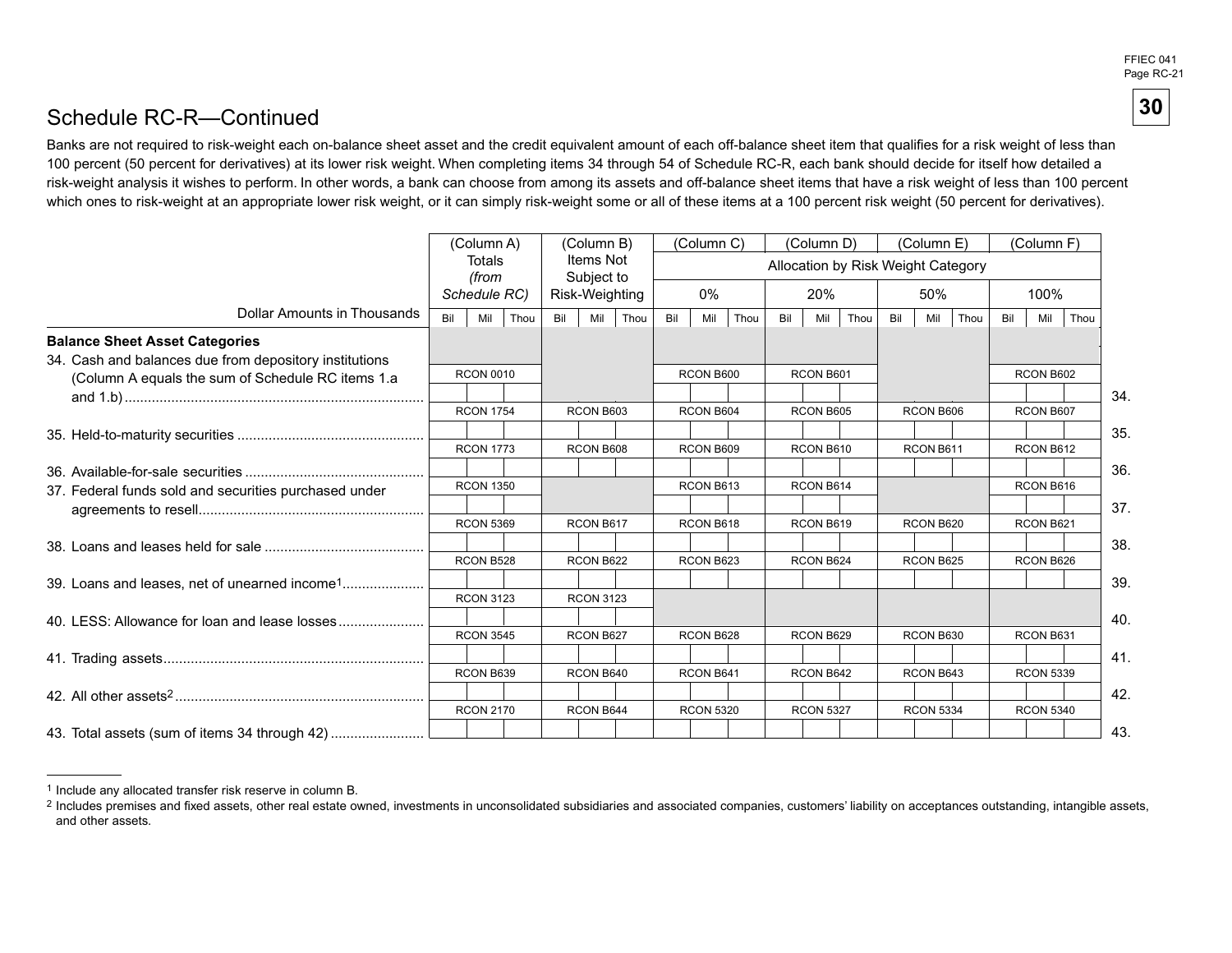## Schedule RC-R—Continued

Banks are not required to risk-weight each on-balance sheet asset and the credit equivalent amount of each off-balance sheet item that qualifies for a risk weight of less than 100 percent (50 percent for derivatives) at its lower risk weight. When completing items 34 through 54 of Schedule RC-R, each bank should decide for itself how detailed a risk-weight analysis it wishes to perform. In other words, a bank can choose from among its assets and off-balance sheet items that have a risk weight of less than 100 percent which ones to risk-weight at an appropriate lower risk weight, or it can simply risk-weight some or all of these items at a 100 percent risk weight (50 percent for derivatives).

| Dollar Amounts in Thousands | (Column A) Totals *(from Schedule RC)* | (Column B) Items Not Subject to Risk-Weighting | (Column C) Allocation by Risk Weight Category 0% | (Column D) 20% | (Column E) 50% | (Column F) 100% | |
|---|---|---|---|---|---|---|---|
| **Balance Sheet Asset Categories** | | | | | | | |
| 34. Cash and balances due from depository institutions (Column A equals the sum of Schedule RC items 1.a and 1.b) | RCON 0010 | | RCON B600 | RCON B601 | | RCON B602 | 34. |
| 35. Held-to-maturity securities | RCON 1754 | RCON B603 | RCON B604 | RCON B605 | RCON B606 | RCON B607 | 35. |
| 36. Available-for-sale securities | RCON 1773 | RCON B608 | RCON B609 | RCON B610 | RCON B611 | RCON B612 | 36. |
| 37. Federal funds sold and securities purchased under agreements to resell | RCON 1350 | | RCON B613 | RCON B614 | | RCON B616 | 37. |
| 38. Loans and leases held for sale | RCON 5369 | RCON B617 | RCON B618 | RCON B619 | RCON B620 | RCON B621 | 38. |
| 39. Loans and leases, net of unearned income[1] | RCON B528 | RCON B622 | RCON B623 | RCON B624 | RCON B625 | RCON B626 | 39. |
| 40. LESS: Allowance for loan and lease losses | RCON 3123 | RCON 3123 | | | | | 40. |
| 41. Trading assets | RCON 3545 | RCON B627 | RCON B628 | RCON B629 | RCON B630 | RCON B631 | 41. |
| 42. All other assets[2] | RCON B639 | RCON B640 | RCON B641 | RCON B642 | RCON B643 | RCON 5339 | 42. |
| 43. Total assets (sum of items 34 through 42) | RCON 2170 | RCON B644 | RCON 5320 | RCON 5327 | RCON 5334 | RCON 5340 | 43. |

[1] Include any allocated transfer risk reserve in column B.

[2] Includes premises and fixed assets, other real estate owned, investments in unconsolidated subsidiaries and associated companies, customers' liability on acceptances outstanding, intangible assets, and other assets.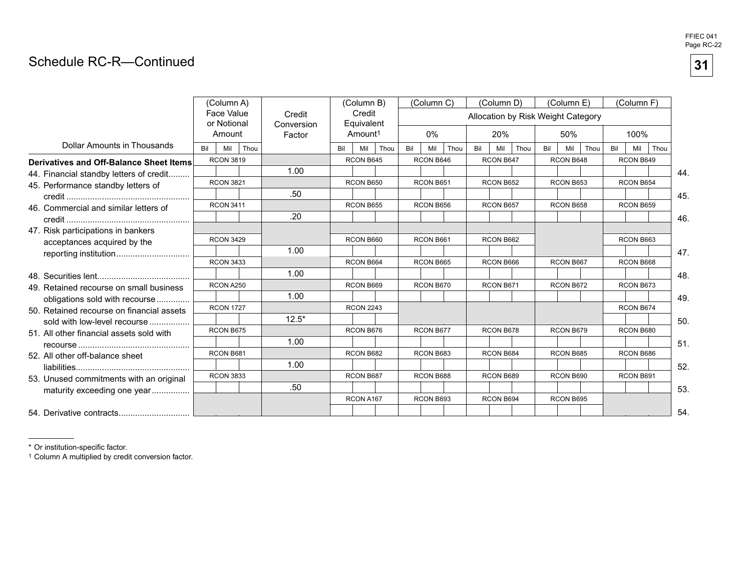# Schedule RC-R—Continued

| Dollar Amounts in Thousands | (Column A) Face Value or Notional Amount | Credit Conversion Factor | (Column B) Credit Equivalent Amount[1] | (Column C) Allocation by Risk Weight Category 0% | (Column D) 20% | (Column E) 50% | (Column F) 100% | |
|---|---|---|---|---|---|---|---|---|
| **Derivatives and Off-Balance Sheet Items** | | | | | | | | |
| 44. Financial standby letters of credit | RCON 3819 | 1.00 | RCON B645 | RCON B646 | RCON B647 | RCON B648 | RCON B649 | 44. |
| 45. Performance standby letters of credit | RCON 3821 | .50 | RCON B650 | RCON B651 | RCON B652 | RCON B653 | RCON B654 | 45. |
| 46. Commercial and similar letters of credit | RCON 3411 | .20 | RCON B655 | RCON B656 | RCON B657 | RCON B658 | RCON B659 | 46. |
| 47. Risk participations in bankers acceptances acquired by the reporting institution | RCON 3429 | 1.00 | RCON B660 | RCON B661 | RCON B662 | | RCON B663 | 47. |
| 48. Securities lent | RCON 3433 | 1.00 | RCON B664 | RCON B665 | RCON B666 | RCON B667 | RCON B668 | 48. |
| 49. Retained recourse on small business obligations sold with recourse | RCON A250 | 1.00 | RCON B669 | RCON B670 | RCON B671 | RCON B672 | RCON B673 | 49. |
| 50. Retained recourse on financial assets sold with low-level recourse | RCON 1727 | 12.5* | RCON 2243 | | | | RCON B674 | 50. |
| 51. All other financial assets sold with recourse | RCON B675 | 1.00 | RCON B676 | RCON B677 | RCON B678 | RCON B679 | RCON B680 | 51. |
| 52. All other off-balance sheet liabilities | RCON B681 | 1.00 | RCON B682 | RCON B683 | RCON B684 | RCON B685 | RCON B686 | 52. |
| 53. Unused commitments with an original maturity exceeding one year | RCON 3833 | .50 | RCON B687 | RCON B688 | RCON B689 | RCON B690 | RCON B691 | 53. |
| 54. Derivative contracts | | | RCON A167 | RCON B693 | RCON B694 | RCON B695 | | 54. |

\* Or institution-specific factor.

[1] Column A multiplied by credit conversion factor.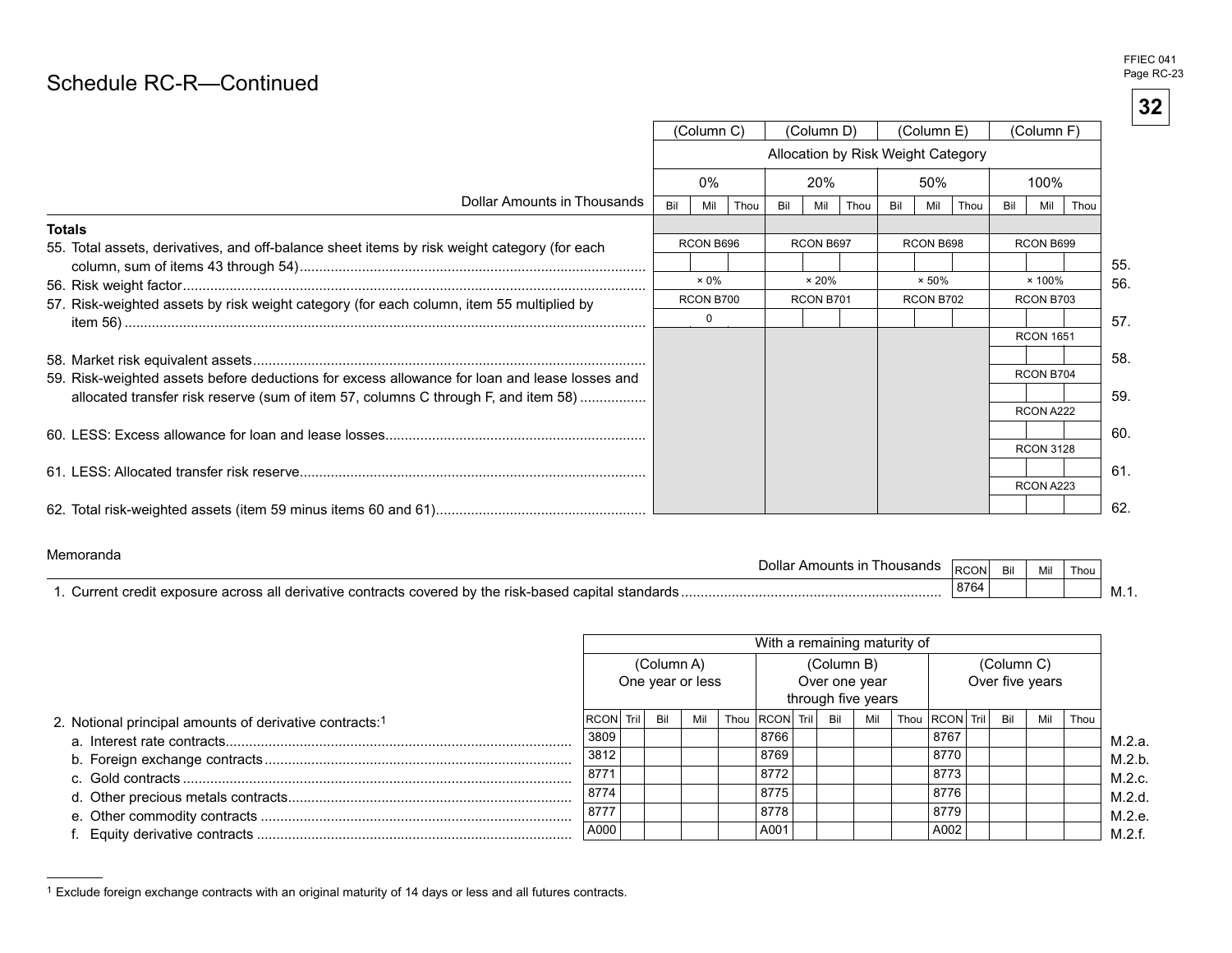# Schedule RC-R—Continued

| Dollar Amounts in Thousands | (Column C) 0% | (Column D) 20% | (Column E) 50% | (Column F) 100% | |
|---|---|---|---|---|---|
| | Allocation by Risk Weight Category | | | | |
| | Bil Mil Thou | Bil Mil Thou | Bil Mil Thou | Bil Mil Thou | |
| **Totals** | | | | | |
| 55. Total assets, derivatives, and off-balance sheet items by risk weight category (for each column, sum of items 43 through 54) | RCON B696 | RCON B697 | RCON B698 | RCON B699 | 55. |
| 56. Risk weight factor | × 0% | × 20% | × 50% | × 100% | 56. |
| 57. Risk-weighted assets by risk weight category (for each column, item 55 multiplied by item 56) | RCON B700 0 | RCON B701 | RCON B702 | RCON B703 | 57. |
| 58. Market risk equivalent assets | | | | RCON 1651 | 58. |
| 59. Risk-weighted assets before deductions for excess allowance for loan and lease losses and allocated transfer risk reserve (sum of item 57, columns C through F, and item 58) | | | | RCON B704 | 59. |
| 60. LESS: Excess allowance for loan and lease losses | | | | RCON A222 | 60. |
| 61. LESS: Allocated transfer risk reserve | | | | RCON 3128 | 61. |
| 62. Total risk-weighted assets (item 59 minus items 60 and 61) | | | | RCON A223 | 62. |

Memoranda

| Dollar Amounts in Thousands | RCON | Bil | Mil | Thou | |
|---|---|---|---|---|---|
| 1. Current credit exposure across all derivative contracts covered by the risk-based capital standards | 8764 | | | | M.1. |

| | With a remaining maturity of | | | |
|---|---|---|---|---|
| | (Column A) One year or less | (Column B) Over one year through five years | (Column C) Over five years | |
| 2. Notional principal amounts of derivative contracts:[1] | RCON Tril Bil Mil Thou | RCON Tril Bil Mil Thou | RCON Tril Bil Mil Thou | |
| a. Interest rate contracts | 3809 | 8766 | 8767 | M.2.a. |
| b. Foreign exchange contracts | 3812 | 8769 | 8770 | M.2.b. |
| c. Gold contracts | 8771 | 8772 | 8773 | M.2.c. |
| d. Other precious metals contracts | 8774 | 8775 | 8776 | M.2.d. |
| e. Other commodity contracts | 8777 | 8778 | 8779 | M.2.e. |
| f. Equity derivative contracts | A000 | A001 | A002 | M.2.f. |

[1] Exclude foreign exchange contracts with an original maturity of 14 days or less and all futures contracts.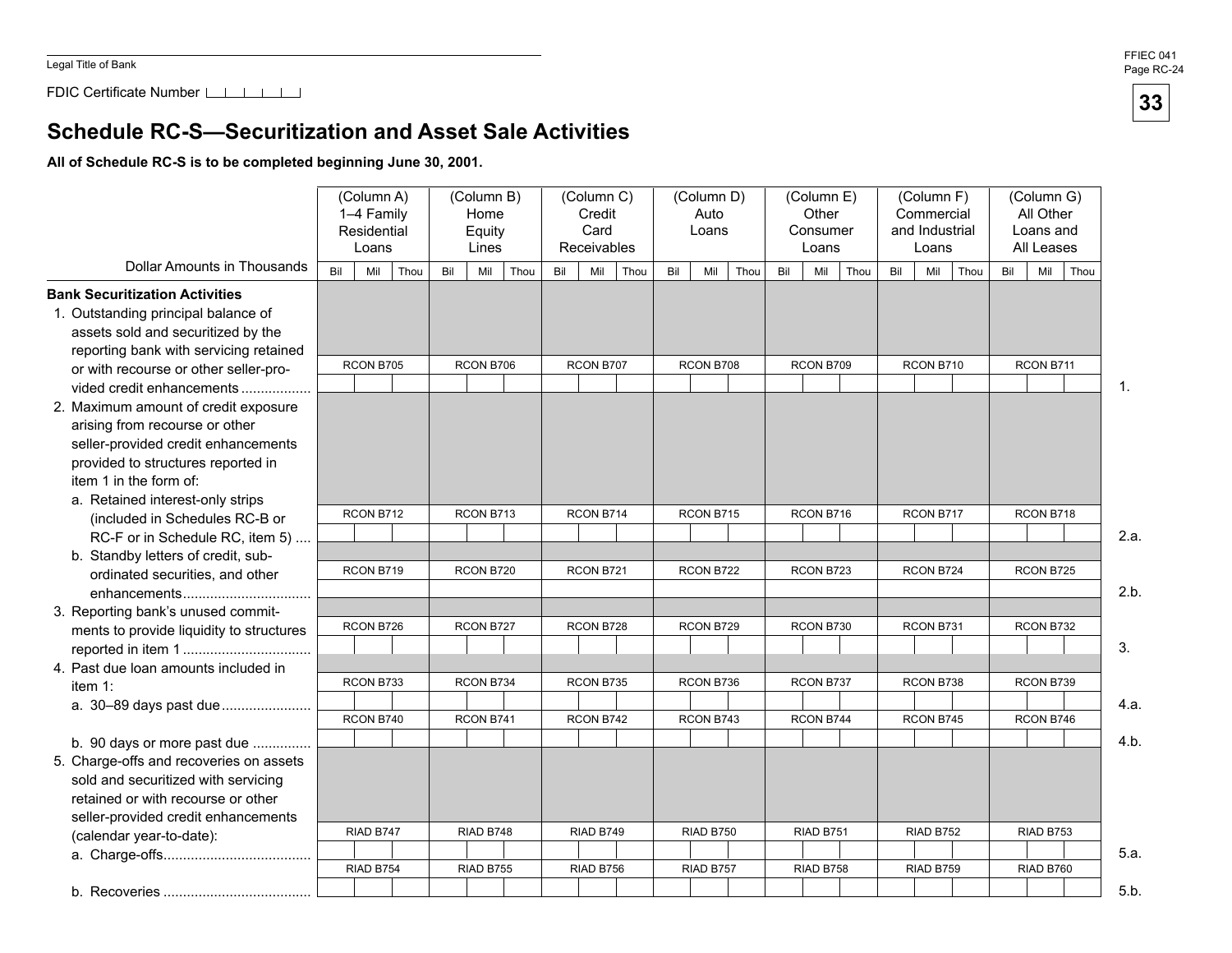Legal Title of Bank

FDIC Certificate Number

FFIEC 041
Page RC-24

# Schedule RC-S—Securitization and Asset Sale Activities

**All of Schedule RC-S is to be completed beginning June 30, 2001.**

| Dollar Amounts in Thousands | (Column A) 1–4 Family Residential Loans | (Column B) Home Equity Lines | (Column C) Credit Card Receivables | (Column D) Auto Loans | (Column E) Other Consumer Loans | (Column F) Commercial and Industrial Loans | (Column G) All Other Loans and All Leases | |
|---|---|---|---|---|---|---|---|---|
| | Bil Mil Thou | Bil Mil Thou | Bil Mil Thou | Bil Mil Thou | Bil Mil Thou | Bil Mil Thou | Bil Mil Thou | |
| **Bank Securitization Activities** | | | | | | | | |
| 1. Outstanding principal balance of assets sold and securitized by the reporting bank with servicing retained or with recourse or other seller-provided credit enhancements | RCON B705 | RCON B706 | RCON B707 | RCON B708 | RCON B709 | RCON B710 | RCON B711 | 1. |
| 2. Maximum amount of credit exposure arising from recourse or other seller-provided credit enhancements provided to structures reported in item 1 in the form of: | | | | | | | | |
| a. Retained interest-only strips (included in Schedules RC-B or RC-F or in Schedule RC, item 5) | RCON B712 | RCON B713 | RCON B714 | RCON B715 | RCON B716 | RCON B717 | RCON B718 | 2.a. |
| b. Standby letters of credit, subordinated securities, and other enhancements | RCON B719 | RCON B720 | RCON B721 | RCON B722 | RCON B723 | RCON B724 | RCON B725 | 2.b. |
| 3. Reporting bank's unused commitments to provide liquidity to structures reported in item 1 | RCON B726 | RCON B727 | RCON B728 | RCON B729 | RCON B730 | RCON B731 | RCON B732 | 3. |
| 4. Past due loan amounts included in item 1: | | | | | | | | |
| a. 30–89 days past due | RCON B733 | RCON B734 | RCON B735 | RCON B736 | RCON B737 | RCON B738 | RCON B739 | 4.a. |
| b. 90 days or more past due | RCON B740 | RCON B741 | RCON B742 | RCON B743 | RCON B744 | RCON B745 | RCON B746 | 4.b. |
| 5. Charge-offs and recoveries on assets sold and securitized with servicing retained or with recourse or other seller-provided credit enhancements (calendar year-to-date): | | | | | | | | |
| a. Charge-offs | RIAD B747 | RIAD B748 | RIAD B749 | RIAD B750 | RIAD B751 | RIAD B752 | RIAD B753 | 5.a. |
| b. Recoveries | RIAD B754 | RIAD B755 | RIAD B756 | RIAD B757 | RIAD B758 | RIAD B759 | RIAD B760 | 5.b. |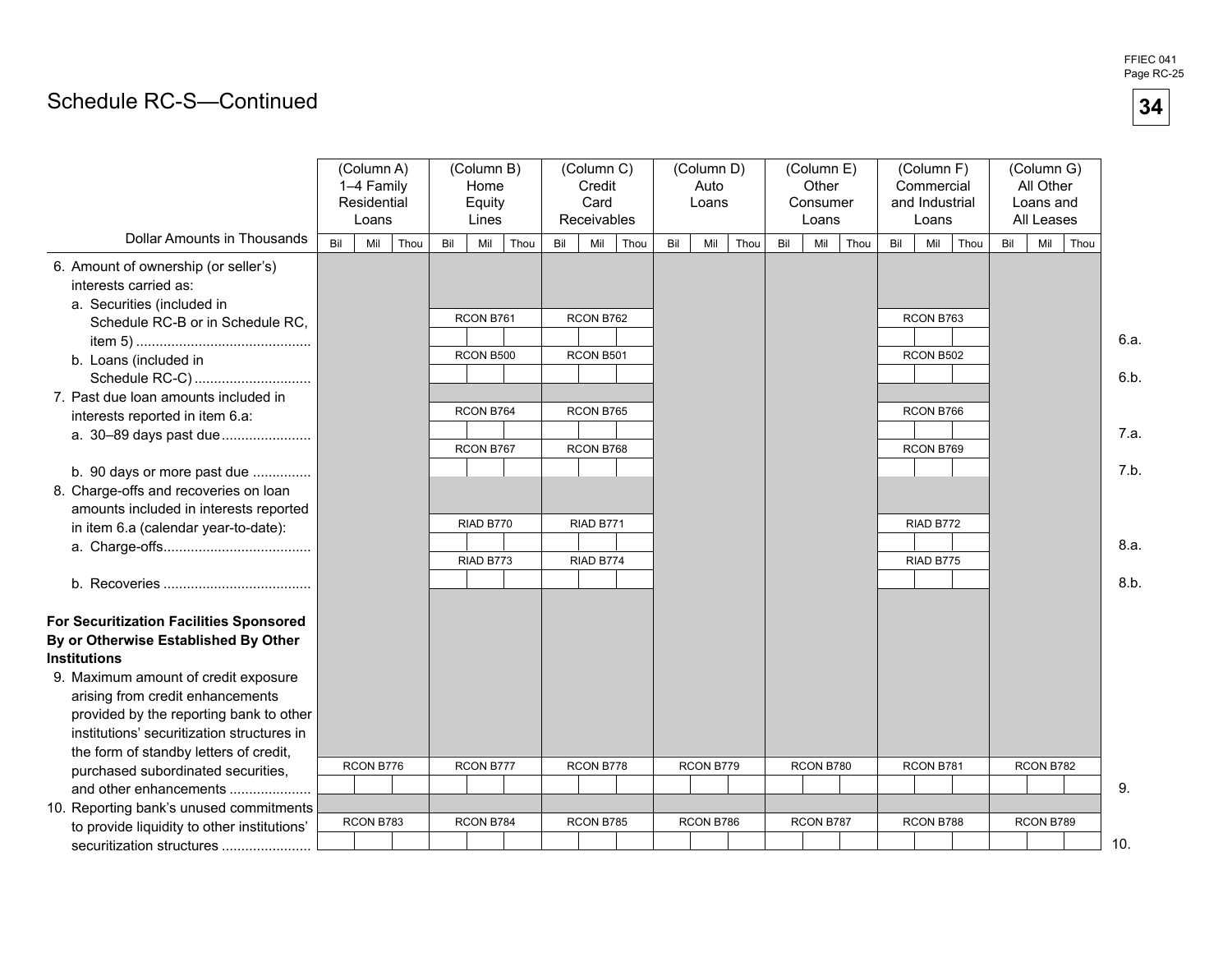# Schedule RC-S—Continued

| Dollar Amounts in Thousands | (Column A) 1–4 Family Residential Loans | (Column B) Home Equity Lines | (Column C) Credit Card Receivables | (Column D) Auto Loans | (Column E) Other Consumer Loans | (Column F) Commercial and Industrial Loans | (Column G) All Other Loans and All Leases | |
|---|---|---|---|---|---|---|---|---|
| 6. Amount of ownership (or seller's) interests carried as: | | | | | | | | |
| a. Securities (included in Schedule RC-B or in Schedule RC, item 5) | | RCON B761 | RCON B762 | | | RCON B763 | | 6.a. |
| b. Loans (included in Schedule RC-C) | | RCON B500 | RCON B501 | | | RCON B502 | | 6.b. |
| 7. Past due loan amounts included in interests reported in item 6.a: | | | | | | | | |
| a. 30–89 days past due | | RCON B764 | RCON B765 | | | RCON B766 | | 7.a. |
| b. 90 days or more past due | | RCON B767 | RCON B768 | | | RCON B769 | | 7.b. |
| 8. Charge-offs and recoveries on loan amounts included in interests reported in item 6.a (calendar year-to-date): | | | | | | | | |
| a. Charge-offs | | RIAD B770 | RIAD B771 | | | RIAD B772 | | 8.a. |
| b. Recoveries | | RIAD B773 | RIAD B774 | | | RIAD B775 | | 8.b. |
| **For Securitization Facilities Sponsored By or Otherwise Established By Other Institutions** | | | | | | | | |
| 9. Maximum amount of credit exposure arising from credit enhancements provided by the reporting bank to other institutions' securitization structures in the form of standby letters of credit, purchased subordinated securities, and other enhancements | RCON B776 | RCON B777 | RCON B778 | RCON B779 | RCON B780 | RCON B781 | RCON B782 | 9. |
| 10. Reporting bank's unused commitments to provide liquidity to other institutions' securitization structures | RCON B783 | RCON B784 | RCON B785 | RCON B786 | RCON B787 | RCON B788 | RCON B789 | 10. |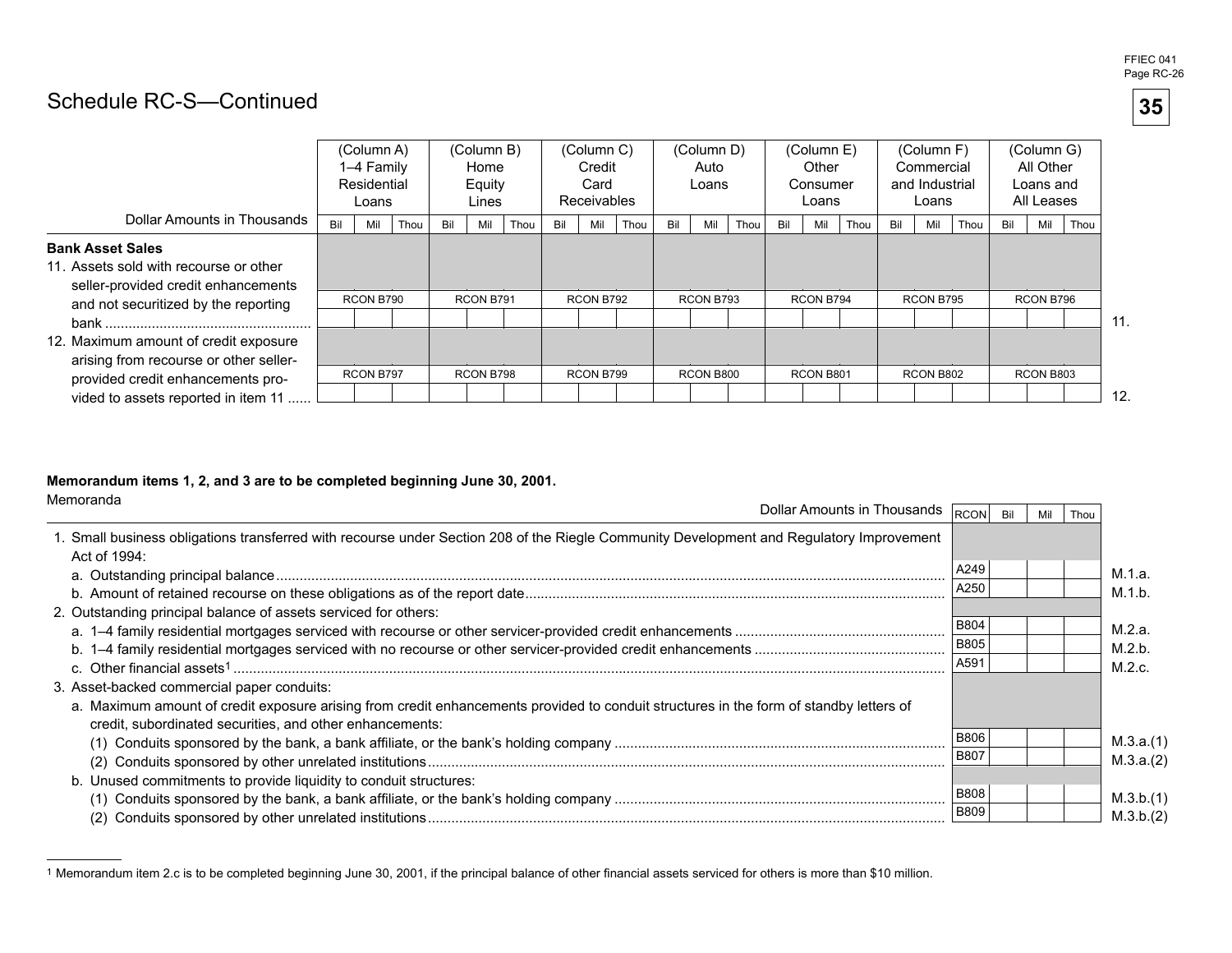# Schedule RC-S—Continued

| Dollar Amounts in Thousands | (Column A) 1–4 Family Residential Loans | (Column B) Home Equity Lines | (Column C) Credit Card Receivables | (Column D) Auto Loans | (Column E) Other Consumer Loans | (Column F) Commercial and Industrial Loans | (Column G) All Other Loans and All Leases | |
|---|---|---|---|---|---|---|---|---|
| **Bank Asset Sales** | | | | | | | | |
| 11. Assets sold with recourse or other seller-provided credit enhancements and not securitized by the reporting bank | RCON B790 | RCON B791 | RCON B792 | RCON B793 | RCON B794 | RCON B795 | RCON B796 | 11. |
| 12. Maximum amount of credit exposure arising from recourse or other seller-provided credit enhancements provided to assets reported in item 11 | RCON B797 | RCON B798 | RCON B799 | RCON B800 | RCON B801 | RCON B802 | RCON B803 | 12. |

**Memorandum items 1, 2, and 3 are to be completed beginning June 30, 2001.**

Memoranda

| Dollar Amounts in Thousands | RCON | Bil Mil Thou | |
|---|---|---|---|
| 1. Small business obligations transferred with recourse under Section 208 of the Riegle Community Development and Regulatory Improvement Act of 1994: | | | |
| a. Outstanding principal balance | A249 | | M.1.a. |
| b. Amount of retained recourse on these obligations as of the report date | A250 | | M.1.b. |
| 2. Outstanding principal balance of assets serviced for others: | | | |
| a. 1–4 family residential mortgages serviced with recourse or other servicer-provided credit enhancements | B804 | | M.2.a. |
| b. 1–4 family residential mortgages serviced with no recourse or other servicer-provided credit enhancements | B805 | | M.2.b. |
| c. Other financial assets[1] | A591 | | M.2.c. |
| 3. Asset-backed commercial paper conduits: | | | |
| a. Maximum amount of credit exposure arising from credit enhancements provided to conduit structures in the form of standby letters of credit, subordinated securities, and other enhancements: | | | |
| (1) Conduits sponsored by the bank, a bank affiliate, or the bank's holding company | B806 | | M.3.a.(1) |
| (2) Conduits sponsored by other unrelated institutions | B807 | | M.3.a.(2) |
| b. Unused commitments to provide liquidity to conduit structures: | | | |
| (1) Conduits sponsored by the bank, a bank affiliate, or the bank's holding company | B808 | | M.3.b.(1) |
| (2) Conduits sponsored by other unrelated institutions | B809 | | M.3.b.(2) |

[1] Memorandum item 2.c is to be completed beginning June 30, 2001, if the principal balance of other financial assets serviced for others is more than $10 million.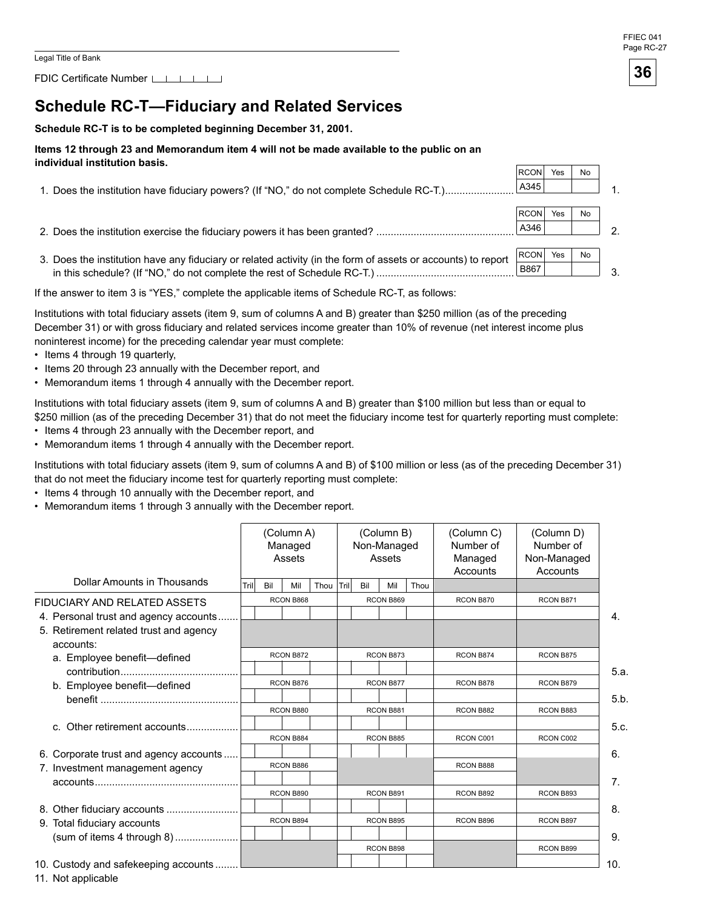Legal Title of Bank

FDIC Certificate Number

# Schedule RC-T—Fiduciary and Related Services

**Schedule RC-T is to be completed beginning December 31, 2001.**

**Items 12 through 23 and Memorandum item 4 will not be made available to the public on an individual institution basis.**

| | RCON | Yes | No | |
|---|---|---|---|---|
| 1. Does the institution have fiduciary powers? (If "NO," do not complete Schedule RC-T.) | A345 | | | 1. |
| 2. Does the institution exercise the fiduciary powers it has been granted? | A346 | | | 2. |
| 3. Does the institution have any fiduciary or related activity (in the form of assets or accounts) to report in this schedule? (If "NO," do not complete the rest of Schedule RC-T.) | B867 | | | 3. |

If the answer to item 3 is "YES," complete the applicable items of Schedule RC-T, as follows:

Institutions with total fiduciary assets (item 9, sum of columns A and B) greater than $250 million (as of the preceding December 31) or with gross fiduciary and related services income greater than 10% of revenue (net interest income plus noninterest income) for the preceding calendar year must complete:

- Items 4 through 19 quarterly,
- Items 20 through 23 annually with the December report, and
- Memorandum items 1 through 4 annually with the December report.

Institutions with total fiduciary assets (item 9, sum of columns A and B) greater than $100 million but less than or equal to $250 million (as of the preceding December 31) that do not meet the fiduciary income test for quarterly reporting must complete:

- Items 4 through 23 annually with the December report, and
- Memorandum items 1 through 4 annually with the December report.

Institutions with total fiduciary assets (item 9, sum of columns A and B) of $100 million or less (as of the preceding December 31) that do not meet the fiduciary income test for quarterly reporting must complete:

- Items 4 through 10 annually with the December report, and
- Memorandum items 1 through 3 annually with the December report.

| Dollar Amounts in Thousands | (Column A) Managed Assets | (Column B) Non-Managed Assets | (Column C) Number of Managed Accounts | (Column D) Number of Non-Managed Accounts | |
|---|---|---|---|---|---|
| | Tril Bil Mil Thou | Tril Bil Mil Thou | | | |
| FIDUCIARY AND RELATED ASSETS | | | | | |
| 4. Personal trust and agency accounts | RCON B868 | RCON B869 | RCON B870 | RCON B871 | 4. |
| 5. Retirement related trust and agency accounts: | | | | | |
| a. Employee benefit—defined contribution | RCON B872 | RCON B873 | RCON B874 | RCON B875 | 5.a. |
| b. Employee benefit—defined benefit | RCON B876 | RCON B877 | RCON B878 | RCON B879 | 5.b. |
| c. Other retirement accounts | RCON B880 | RCON B881 | RCON B882 | RCON B883 | 5.c. |
| 6. Corporate trust and agency accounts | RCON B884 | RCON B885 | RCON C001 | RCON C002 | 6. |
| 7. Investment management agency accounts | RCON B886 | | RCON B888 | | 7. |
| 8. Other fiduciary accounts | RCON B890 | RCON B891 | RCON B892 | RCON B893 | 8. |
| 9. Total fiduciary accounts (sum of items 4 through 8) | RCON B894 | RCON B895 | RCON B896 | RCON B897 | 9. |
| 10. Custody and safekeeping accounts | | RCON B898 | | RCON B899 | 10. |
| 11. Not applicable | | | | | |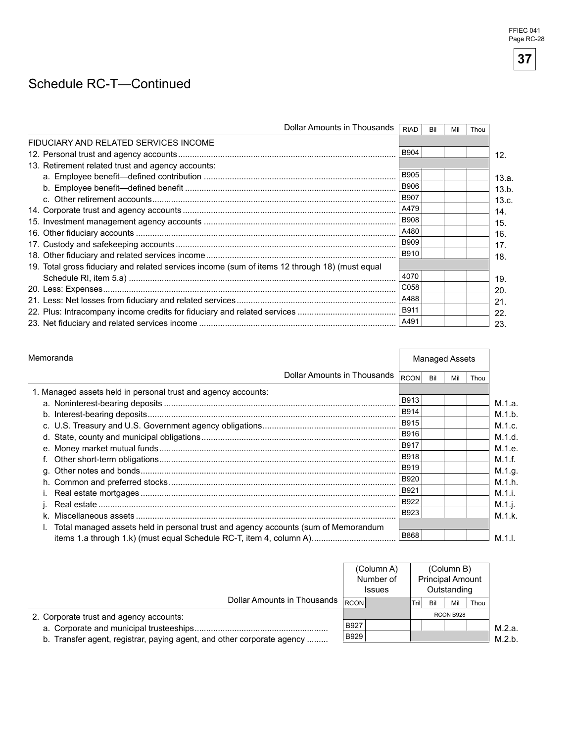## Schedule RC-T—Continued

| Dollar Amounts in Thousands | RIAD | Bil | Mil | Thou | |
|---|---|---|---|---|---|
| FIDUCIARY AND RELATED SERVICES INCOME | | | | | |
| 12. Personal trust and agency accounts | B904 | | | | 12. |
| 13. Retirement related trust and agency accounts: | | | | | |
| a. Employee benefit—defined contribution | B905 | | | | 13.a. |
| b. Employee benefit—defined benefit | B906 | | | | 13.b. |
| c. Other retirement accounts | B907 | | | | 13.c. |
| 14. Corporate trust and agency accounts | A479 | | | | 14. |
| 15. Investment management agency accounts | B908 | | | | 15. |
| 16. Other fiduciary accounts | A480 | | | | 16. |
| 17. Custody and safekeeping accounts | B909 | | | | 17. |
| 18. Other fiduciary and related services income | B910 | | | | 18. |
| 19. Total gross fiduciary and related services income (sum of items 12 through 18) (must equal Schedule RI, item 5.a) | 4070 | | | | 19. |
| 20. Less: Expenses | C058 | | | | 20. |
| 21. Less: Net losses from fiduciary and related services | A488 | | | | 21. |
| 22. Plus: Intracompany income credits for fiduciary and related services | B911 | | | | 22. |
| 23. Net fiduciary and related services income | A491 | | | | 23. |

### Memoranda

| | Managed Assets | | | | |
|---|---|---|---|---|---|
| Dollar Amounts in Thousands | RCON | Bil | Mil | Thou | |
| 1. Managed assets held in personal trust and agency accounts: | | | | | |
| a. Noninterest-bearing deposits | B913 | | | | M.1.a. |
| b. Interest-bearing deposits | B914 | | | | M.1.b. |
| c. U.S. Treasury and U.S. Government agency obligations | B915 | | | | M.1.c. |
| d. State, county and municipal obligations | B916 | | | | M.1.d. |
| e. Money market mutual funds | B917 | | | | M.1.e. |
| f. Other short-term obligations | B918 | | | | M.1.f. |
| g. Other notes and bonds | B919 | | | | M.1.g. |
| h. Common and preferred stocks | B920 | | | | M.1.h. |
| i. Real estate mortgages | B921 | | | | M.1.i. |
| j. Real estate | B922 | | | | M.1.j. |
| k. Miscellaneous assets | B923 | | | | M.1.k. |
| l. Total managed assets held in personal trust and agency accounts (sum of Memorandum items 1.a through 1.k) (must equal Schedule RC-T, item 4, column A) | B868 | | | | M.1.l. |

| | (Column A) Number of Issues | | (Column B) Principal Amount Outstanding | | | | |
|---|---|---|---|---|---|---|---|
| Dollar Amounts in Thousands | RCON | | Tril | Bil | Mil | Thou | |
| 2. Corporate trust and agency accounts: | | | RCON B928 | | | | |
| a. Corporate and municipal trusteeships | B927 | | | | | | M.2.a. |
| b. Transfer agent, registrar, paying agent, and other corporate agency | B929 | | | | | | M.2.b. |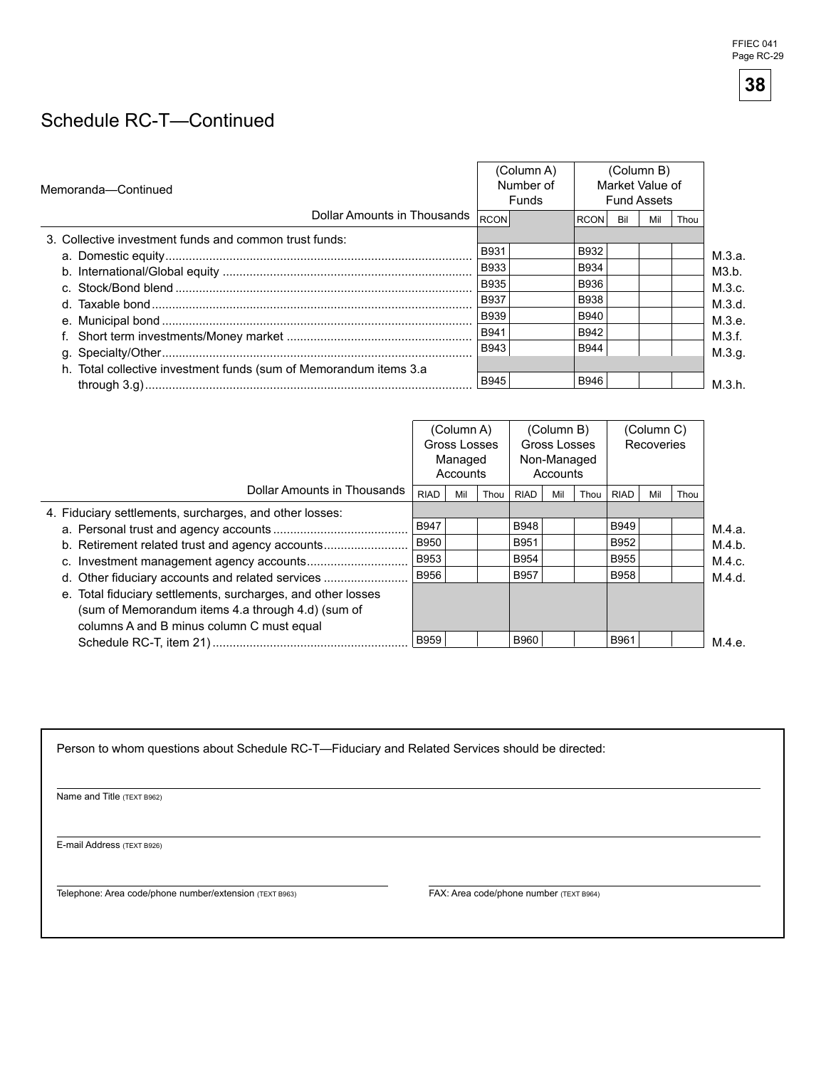# Schedule RC-T—Continued

| Memoranda—Continued | (Column A) Number of Funds | | (Column B) Market Value of Fund Assets | | | | |
|---|---|---|---|---|---|---|---|
| Dollar Amounts in Thousands | RCON | | RCON | Bil | Mil | Thou | |
| 3. Collective investment funds and common trust funds: | | | | | | | |
| a. Domestic equity | B931 | | B932 | | | | M.3.a. |
| b. International/Global equity | B933 | | B934 | | | | M3.b. |
| c. Stock/Bond blend | B935 | | B936 | | | | M.3.c. |
| d. Taxable bond | B937 | | B938 | | | | M.3.d. |
| e. Municipal bond | B939 | | B940 | | | | M.3.e. |
| f. Short term investments/Money market | B941 | | B942 | | | | M.3.f. |
| g. Specialty/Other | B943 | | B944 | | | | M.3.g. |
| h. Total collective investment funds (sum of Memorandum items 3.a through 3.g) | B945 | | B946 | | | | M.3.h. |

| | (Column A) Gross Losses Managed Accounts | | | (Column B) Gross Losses Non-Managed Accounts | | | (Column C) Recoveries | | | |
|---|---|---|---|---|---|---|---|---|---|---|
| Dollar Amounts in Thousands | RIAD | Mil | Thou | RIAD | Mil | Thou | RIAD | Mil | Thou | |
| 4. Fiduciary settlements, surcharges, and other losses: | | | | | | | | | | |
| a. Personal trust and agency accounts | B947 | | | B948 | | | B949 | | | M.4.a. |
| b. Retirement related trust and agency accounts | B950 | | | B951 | | | B952 | | | M.4.b. |
| c. Investment management agency accounts | B953 | | | B954 | | | B955 | | | M.4.c. |
| d. Other fiduciary accounts and related services | B956 | | | B957 | | | B958 | | | M.4.d. |
| e. Total fiduciary settlements, surcharges, and other losses (sum of Memorandum items 4.a through 4.d) (sum of columns A and B minus column C must equal Schedule RC-T, item 21) | B959 | | | B960 | | | B961 | | | M.4.e. |

Person to whom questions about Schedule RC-T—Fiduciary and Related Services should be directed:

Name and Title (TEXT B962)

E-mail Address (TEXT B926)

Telephone: Area code/phone number/extension (TEXT B963)

FAX: Area code/phone number (TEXT B964)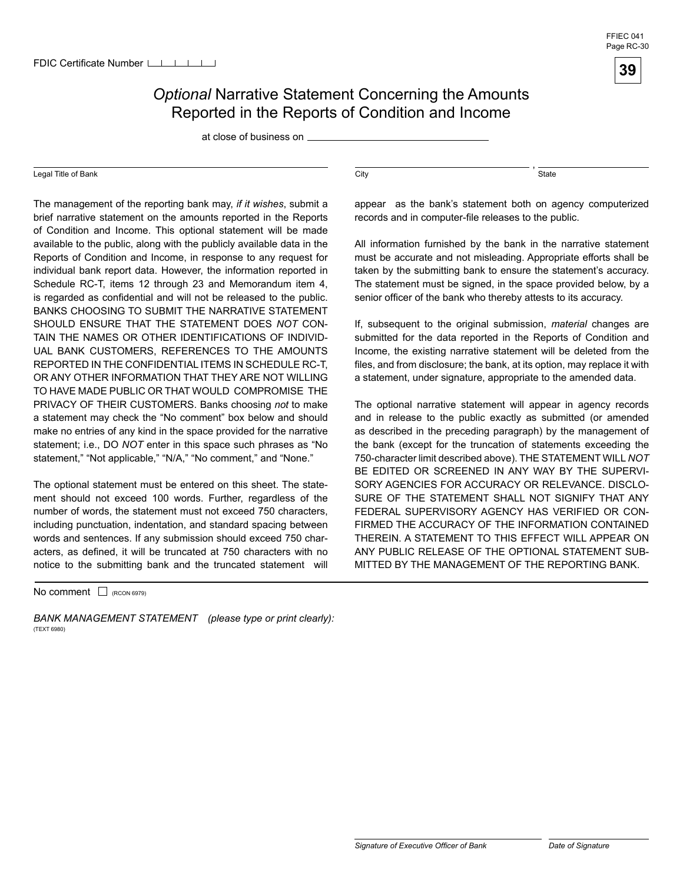FDIC Certificate Number

# *Optional* Narrative Statement Concerning the Amounts Reported in the Reports of Condition and Income

at close of business on ____________________

Legal Title of Bank ____________________ City ____________________, State ____________________

The management of the reporting bank may, *if it wishes*, submit a brief narrative statement on the amounts reported in the Reports of Condition and Income. This optional statement will be made available to the public, along with the publicly available data in the Reports of Condition and Income, in response to any request for individual bank report data. However, the information reported in Schedule RC-T, items 12 through 23 and Memorandum item 4, is regarded as confidential and will not be released to the public. BANKS CHOOSING TO SUBMIT THE NARRATIVE STATEMENT SHOULD ENSURE THAT THE STATEMENT DOES *NOT* CONTAIN THE NAMES OR OTHER IDENTIFICATIONS OF INDIVIDUAL BANK CUSTOMERS, REFERENCES TO THE AMOUNTS REPORTED IN THE CONFIDENTIAL ITEMS IN SCHEDULE RC-T, OR ANY OTHER INFORMATION THAT THEY ARE NOT WILLING TO HAVE MADE PUBLIC OR THAT WOULD COMPROMISE THE PRIVACY OF THEIR CUSTOMERS. Banks choosing *not* to make a statement may check the "No comment" box below and should make no entries of any kind in the space provided for the narrative statement; i.e., DO *NOT* enter in this space such phrases as "No statement," "Not applicable," "N/A," "No comment," and "None."

The optional statement must be entered on this sheet. The statement should not exceed 100 words. Further, regardless of the number of words, the statement must not exceed 750 characters, including punctuation, indentation, and standard spacing between words and sentences. If any submission should exceed 750 characters, as defined, it will be truncated at 750 characters with no notice to the submitting bank and the truncated statement will appear as the bank's statement both on agency computerized records and in computer-file releases to the public.

All information furnished by the bank in the narrative statement must be accurate and not misleading. Appropriate efforts shall be taken by the submitting bank to ensure the statement's accuracy. The statement must be signed, in the space provided below, by a senior officer of the bank who thereby attests to its accuracy.

If, subsequent to the original submission, *material* changes are submitted for the data reported in the Reports of Condition and Income, the existing narrative statement will be deleted from the files, and from disclosure; the bank, at its option, may replace it with a statement, under signature, appropriate to the amended data.

The optional narrative statement will appear in agency records and in release to the public exactly as submitted (or amended as described in the preceding paragraph) by the management of the bank (except for the truncation of statements exceeding the 750-character limit described above). THE STATEMENT WILL *NOT* BE EDITED OR SCREENED IN ANY WAY BY THE SUPERVISORY AGENCIES FOR ACCURACY OR RELEVANCE. DISCLOSURE OF THE STATEMENT SHALL NOT SIGNIFY THAT ANY FEDERAL SUPERVISORY AGENCY HAS VERIFIED OR CONFIRMED THE ACCURACY OF THE INFORMATION CONTAINED THEREIN. A STATEMENT TO THIS EFFECT WILL APPEAR ON ANY PUBLIC RELEASE OF THE OPTIONAL STATEMENT SUBMITTED BY THE MANAGEMENT OF THE REPORTING BANK.

No comment ☐ (RCON 6979)

*BANK MANAGEMENT STATEMENT (please type or print clearly):*
(TEXT 6980)

____________________ ____________________
*Signature of Executive Officer of Bank* *Date of Signature*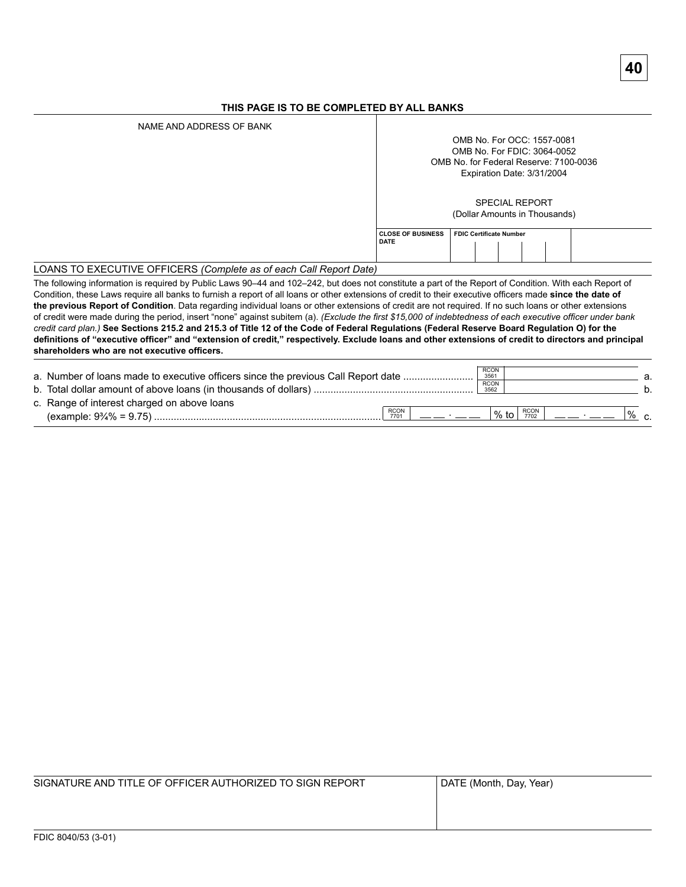**THIS PAGE IS TO BE COMPLETED BY ALL BANKS**

| NAME AND ADDRESS OF BANK | OMB No. For OCC: 1557-0081<br>OMB No. For FDIC: 3064-0052<br>OMB No. for Federal Reserve: 7100-0036<br>Expiration Date: 3/31/2004<br><br>SPECIAL REPORT<br>(Dollar Amounts in Thousands) |
|---|---|
| | **CLOSE OF BUSINESS DATE** / **FDIC Certificate Number** |

LOANS TO EXECUTIVE OFFICERS *(Complete as of each Call Report Date)*

The following information is required by Public Laws 90–44 and 102–242, but does not constitute a part of the Report of Condition. With each Report of Condition, these Laws require all banks to furnish a report of all loans or other extensions of credit to their executive officers made **since the date of the previous Report of Condition**. Data regarding individual loans or other extensions of credit are not required. If no such loans or other extensions of credit were made during the period, insert "none" against subitem (a). *(Exclude the first $15,000 of indebtedness of each executive officer under bank credit card plan.)* **See Sections 215.2 and 215.3 of Title 12 of the Code of Federal Regulations (Federal Reserve Board Regulation O) for the definitions of "executive officer" and "extension of credit," respectively. Exclude loans and other extensions of credit to directors and principal shareholders who are not executive officers.**

| | | | |
|---|---|---|---|
| a. Number of loans made to executive officers since the previous Call Report date | RCON 3561 | | a. |
| b. Total dollar amount of above loans (in thousands of dollars) | RCON 3562 | | b. |
| c. Range of interest charged on above loans (example: 9¾% = 9.75) | RCON 7701 | __ __ . __ __ % to RCON 7702 __ __ . __ __ % | c. |

| SIGNATURE AND TITLE OF OFFICER AUTHORIZED TO SIGN REPORT | DATE (Month, Day, Year) |
|---|---|
| | |

FDIC 8040/53 (3-01)